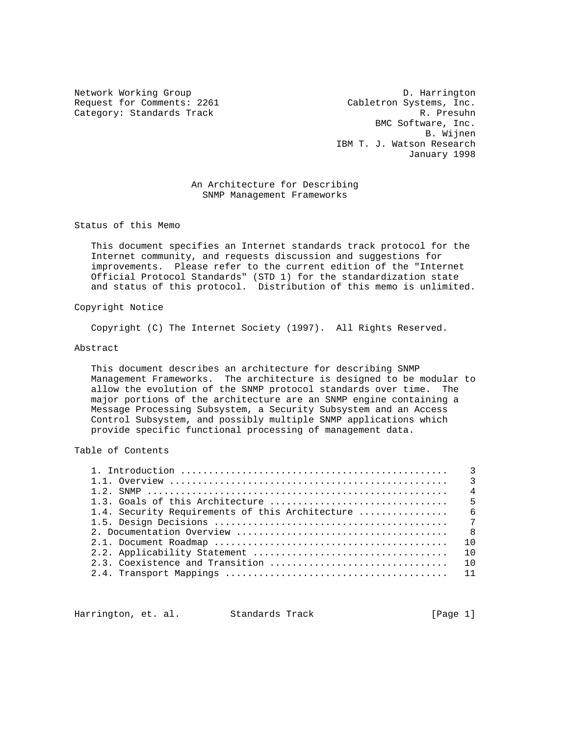Network Working Group D. Harrington
Request for Comments: 2261 Cabletron Systems, Inc.
Category: Standards Track R. Presuhn
BMC Software, Inc.
B. Wijnen
IBM T. J. Watson Research
January 1998

# An Architecture for Describing SNMP Management Frameworks

## Status of this Memo

This document specifies an Internet standards track protocol for the Internet community, and requests discussion and suggestions for improvements. Please refer to the current edition of the "Internet Official Protocol Standards" (STD 1) for the standardization state and status of this protocol. Distribution of this memo is unlimited.

## Copyright Notice

Copyright (C) The Internet Society (1997). All Rights Reserved.

## Abstract

This document describes an architecture for describing SNMP Management Frameworks. The architecture is designed to be modular to allow the evolution of the SNMP protocol standards over time. The major portions of the architecture are an SNMP engine containing a Message Processing Subsystem, a Security Subsystem and an Access Control Subsystem, and possibly multiple SNMP applications which provide specific functional processing of management data.

## Table of Contents

```
1. Introduction ................................................   3
1.1. Overview ..................................................   3
1.2. SNMP ......................................................   4
1.3. Goals of this Architecture ................................   5
1.4. Security Requirements of this Architecture ................   6
1.5. Design Decisions ..........................................   7
2. Documentation Overview ......................................   8
2.1. Document Roadmap ..........................................  10
2.2. Applicability Statement ...................................  10
2.3. Coexistence and Transition ................................  10
2.4. Transport Mappings ........................................  11
```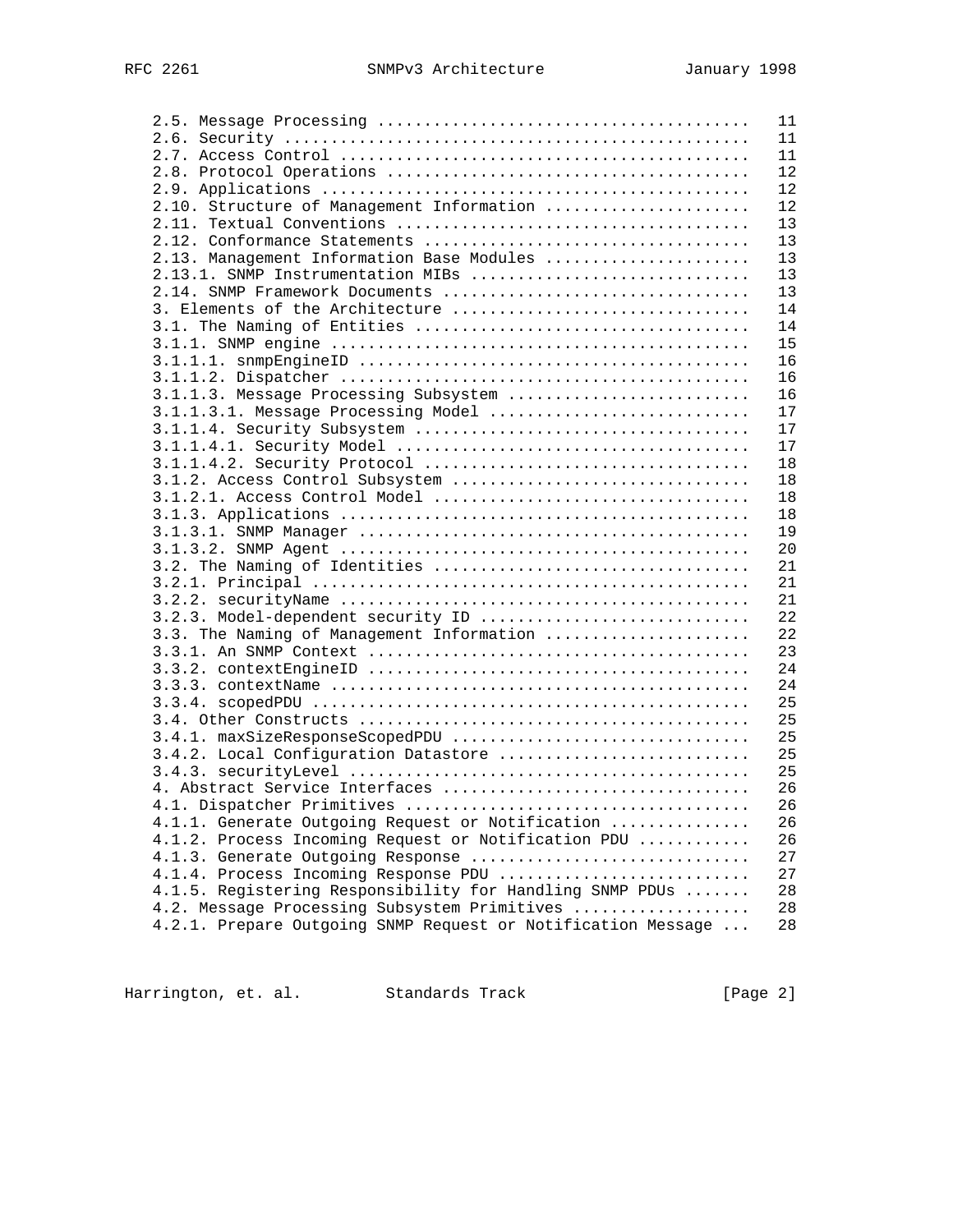```
   2.5. Message Processing .......................................   11
   2.6. Security .................................................   11
   2.7. Access Control ...........................................   11
   2.8. Protocol Operations ......................................   12
   2.9. Applications .............................................   12
   2.10. Structure of Management Information .....................   12
   2.11. Textual Conventions .....................................   13
   2.12. Conformance Statements ..................................   13
   2.13. Management Information Base Modules .....................   13
   2.13.1. SNMP Instrumentation MIBs .............................   13
   2.14. SNMP Framework Documents ................................   13
   3. Elements of the Architecture ...............................   14
   3.1. The Naming of Entities ...................................   14
   3.1.1. SNMP engine ............................................   15
   3.1.1.1. snmpEngineID .........................................   16
   3.1.1.2. Dispatcher ...........................................   16
   3.1.1.3. Message Processing Subsystem .........................   16
   3.1.1.3.1. Message Processing Model ...........................   17
   3.1.1.4. Security Subsystem ...................................   17
   3.1.1.4.1. Security Model .....................................   17
   3.1.1.4.2. Security Protocol ..................................   18
   3.1.2. Access Control Subsystem ...............................   18
   3.1.2.1. Access Control Model .................................   18
   3.1.3. Applications ...........................................   18
   3.1.3.1. SNMP Manager .........................................   19
   3.1.3.2. SNMP Agent ...........................................   20
   3.2. The Naming of Identities .................................   21
   3.2.1. Principal ..............................................   21
   3.2.2. securityName ...........................................   21
   3.2.3. Model-dependent security ID ............................   22
   3.3. The Naming of Management Information .....................   22
   3.3.1. An SNMP Context ........................................   23
   3.3.2. contextEngineID ........................................   24
   3.3.3. contextName ............................................   24
   3.3.4. scopedPDU ..............................................   25
   3.4. Other Constructs .........................................   25
   3.4.1. maxSizeResponseScopedPDU ...............................   25
   3.4.2. Local Configuration Datastore ..........................   25
   3.4.3. securityLevel ..........................................   25
   4. Abstract Service Interfaces ................................   26
   4.1. Dispatcher Primitives ....................................   26
   4.1.1. Generate Outgoing Request or Notification ..............   26
   4.1.2. Process Incoming Request or Notification PDU ...........   26
   4.1.3. Generate Outgoing Response .............................   27
   4.1.4. Process Incoming Response PDU ..........................   27
   4.1.5. Registering Responsibility for Handling SNMP PDUs ......   28
   4.2. Message Processing Subsystem Primitives ..................   28
   4.2.1. Prepare Outgoing SNMP Request or Notification Message ...  28
```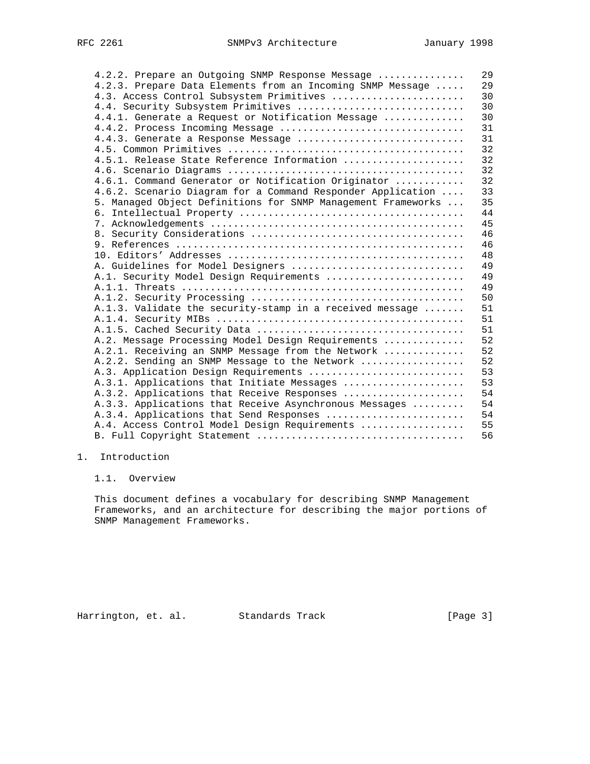4.2.2. Prepare an Outgoing SNMP Response Message ............... 29
4.2.3. Prepare Data Elements from an Incoming SNMP Message ..... 29
4.3. Access Control Subsystem Primitives ....................... 30
4.4. Security Subsystem Primitives ............................ 30
4.4.1. Generate a Request or Notification Message ............. 30
4.4.2. Process Incoming Message ............................... 31
4.4.3. Generate a Response Message ............................ 31
4.5. Common Primitives ........................................ 32
4.5.1. Release State Reference Information .................... 32
4.6. Scenario Diagrams ........................................ 32
4.6.1. Command Generator or Notification Originator ........... 32
4.6.2. Scenario Diagram for a Command Responder Application .... 33
5. Managed Object Definitions for SNMP Management Frameworks ... 35
6. Intellectual Property ...................................... 44
7. Acknowledgements ........................................... 45
8. Security Considerations .................................... 46
9. References ................................................. 46
10. Editors' Addresses ........................................ 48
A. Guidelines for Model Designers ............................. 49
A.1. Security Model Design Requirements ........................ 49
A.1.1. Threats ................................................ 49
A.1.2. Security Processing .................................... 50
A.1.3. Validate the security-stamp in a received message ....... 51
A.1.4. Security MIBs .......................................... 51
A.1.5. Cached Security Data ................................... 51
A.2. Message Processing Model Design Requirements .............. 52
A.2.1. Receiving an SNMP Message from the Network ............. 52
A.2.2. Sending an SNMP Message to the Network ................. 52
A.3. Application Design Requirements .......................... 53
A.3.1. Applications that Initiate Messages .................... 53
A.3.2. Applications that Receive Responses .................... 54
A.3.3. Applications that Receive Asynchronous Messages ......... 54
A.3.4. Applications that Send Responses ....................... 54
A.4. Access Control Model Design Requirements .................. 55
B. Full Copyright Statement ................................... 56

# 1. Introduction

## 1.1. Overview

This document defines a vocabulary for describing SNMP Management Frameworks, and an architecture for describing the major portions of SNMP Management Frameworks.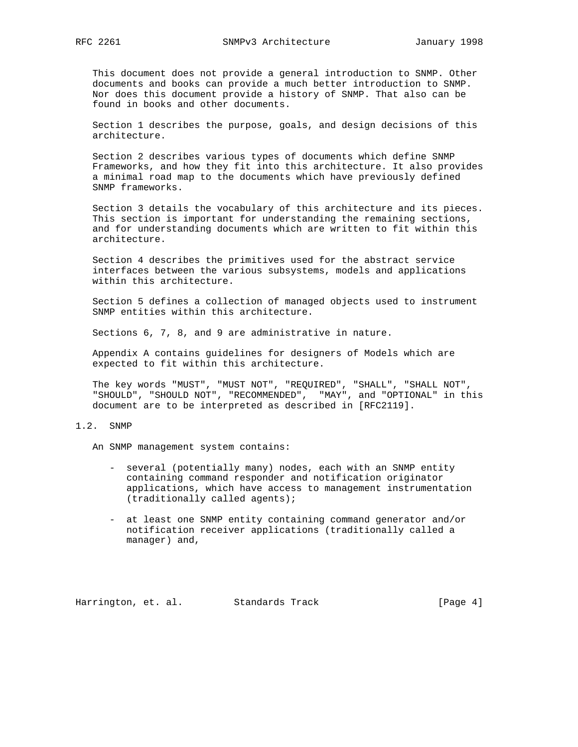This document does not provide a general introduction to SNMP. Other documents and books can provide a much better introduction to SNMP. Nor does this document provide a history of SNMP. That also can be found in books and other documents.

Section 1 describes the purpose, goals, and design decisions of this architecture.

Section 2 describes various types of documents which define SNMP Frameworks, and how they fit into this architecture. It also provides a minimal road map to the documents which have previously defined SNMP frameworks.

Section 3 details the vocabulary of this architecture and its pieces. This section is important for understanding the remaining sections, and for understanding documents which are written to fit within this architecture.

Section 4 describes the primitives used for the abstract service interfaces between the various subsystems, models and applications within this architecture.

Section 5 defines a collection of managed objects used to instrument SNMP entities within this architecture.

Sections 6, 7, 8, and 9 are administrative in nature.

Appendix A contains guidelines for designers of Models which are expected to fit within this architecture.

The key words "MUST", "MUST NOT", "REQUIRED", "SHALL", "SHALL NOT", "SHOULD", "SHOULD NOT", "RECOMMENDED", "MAY", and "OPTIONAL" in this document are to be interpreted as described in [RFC2119].

## 1.2. SNMP

An SNMP management system contains:

- several (potentially many) nodes, each with an SNMP entity containing command responder and notification originator applications, which have access to management instrumentation (traditionally called agents);

- at least one SNMP entity containing command generator and/or notification receiver applications (traditionally called a manager) and,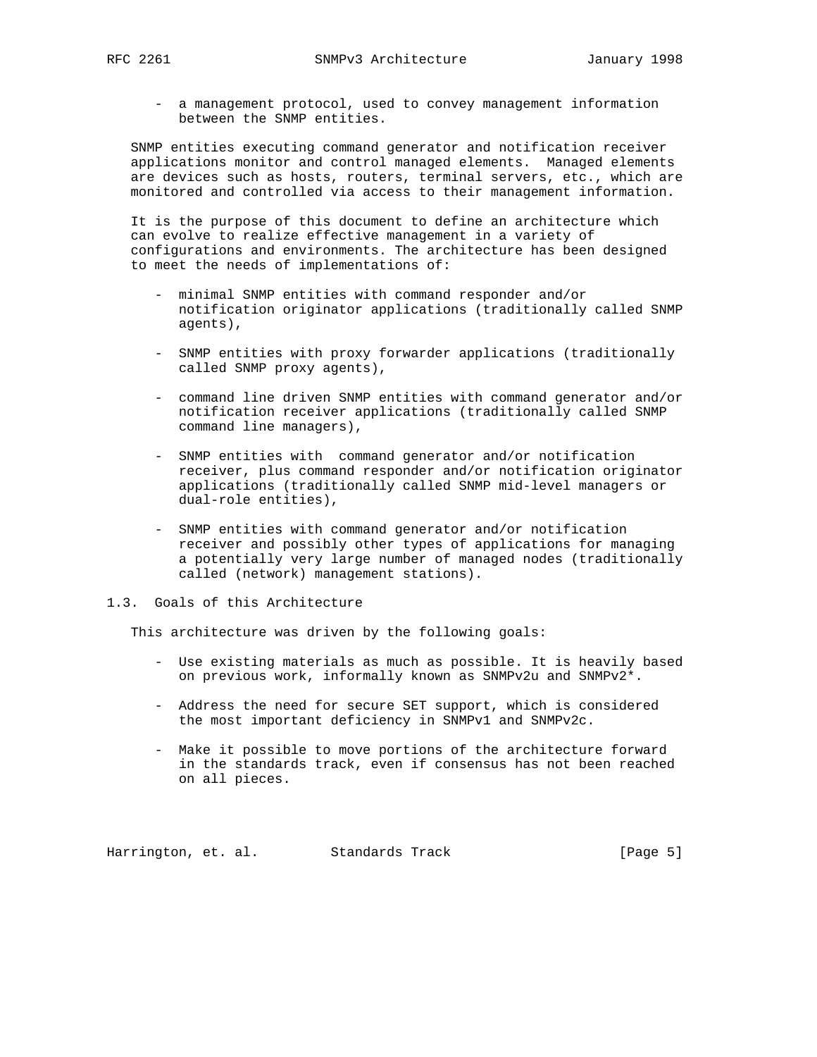- a management protocol, used to convey management information between the SNMP entities.

SNMP entities executing command generator and notification receiver applications monitor and control managed elements. Managed elements are devices such as hosts, routers, terminal servers, etc., which are monitored and controlled via access to their management information.

It is the purpose of this document to define an architecture which can evolve to realize effective management in a variety of configurations and environments. The architecture has been designed to meet the needs of implementations of:

- minimal SNMP entities with command responder and/or notification originator applications (traditionally called SNMP agents),

- SNMP entities with proxy forwarder applications (traditionally called SNMP proxy agents),

- command line driven SNMP entities with command generator and/or notification receiver applications (traditionally called SNMP command line managers),

- SNMP entities with command generator and/or notification receiver, plus command responder and/or notification originator applications (traditionally called SNMP mid-level managers or dual-role entities),

- SNMP entities with command generator and/or notification receiver and possibly other types of applications for managing a potentially very large number of managed nodes (traditionally called (network) management stations).

## 1.3. Goals of this Architecture

This architecture was driven by the following goals:

- Use existing materials as much as possible. It is heavily based on previous work, informally known as SNMPv2u and SNMPv2*.

- Address the need for secure SET support, which is considered the most important deficiency in SNMPv1 and SNMPv2c.

- Make it possible to move portions of the architecture forward in the standards track, even if consensus has not been reached on all pieces.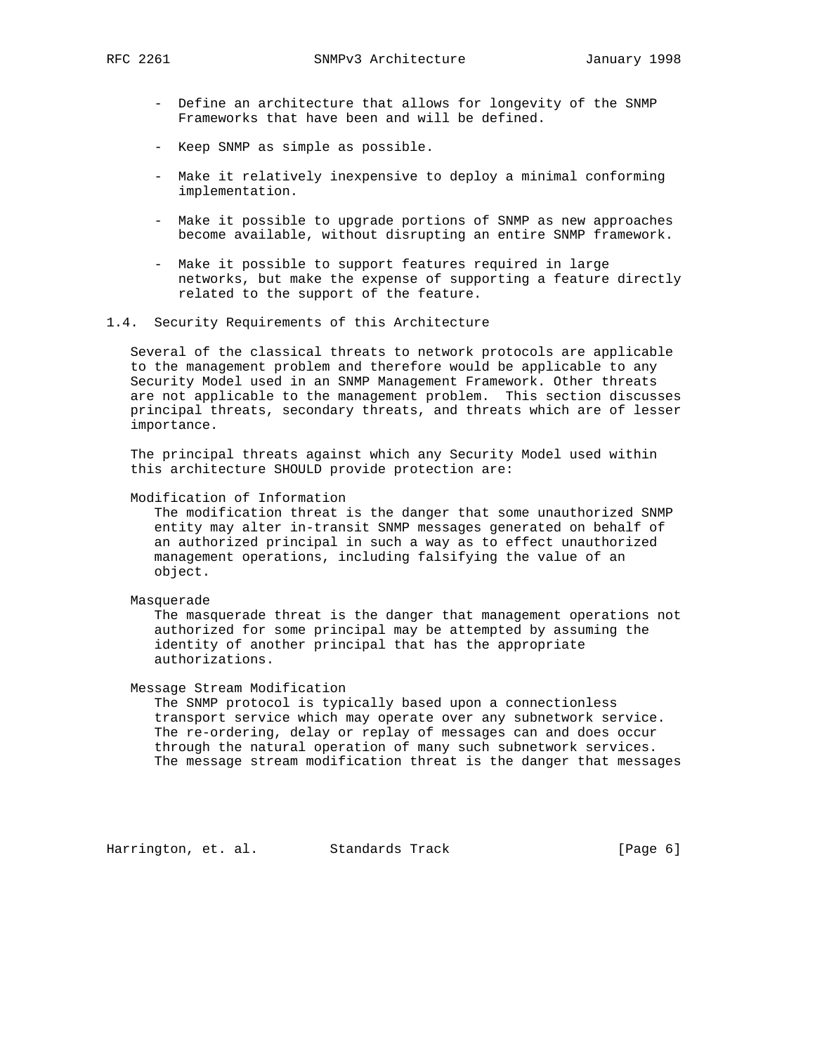- Define an architecture that allows for longevity of the SNMP Frameworks that have been and will be defined.

- Keep SNMP as simple as possible.

- Make it relatively inexpensive to deploy a minimal conforming implementation.

- Make it possible to upgrade portions of SNMP as new approaches become available, without disrupting an entire SNMP framework.

- Make it possible to support features required in large networks, but make the expense of supporting a feature directly related to the support of the feature.

## 1.4. Security Requirements of this Architecture

Several of the classical threats to network protocols are applicable to the management problem and therefore would be applicable to any Security Model used in an SNMP Management Framework. Other threats are not applicable to the management problem. This section discusses principal threats, secondary threats, and threats which are of lesser importance.

The principal threats against which any Security Model used within this architecture SHOULD provide protection are:

Modification of Information
: The modification threat is the danger that some unauthorized SNMP entity may alter in-transit SNMP messages generated on behalf of an authorized principal in such a way as to effect unauthorized management operations, including falsifying the value of an object.

Masquerade
: The masquerade threat is the danger that management operations not authorized for some principal may be attempted by assuming the identity of another principal that has the appropriate authorizations.

Message Stream Modification
: The SNMP protocol is typically based upon a connectionless transport service which may operate over any subnetwork service. The re-ordering, delay or replay of messages can and does occur through the natural operation of many such subnetwork services. The message stream modification threat is the danger that messages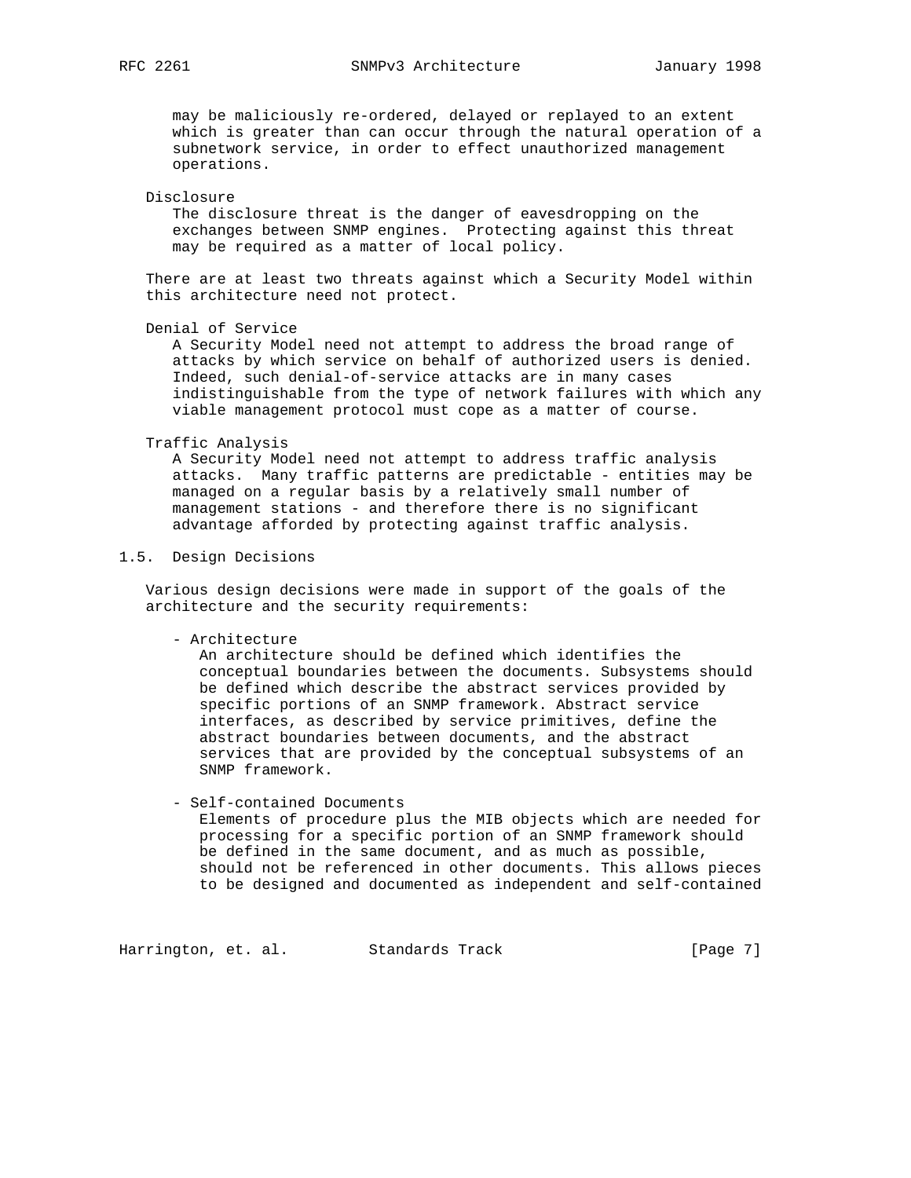may be maliciously re-ordered, delayed or replayed to an extent which is greater than can occur through the natural operation of a subnetwork service, in order to effect unauthorized management operations.

Disclosure

The disclosure threat is the danger of eavesdropping on the exchanges between SNMP engines. Protecting against this threat may be required as a matter of local policy.

There are at least two threats against which a Security Model within this architecture need not protect.

Denial of Service

A Security Model need not attempt to address the broad range of attacks by which service on behalf of authorized users is denied. Indeed, such denial-of-service attacks are in many cases indistinguishable from the type of network failures with which any viable management protocol must cope as a matter of course.

Traffic Analysis

A Security Model need not attempt to address traffic analysis attacks. Many traffic patterns are predictable - entities may be managed on a regular basis by a relatively small number of management stations - and therefore there is no significant advantage afforded by protecting against traffic analysis.

## 1.5. Design Decisions

Various design decisions were made in support of the goals of the architecture and the security requirements:

- Architecture

  An architecture should be defined which identifies the conceptual boundaries between the documents. Subsystems should be defined which describe the abstract services provided by specific portions of an SNMP framework. Abstract service interfaces, as described by service primitives, define the abstract boundaries between documents, and the abstract services that are provided by the conceptual subsystems of an SNMP framework.

- Self-contained Documents

  Elements of procedure plus the MIB objects which are needed for processing for a specific portion of an SNMP framework should be defined in the same document, and as much as possible, should not be referenced in other documents. This allows pieces to be designed and documented as independent and self-contained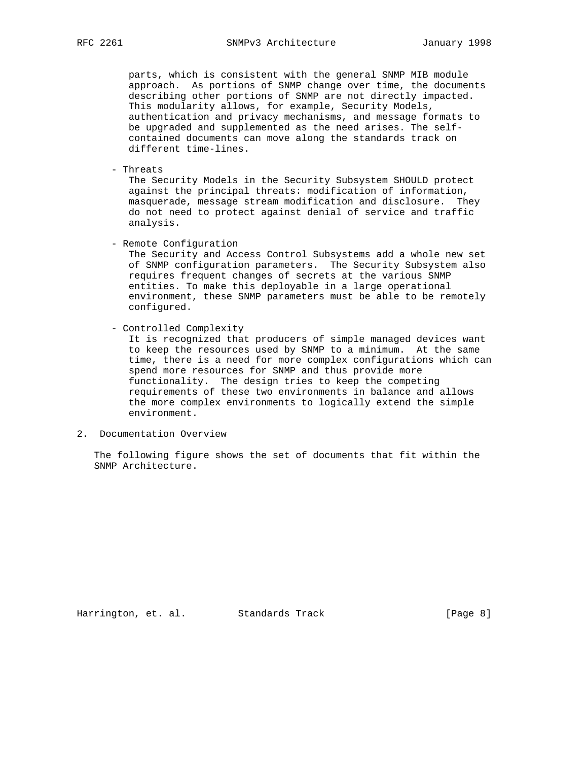parts, which is consistent with the general SNMP MIB module approach. As portions of SNMP change over time, the documents describing other portions of SNMP are not directly impacted. This modularity allows, for example, Security Models, authentication and privacy mechanisms, and message formats to be upgraded and supplemented as the need arises. The self-contained documents can move along the standards track on different time-lines.

- Threats
  The Security Models in the Security Subsystem SHOULD protect against the principal threats: modification of information, masquerade, message stream modification and disclosure. They do not need to protect against denial of service and traffic analysis.

- Remote Configuration
  The Security and Access Control Subsystems add a whole new set of SNMP configuration parameters. The Security Subsystem also requires frequent changes of secrets at the various SNMP entities. To make this deployable in a large operational environment, these SNMP parameters must be able to be remotely configured.

- Controlled Complexity
  It is recognized that producers of simple managed devices want to keep the resources used by SNMP to a minimum. At the same time, there is a need for more complex configurations which can spend more resources for SNMP and thus provide more functionality. The design tries to keep the competing requirements of these two environments in balance and allows the more complex environments to logically extend the simple environment.

## 2. Documentation Overview

The following figure shows the set of documents that fit within the SNMP Architecture.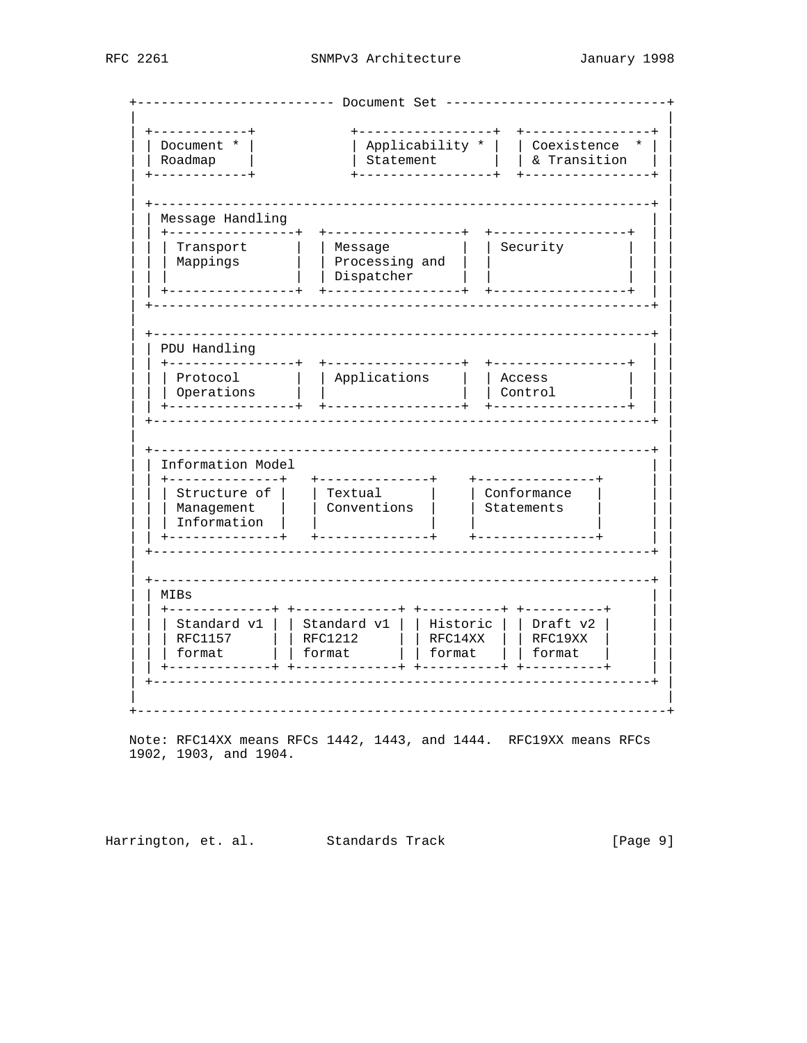```
   +------------------------- Document Set -----------------------------+
   |                                                                    |
   | +------------+           +-----------------+  +----------------+ |
   | | Document * |           | Applicability * |  | Coexistence  * | |
   | | Roadmap    |           | Statement       |  | & Transition   | |
   | +------------+           +-----------------+  +----------------+ |
   |                                                                    |
   | +---------------------------------------------------------------+ |
   | | Message Handling                                              | |
   | | +----------------+  +-----------------+  +-----------------+  | |
   | | | Transport      |  | Message         |  | Security        |  | |
   | | | Mappings       |  | Processing and  |  |                 |  | |
   | | |                |  | Dispatcher      |  |                 |  | |
   | | +----------------+  +-----------------+  +-----------------+  | |
   | +---------------------------------------------------------------+ |
   |                                                                    |
   | +---------------------------------------------------------------+ |
   | | PDU Handling                                                  | |
   | | +----------------+  +-----------------+  +-----------------+  | |
   | | | Protocol       |  | Applications    |  | Access          |  | |
   | | | Operations     |  |                 |  | Control         |  | |
   | | +----------------+  +-----------------+  +-----------------+  | |
   | +---------------------------------------------------------------+ |
   |                                                                    |
   | +---------------------------------------------------------------+ |
   | | Information Model                                             | |
   | | +--------------+   +--------------+    +---------------+      | |
   | | | Structure of |   | Textual      |    | Conformance   |      | |
   | | | Management   |   | Conventions  |    | Statements    |      | |
   | | | Information  |   |              |    |               |      | |
   | | +--------------+   +--------------+    +---------------+      | |
   | +---------------------------------------------------------------+ |
   |                                                                    |
   | +---------------------------------------------------------------+ |
   | | MIBs                                                          | |
   | | +-------------+ +-------------+ +----------+ +----------+     | |
   | | | Standard v1 | | Standard v1 | | Historic | | Draft v2 |     | |
   | | | RFC1157     | | RFC1212     | | RFC14XX  | | RFC19XX  |     | |
   | | | format      | | format      | | format   | | format   |     | |
   | | +-------------+ +-------------+ +----------+ +----------+     | |
   | +---------------------------------------------------------------+ |
   |                                                                    |
   +--------------------------------------------------------------------+
```

Note: RFC14XX means RFCs 1442, 1443, and 1444. RFC19XX means RFCs 1902, 1903, and 1904.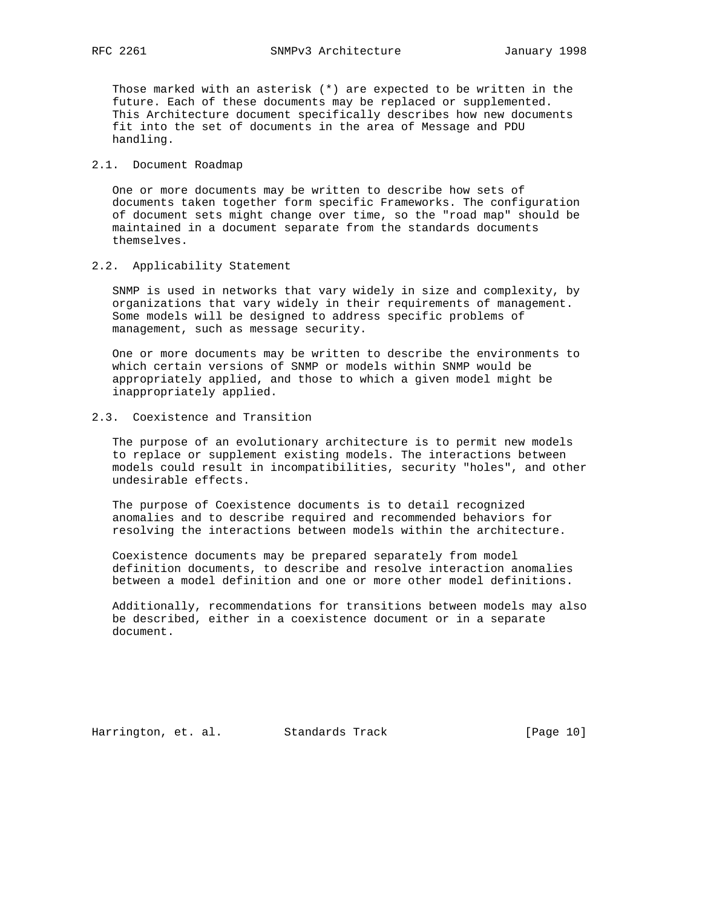Those marked with an asterisk (*) are expected to be written in the future. Each of these documents may be replaced or supplemented. This Architecture document specifically describes how new documents fit into the set of documents in the area of Message and PDU handling.

## 2.1. Document Roadmap

One or more documents may be written to describe how sets of documents taken together form specific Frameworks. The configuration of document sets might change over time, so the "road map" should be maintained in a document separate from the standards documents themselves.

## 2.2. Applicability Statement

SNMP is used in networks that vary widely in size and complexity, by organizations that vary widely in their requirements of management. Some models will be designed to address specific problems of management, such as message security.

One or more documents may be written to describe the environments to which certain versions of SNMP or models within SNMP would be appropriately applied, and those to which a given model might be inappropriately applied.

## 2.3. Coexistence and Transition

The purpose of an evolutionary architecture is to permit new models to replace or supplement existing models. The interactions between models could result in incompatibilities, security "holes", and other undesirable effects.

The purpose of Coexistence documents is to detail recognized anomalies and to describe required and recommended behaviors for resolving the interactions between models within the architecture.

Coexistence documents may be prepared separately from model definition documents, to describe and resolve interaction anomalies between a model definition and one or more other model definitions.

Additionally, recommendations for transitions between models may also be described, either in a coexistence document or in a separate document.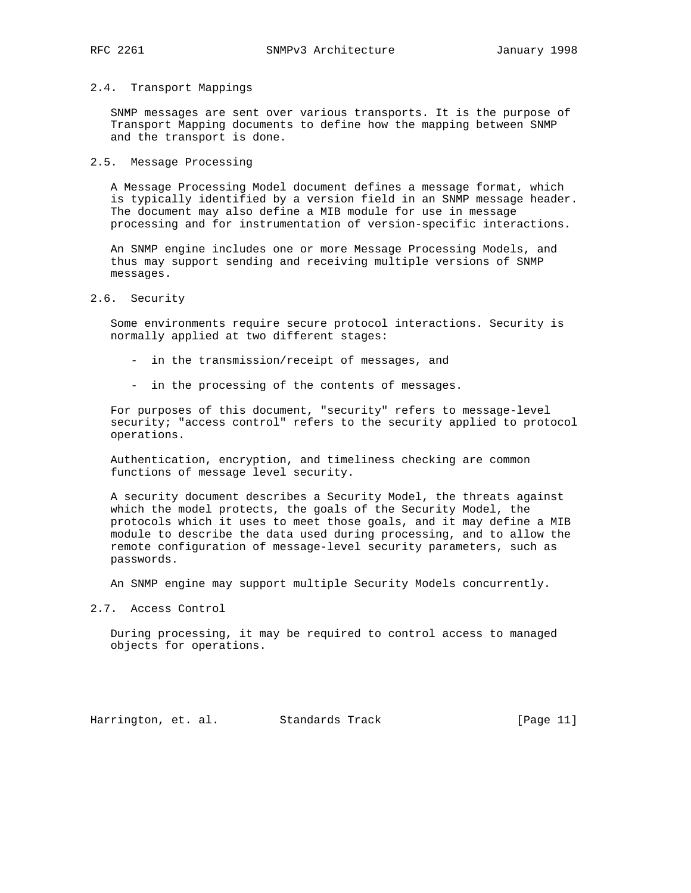## 2.4. Transport Mappings

SNMP messages are sent over various transports. It is the purpose of Transport Mapping documents to define how the mapping between SNMP and the transport is done.

## 2.5. Message Processing

A Message Processing Model document defines a message format, which is typically identified by a version field in an SNMP message header. The document may also define a MIB module for use in message processing and for instrumentation of version-specific interactions.

An SNMP engine includes one or more Message Processing Models, and thus may support sending and receiving multiple versions of SNMP messages.

## 2.6. Security

Some environments require secure protocol interactions. Security is normally applied at two different stages:

- in the transmission/receipt of messages, and
- in the processing of the contents of messages.

For purposes of this document, "security" refers to message-level security; "access control" refers to the security applied to protocol operations.

Authentication, encryption, and timeliness checking are common functions of message level security.

A security document describes a Security Model, the threats against which the model protects, the goals of the Security Model, the protocols which it uses to meet those goals, and it may define a MIB module to describe the data used during processing, and to allow the remote configuration of message-level security parameters, such as passwords.

An SNMP engine may support multiple Security Models concurrently.

## 2.7. Access Control

During processing, it may be required to control access to managed objects for operations.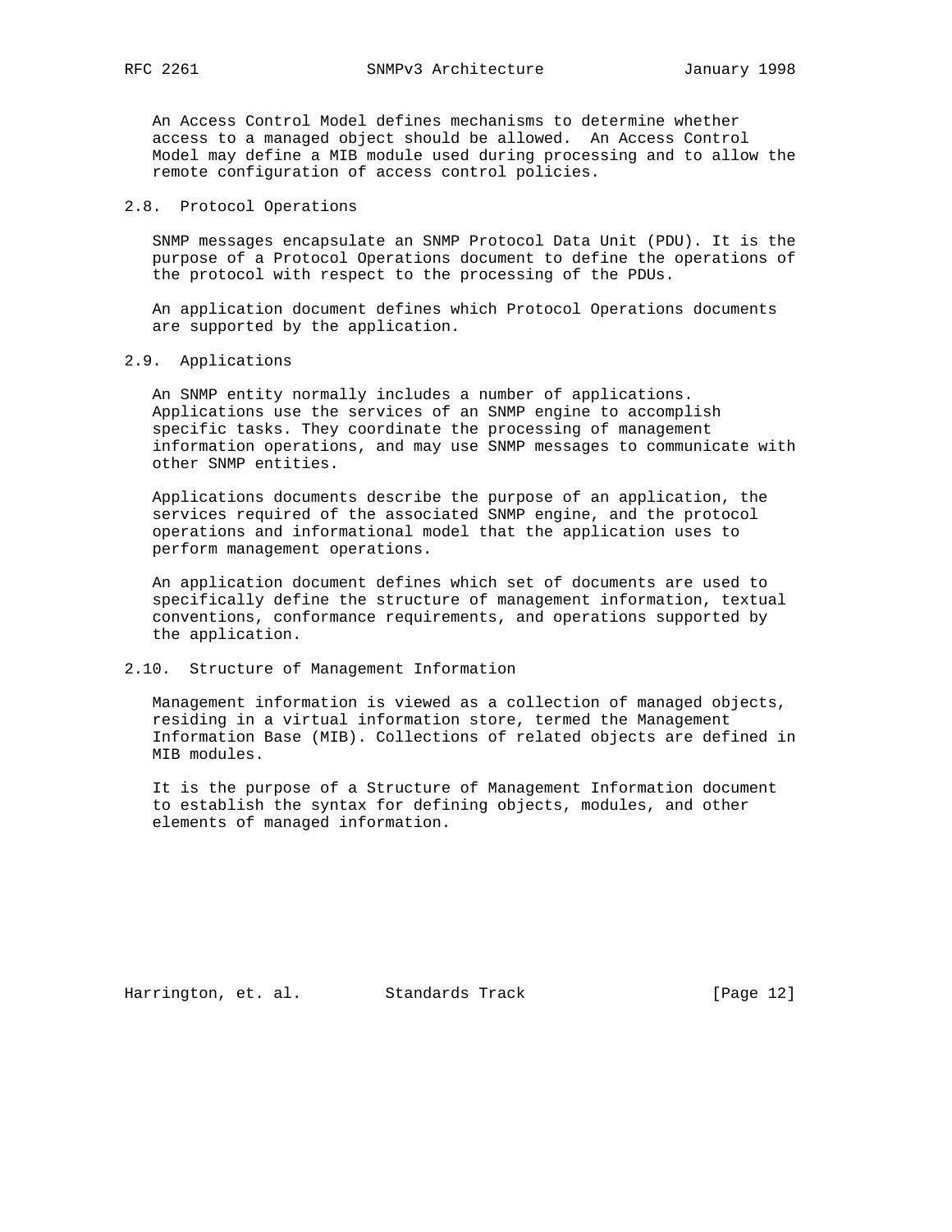An Access Control Model defines mechanisms to determine whether access to a managed object should be allowed. An Access Control Model may define a MIB module used during processing and to allow the remote configuration of access control policies.

## 2.8. Protocol Operations

SNMP messages encapsulate an SNMP Protocol Data Unit (PDU). It is the purpose of a Protocol Operations document to define the operations of the protocol with respect to the processing of the PDUs.

An application document defines which Protocol Operations documents are supported by the application.

## 2.9. Applications

An SNMP entity normally includes a number of applications. Applications use the services of an SNMP engine to accomplish specific tasks. They coordinate the processing of management information operations, and may use SNMP messages to communicate with other SNMP entities.

Applications documents describe the purpose of an application, the services required of the associated SNMP engine, and the protocol operations and informational model that the application uses to perform management operations.

An application document defines which set of documents are used to specifically define the structure of management information, textual conventions, conformance requirements, and operations supported by the application.

## 2.10. Structure of Management Information

Management information is viewed as a collection of managed objects, residing in a virtual information store, termed the Management Information Base (MIB). Collections of related objects are defined in MIB modules.

It is the purpose of a Structure of Management Information document to establish the syntax for defining objects, modules, and other elements of managed information.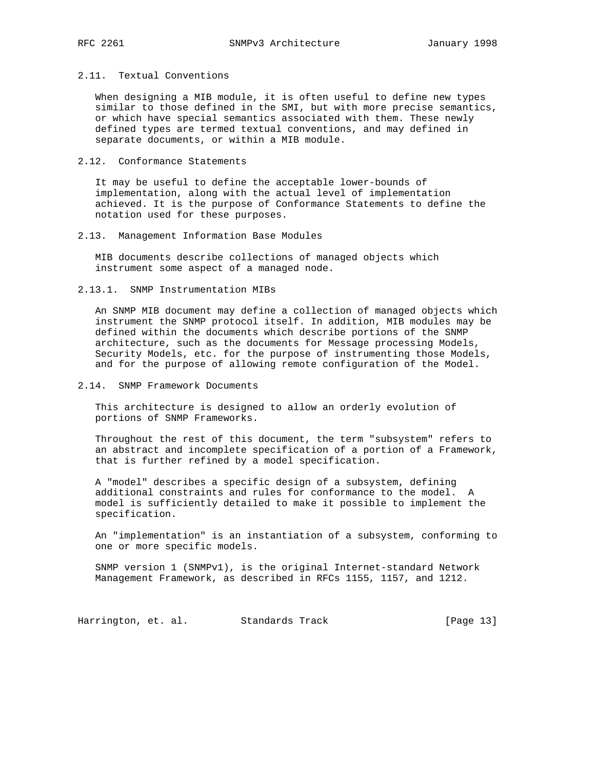## 2.11. Textual Conventions

When designing a MIB module, it is often useful to define new types similar to those defined in the SMI, but with more precise semantics, or which have special semantics associated with them. These newly defined types are termed textual conventions, and may defined in separate documents, or within a MIB module.

## 2.12. Conformance Statements

It may be useful to define the acceptable lower-bounds of implementation, along with the actual level of implementation achieved. It is the purpose of Conformance Statements to define the notation used for these purposes.

## 2.13. Management Information Base Modules

MIB documents describe collections of managed objects which instrument some aspect of a managed node.

### 2.13.1. SNMP Instrumentation MIBs

An SNMP MIB document may define a collection of managed objects which instrument the SNMP protocol itself. In addition, MIB modules may be defined within the documents which describe portions of the SNMP architecture, such as the documents for Message processing Models, Security Models, etc. for the purpose of instrumenting those Models, and for the purpose of allowing remote configuration of the Model.

## 2.14. SNMP Framework Documents

This architecture is designed to allow an orderly evolution of portions of SNMP Frameworks.

Throughout the rest of this document, the term "subsystem" refers to an abstract and incomplete specification of a portion of a Framework, that is further refined by a model specification.

A "model" describes a specific design of a subsystem, defining additional constraints and rules for conformance to the model. A model is sufficiently detailed to make it possible to implement the specification.

An "implementation" is an instantiation of a subsystem, conforming to one or more specific models.

SNMP version 1 (SNMPv1), is the original Internet-standard Network Management Framework, as described in RFCs 1155, 1157, and 1212.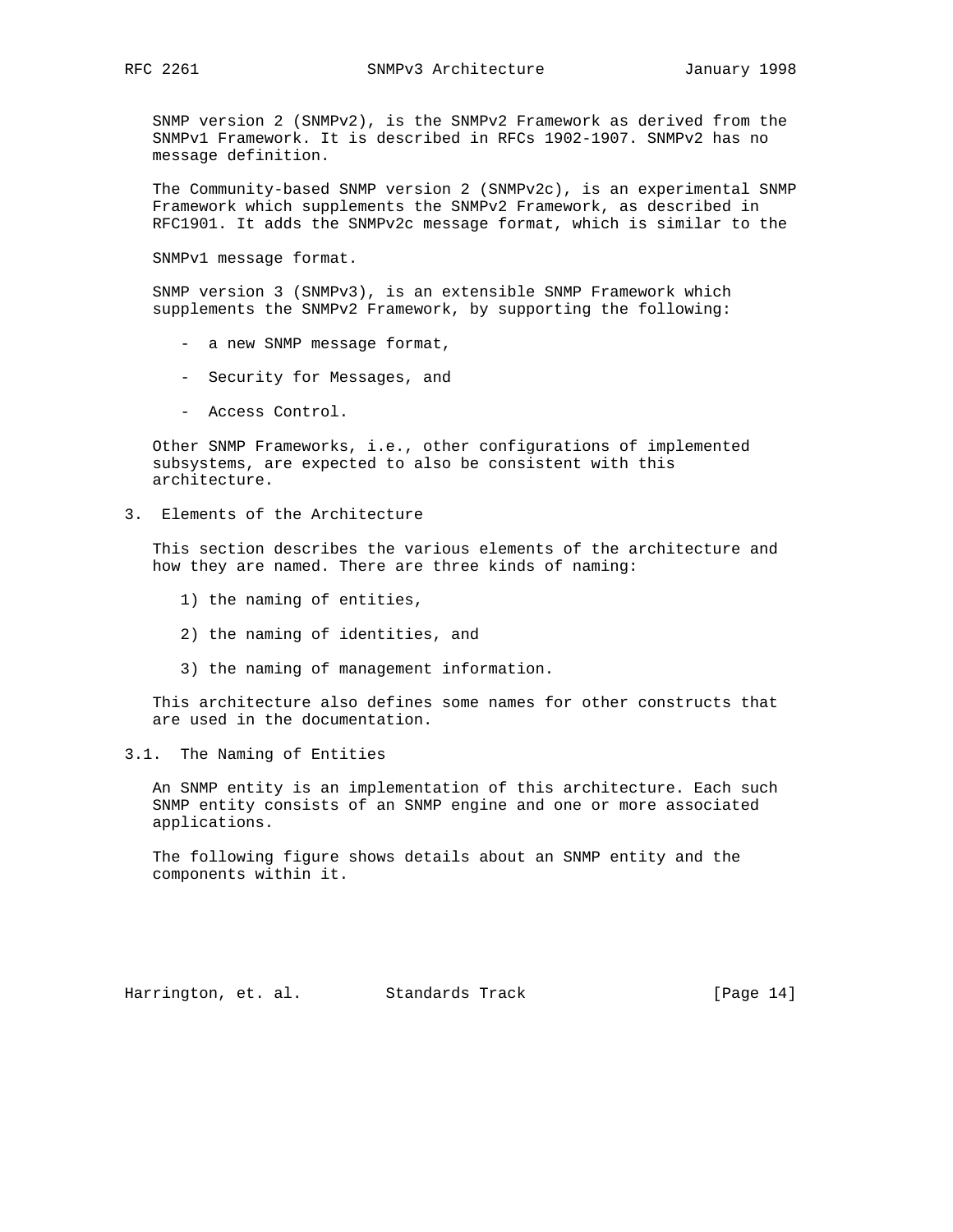SNMP version 2 (SNMPv2), is the SNMPv2 Framework as derived from the SNMPv1 Framework. It is described in RFCs 1902-1907. SNMPv2 has no message definition.

The Community-based SNMP version 2 (SNMPv2c), is an experimental SNMP Framework which supplements the SNMPv2 Framework, as described in RFC1901. It adds the SNMPv2c message format, which is similar to the

SNMPv1 message format.

SNMP version 3 (SNMPv3), is an extensible SNMP Framework which supplements the SNMPv2 Framework, by supporting the following:

- a new SNMP message format,
- Security for Messages, and
- Access Control.

Other SNMP Frameworks, i.e., other configurations of implemented subsystems, are expected to also be consistent with this architecture.

## 3. Elements of the Architecture

This section describes the various elements of the architecture and how they are named. There are three kinds of naming:

1) the naming of entities,

2) the naming of identities, and

3) the naming of management information.

This architecture also defines some names for other constructs that are used in the documentation.

### 3.1. The Naming of Entities

An SNMP entity is an implementation of this architecture. Each such SNMP entity consists of an SNMP engine and one or more associated applications.

The following figure shows details about an SNMP entity and the components within it.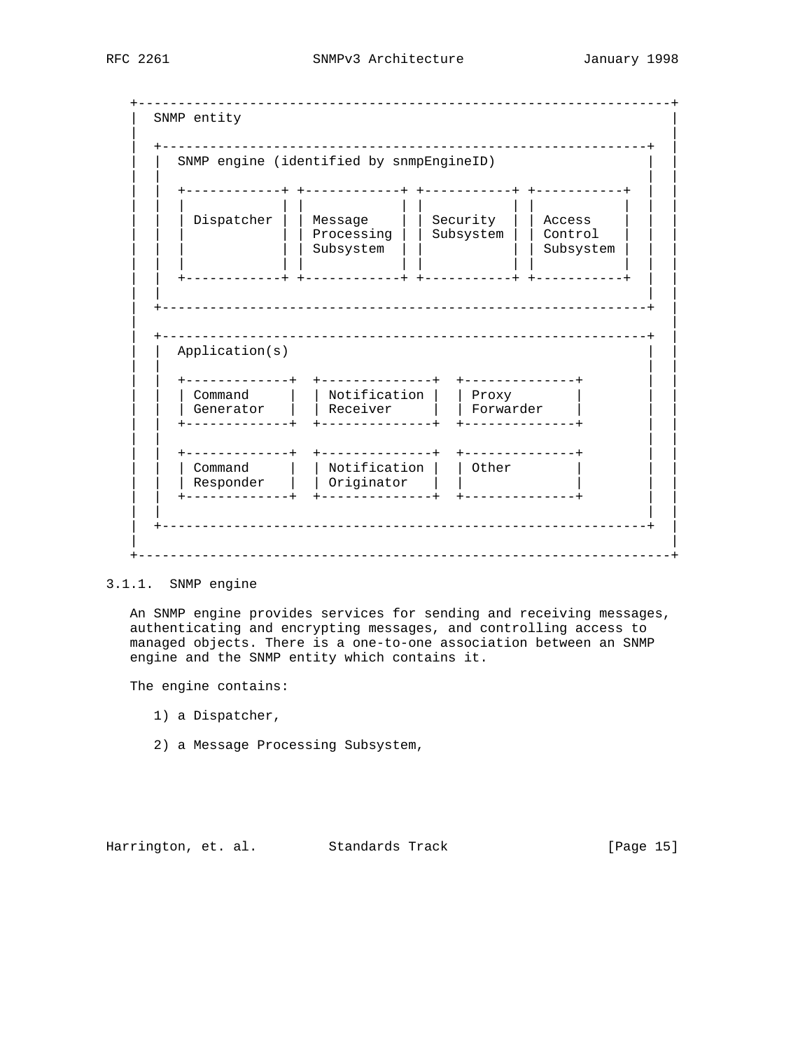```
+-------------------------------------------------------------------+
|  SNMP entity                                                      |
|                                                                   |
|  +-------------------------------------------------------------+  |
|  |  SNMP engine (identified by snmpEngineID)                   |  |
|  |                                                             |  |
|  |  +------------+ +------------+ +-----------+ +-----------+  |  |
|  |  |            | |            | |           | |           |  |  |
|  |  | Dispatcher | | Message    | | Security  | | Access    |  |  |
|  |  |            | | Processing | | Subsystem | | Control   |  |  |
|  |  |            | | Subsystem  | |           | | Subsystem |  |  |
|  |  |            | |            | |           | |           |  |  |
|  |  +------------+ +------------+ +-----------+ +-----------+  |  |
|  |                                                             |  |
|  +-------------------------------------------------------------+  |
|                                                                   |
|  +-------------------------------------------------------------+  |
|  |  Application(s)                                             |  |
|  |                                                             |  |
|  |  +-------------+  +--------------+  +--------------+        |  |
|  |  | Command     |  | Notification |  | Proxy        |        |  |
|  |  | Generator   |  | Receiver     |  | Forwarder    |        |  |
|  |  +-------------+  +--------------+  +--------------+        |  |
|  |                                                             |  |
|  |  +-------------+  +--------------+  +--------------+        |  |
|  |  | Command     |  | Notification |  | Other        |        |  |
|  |  | Responder   |  | Originator   |  |              |        |  |
|  |  +-------------+  +--------------+  +--------------+        |  |
|  |                                                             |  |
|  +-------------------------------------------------------------+  |
|                                                                   |
+-------------------------------------------------------------------+
```

### 3.1.1. SNMP engine

An SNMP engine provides services for sending and receiving messages, authenticating and encrypting messages, and controlling access to managed objects. There is a one-to-one association between an SNMP engine and the SNMP entity which contains it.

The engine contains:

1) a Dispatcher,

2) a Message Processing Subsystem,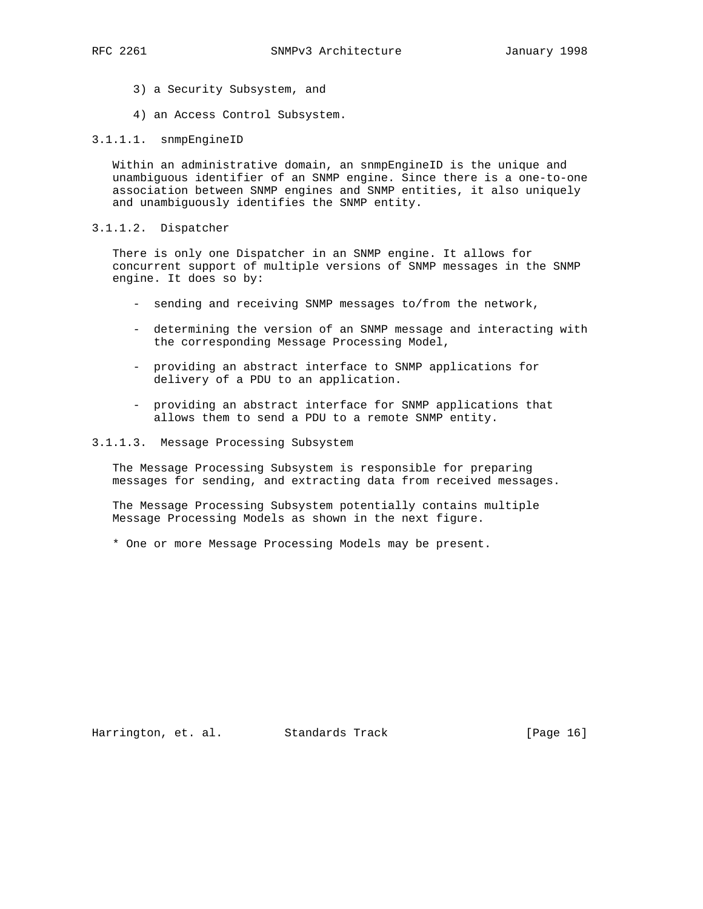3) a Security Subsystem, and

4) an Access Control Subsystem.

#### 3.1.1.1. snmpEngineID

Within an administrative domain, an snmpEngineID is the unique and unambiguous identifier of an SNMP engine. Since there is a one-to-one association between SNMP engines and SNMP entities, it also uniquely and unambiguously identifies the SNMP entity.

#### 3.1.1.2. Dispatcher

There is only one Dispatcher in an SNMP engine. It allows for concurrent support of multiple versions of SNMP messages in the SNMP engine. It does so by:

- sending and receiving SNMP messages to/from the network,
- determining the version of an SNMP message and interacting with the corresponding Message Processing Model,
- providing an abstract interface to SNMP applications for delivery of a PDU to an application.
- providing an abstract interface for SNMP applications that allows them to send a PDU to a remote SNMP entity.

#### 3.1.1.3. Message Processing Subsystem

The Message Processing Subsystem is responsible for preparing messages for sending, and extracting data from received messages.

The Message Processing Subsystem potentially contains multiple Message Processing Models as shown in the next figure.

* One or more Message Processing Models may be present.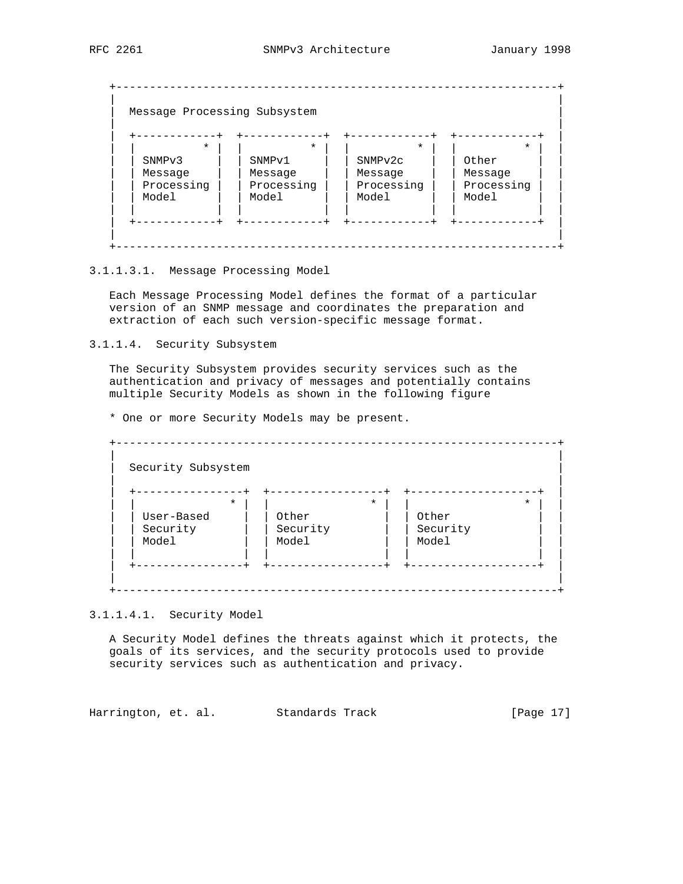```
   +------------------------------------------------------------------+
   |                                                                  |
   |  Message Processing Subsystem                                    |
   |                                                                  |
   |  +------------+  +------------+  +------------+  +------------+  |
   |  |          * |  |          * |  |          * |  |          * |  |
   |  | SNMPv3     |  | SNMPv1     |  | SNMPv2c    |  | Other      |  |
   |  | Message    |  | Message    |  | Message    |  | Message    |  |
   |  | Processing |  | Processing |  | Processing |  | Processing |  |
   |  | Model      |  | Model      |  | Model      |  | Model      |  |
   |  |            |  |            |  |            |  |            |  |
   |  +------------+  +------------+  +------------+  +------------+  |
   |                                                                  |
   +------------------------------------------------------------------+
```

3.1.1.3.1. Message Processing Model

Each Message Processing Model defines the format of a particular version of an SNMP message and coordinates the preparation and extraction of each such version-specific message format.

3.1.1.4. Security Subsystem

The Security Subsystem provides security services such as the authentication and privacy of messages and potentially contains multiple Security Models as shown in the following figure

* One or more Security Models may be present.

```
   +------------------------------------------------------------------+
   |                                                                  |
   |  Security Subsystem                                              |
   |                                                                  |
   |  +----------------+  +-----------------+  +-------------------+  |
   |  |              * |  |               * |  |                 * |  |
   |  | User-Based     |  | Other           |  | Other             |  |
   |  | Security       |  | Security        |  | Security          |  |
   |  | Model          |  | Model           |  | Model             |  |
   |  |                |  |                 |  |                   |  |
   |  +----------------+  +-----------------+  +-------------------+  |
   |                                                                  |
   +------------------------------------------------------------------+
```

3.1.1.4.1. Security Model

A Security Model defines the threats against which it protects, the goals of its services, and the security protocols used to provide security services such as authentication and privacy.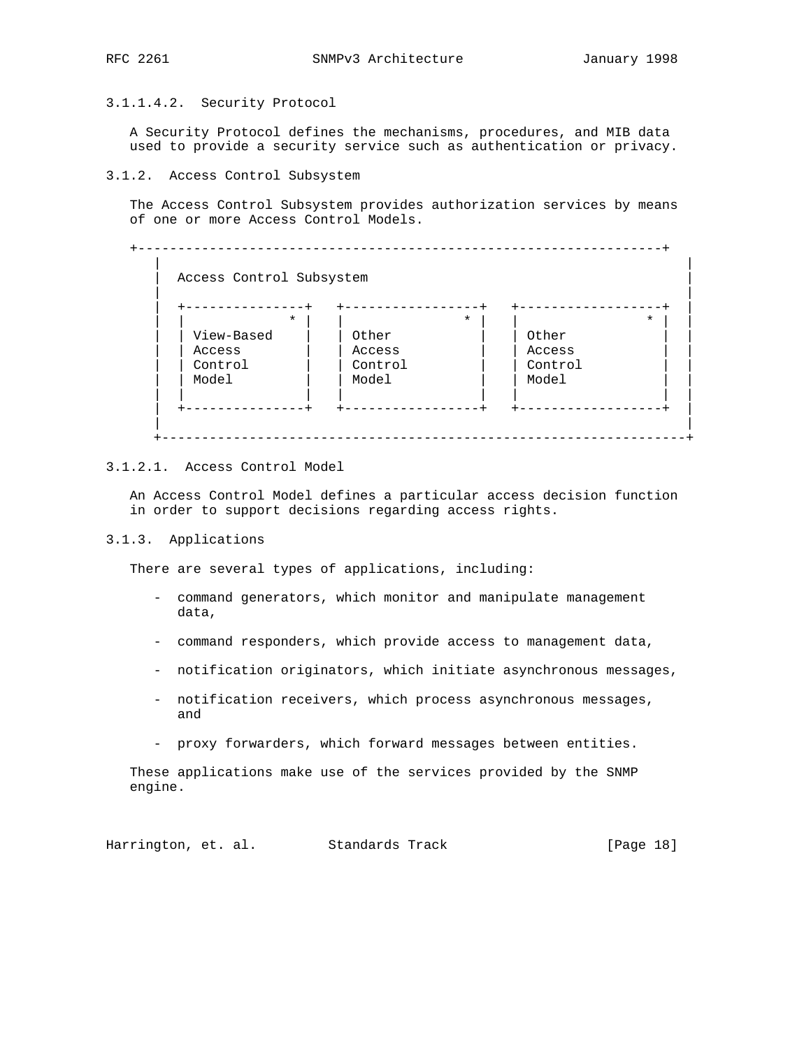#### 3.1.1.4.2. Security Protocol

A Security Protocol defines the mechanisms, procedures, and MIB data used to provide a security service such as authentication or privacy.

### 3.1.2. Access Control Subsystem

The Access Control Subsystem provides authorization services by means of one or more Access Control Models.

```
+------------------------------------------------------------------+
|                                                                  |
|  Access Control Subsystem                                        |
|                                                                  |
|  +---------------+   +-----------------+   +------------------+  |
|  |             * |   |               * |   |                * |  |
|  | View-Based    |   | Other           |   | Other            |  |
|  | Access        |   | Access          |   | Access           |  |
|  | Control       |   | Control         |   | Control          |  |
|  | Model         |   | Model           |   | Model            |  |
|  |               |   |                 |   |                  |  |
|  +---------------+   +-----------------+   +------------------+  |
|                                                                  |
+------------------------------------------------------------------+
```

#### 3.1.2.1. Access Control Model

An Access Control Model defines a particular access decision function in order to support decisions regarding access rights.

### 3.1.3. Applications

There are several types of applications, including:

- command generators, which monitor and manipulate management data,
- command responders, which provide access to management data,
- notification originators, which initiate asynchronous messages,
- notification receivers, which process asynchronous messages, and
- proxy forwarders, which forward messages between entities.

These applications make use of the services provided by the SNMP engine.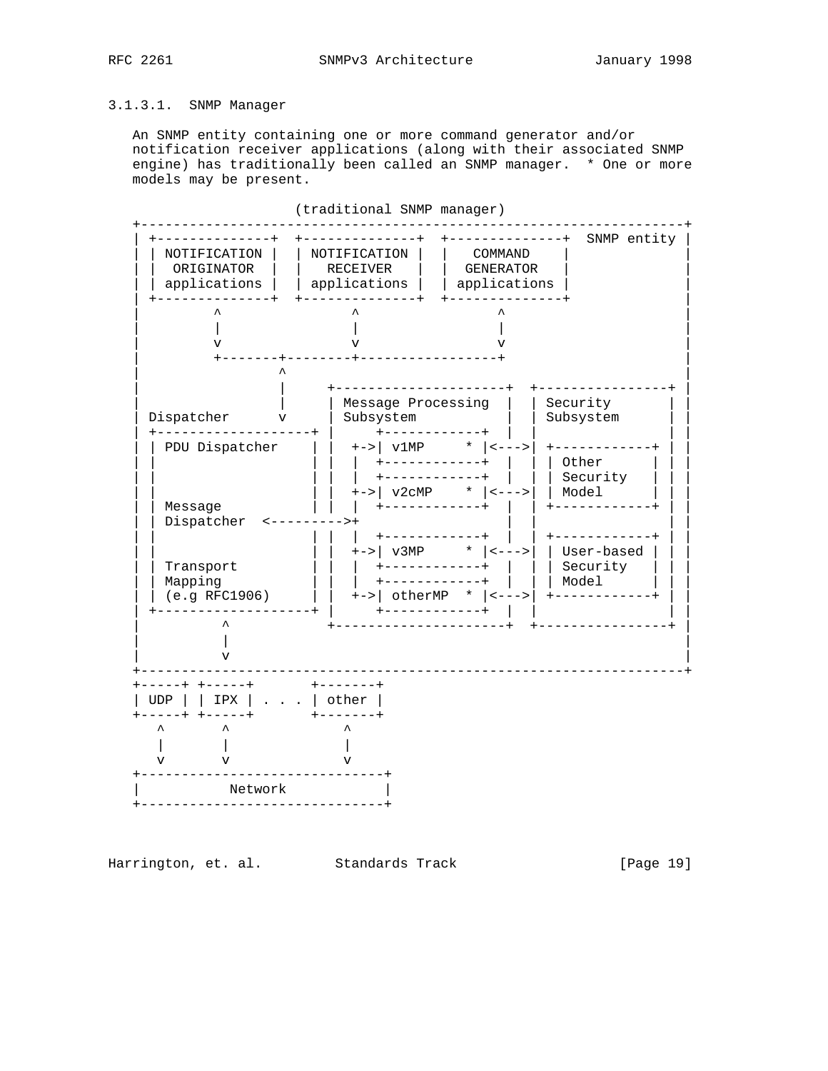### 3.1.3.1. SNMP Manager

An SNMP entity containing one or more command generator and/or notification receiver applications (along with their associated SNMP engine) has traditionally been called an SNMP manager. * One or more models may be present.

```
                     (traditional SNMP manager)
+-------------------------------------------------------------------+
| +--------------+  +--------------+  +--------------+  SNMP entity |
| | NOTIFICATION |  | NOTIFICATION |  |   COMMAND    |              |
| |  ORIGINATOR  |  |   RECEIVER   |  |  GENERATOR   |              |
| | applications |  | applications |  | applications |              |
| +--------------+  +--------------+  +--------------+              |
|         ^                ^                 ^                      |
|         |                |                 |                      |
|         v                v                 v                      |
|         +-------+--------+-----------------+                      |
|                 ^                                                 |
|                 |     +---------------------+  +----------------+ |
|                 |     | Message Processing  |  | Security       | |
| Dispatcher      v     | Subsystem           |  | Subsystem      | |
| +-------------------+ |     +------------+  |  |                | |
| | PDU Dispatcher    | |  +->| v1MP     * |<--->| +------------+ | |
| |                   | |  |  +------------+  |  | | Other      | | |
| |                   | |  |  +------------+  |  | | Security   | | |
| |                   | |  +->| v2cMP    * |<--->| | Model      | | |
| | Message           | |  |  +------------+  |  | +------------+ | |
| | Dispatcher  <--------->+                  |  |                | |
| |                   | |  |  +------------+  |  | +------------+ | |
| |                   | |  +->| v3MP     * |<--->| | User-based | | |
| | Transport         | |  |  +------------+  |  | | Security   | | |
| | Mapping           | |  |  +------------+  |  | | Model      | | |
| | (e.g RFC1906)     | |  +->| otherMP  * |<--->| +------------+ | |
| +-------------------+ |     +------------+  |  |                | |
|          ^            +---------------------+  +----------------+ |
|          |                                                        |
|          v                                                        |
+-------------------------------------------------------------------+
+-----+ +-----+       +-------+
| UDP | | IPX | . . . | other |
+-----+ +-----+       +-------+
   ^       ^             ^
   |       |             |
   v       v             v
+------------------------------+
|           Network            |
+------------------------------+
```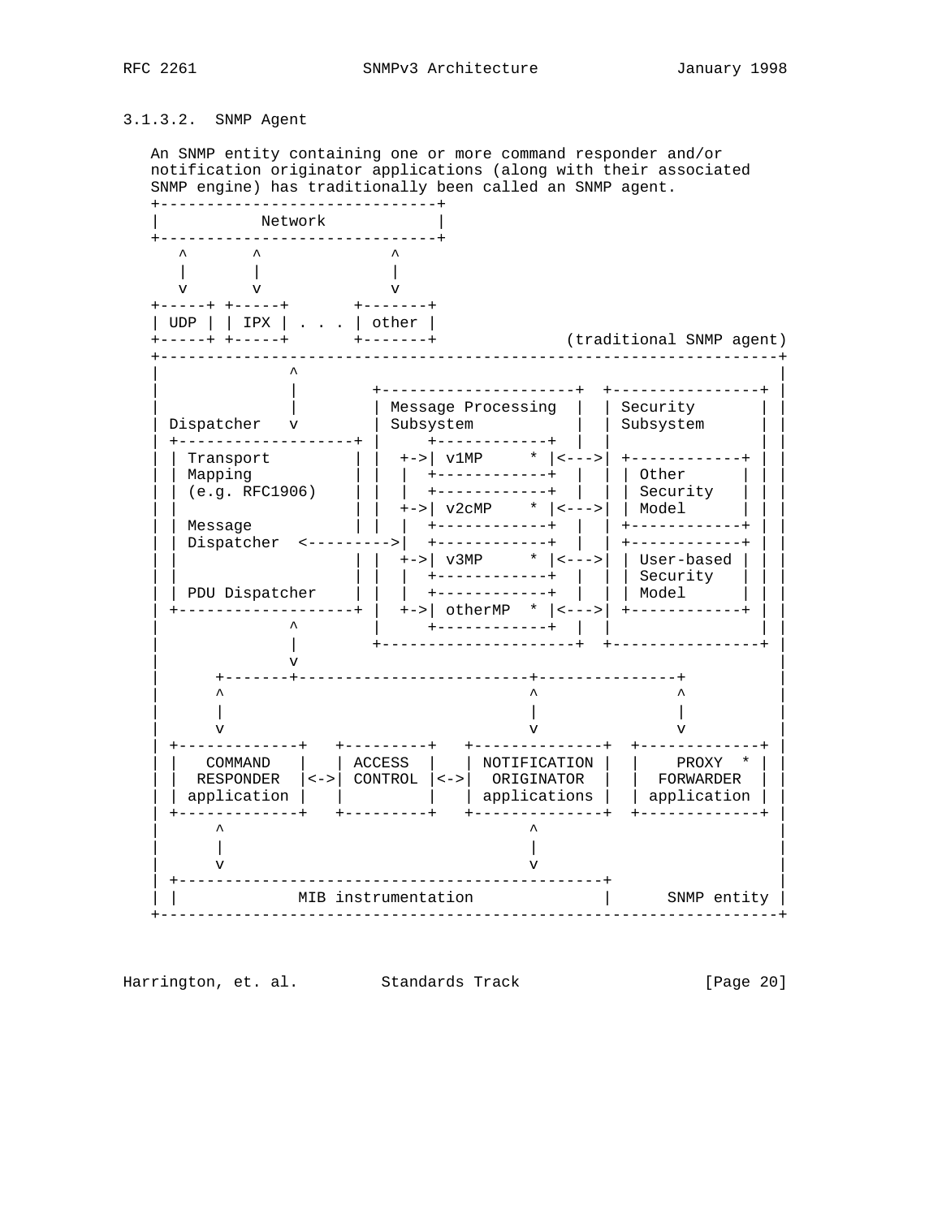### 3.1.3.2. SNMP Agent

An SNMP entity containing one or more command responder and/or notification originator applications (along with their associated SNMP engine) has traditionally been called an SNMP agent.

```
+-------------------------------+
|           Network             |
+-------------------------------+
   ^       ^             ^
   |       |             |
   v       v             v
+-----+ +-----+       +-------+
| UDP | | IPX | . . . | other |
+-----+ +-----+       +-------+            (traditional SNMP agent)
+-------------------------------------------------------------------+
|              ^                                                    |
|              |        +---------------------+  +----------------+ |
|              |        | Message Processing  |  | Security       | |
| Dispatcher   v        | Subsystem           |  | Subsystem      | |
| +-------------------+ |     +------------+  |  |                | |
| | Transport         | |  +->| v1MP     * |<--->| +------------+ | |
| | Mapping           | |  |  +------------+  |  | | Other      | | |
| | (e.g. RFC1906)    | |  |  +------------+  |  | | Security   | | |
| |                   | |  +->| v2cMP    * |<--->| | Model      | | |
| | Message           | |  |  +------------+  |  | +------------+ | |
| | Dispatcher  <--------->|  +------------+  |  | +------------+ | |
| |                   | |  +->| v3MP     * |<--->| | User-based | | |
| |                   | |  |  +------------+  |  | | Security   | | |
| | PDU Dispatcher    | |  |  +------------+  |  | | Model      | | |
| +-------------------+ |  +->| otherMP  * |<--->| +------------+ | |
|              ^        |     +------------+  |  |                | |
|              |        +---------------------+  +----------------+ |
|              v                                                    |
|      +-------+-------------------------+---------------+          |
|      ^                                 ^               ^          |
|      |                                 |               |          |
|      v                                 v               v          |
| +-------------+   +---------+   +--------------+  +-------------+ |
| |   COMMAND   |   | ACCESS  |   | NOTIFICATION |  |    PROXY  * | |
| |  RESPONDER  |<->| CONTROL |<->|  ORIGINATOR  |  |  FORWARDER  | |
| | application |   |         |   | applications |  | application | |
| +-------------+   +---------+   +--------------+  +-------------+ |
|      ^                                 ^                          |
|      |                                 |                          |
|      v                                 v                          |
| +----------------------------------------------+                  |
| |             MIB instrumentation              |      SNMP entity |
+-------------------------------------------------------------------+
```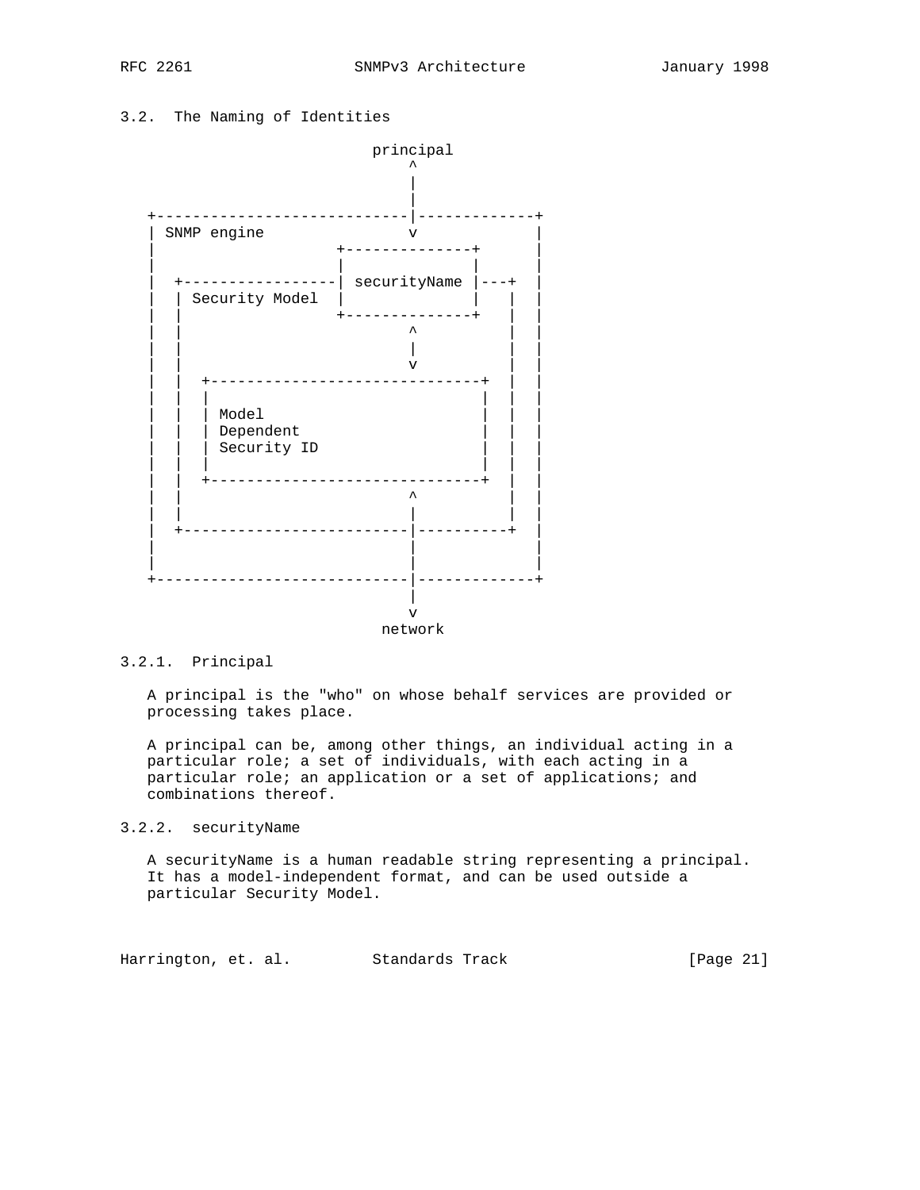## 3.2. The Naming of Identities

```
                          principal
                              ^
                              |
                              |
   +--------------------------|-------------+
   | SNMP engine              v             |
   |                  +--------------+      |
   |                  |              |      |
   |  +---------------| securityName |---+  |
   |  | Security Model|              |   |  |
   |  |               +--------------+   |  |
   |  |                       ^          |  |
   |  |                       |          |  |
   |  |                       v          |  |
   |  |  +------------------------------+ |  |
   |  |  |                              | |  |
   |  |  | Model                        | |  |
   |  |  | Dependent                    | |  |
   |  |  | Security ID                  | |  |
   |  |  |                              | |  |
   |  |  +------------------------------+ |  |
   |  |                       ^          |  |
   |  |                       |          |  |
   |  +-----------------------|----------+  |
   |                          |             |
   |                          |             |
   +--------------------------|-------------+
                              |
                              v
                           network
```

### 3.2.1. Principal

A principal is the "who" on whose behalf services are provided or processing takes place.

A principal can be, among other things, an individual acting in a particular role; a set of individuals, with each acting in a particular role; an application or a set of applications; and combinations thereof.

### 3.2.2. securityName

A securityName is a human readable string representing a principal. It has a model-independent format, and can be used outside a particular Security Model.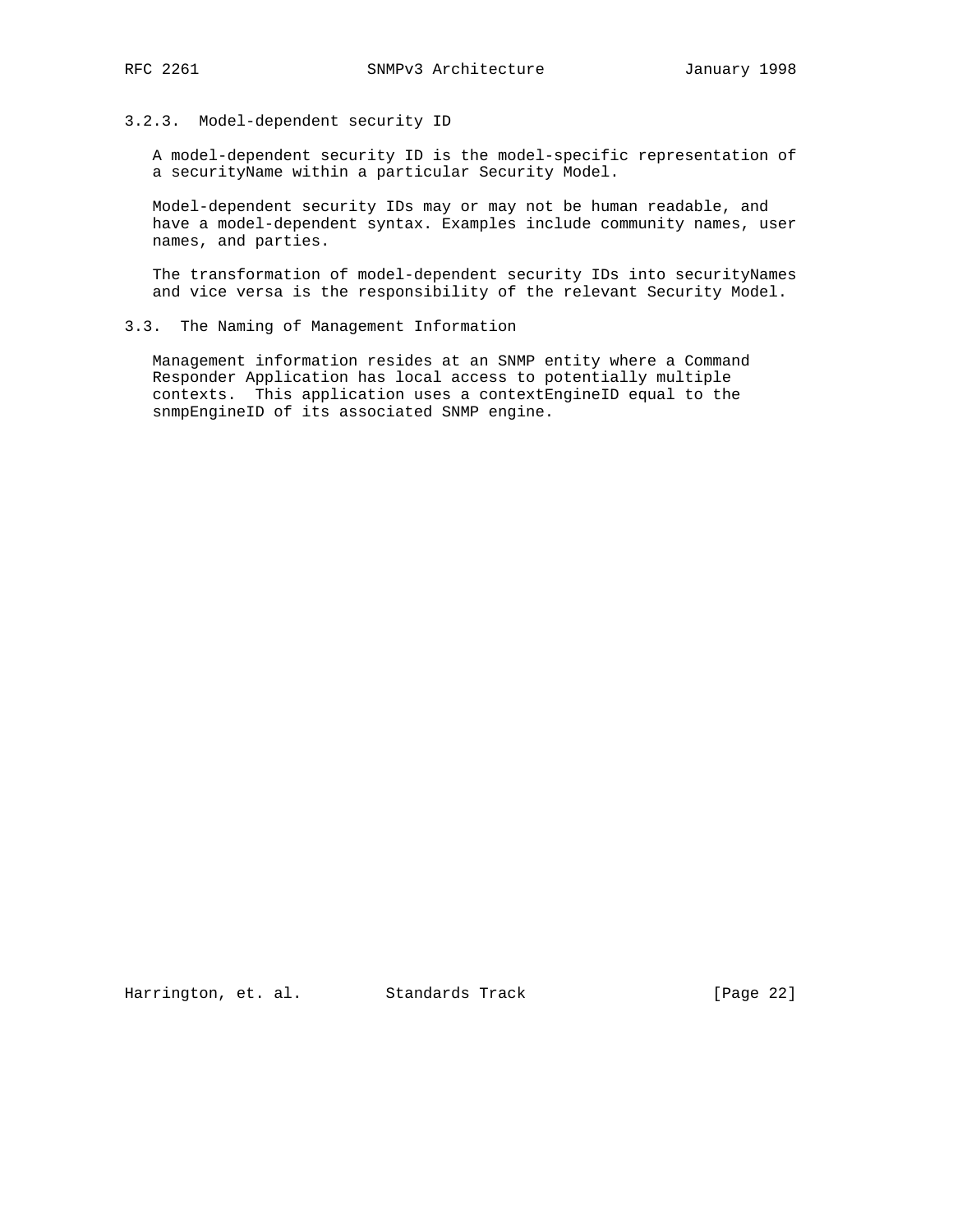### 3.2.3. Model-dependent security ID

A model-dependent security ID is the model-specific representation of a securityName within a particular Security Model.

Model-dependent security IDs may or may not be human readable, and have a model-dependent syntax. Examples include community names, user names, and parties.

The transformation of model-dependent security IDs into securityNames and vice versa is the responsibility of the relevant Security Model.

## 3.3. The Naming of Management Information

Management information resides at an SNMP entity where a Command Responder Application has local access to potentially multiple contexts. This application uses a contextEngineID equal to the snmpEngineID of its associated SNMP engine.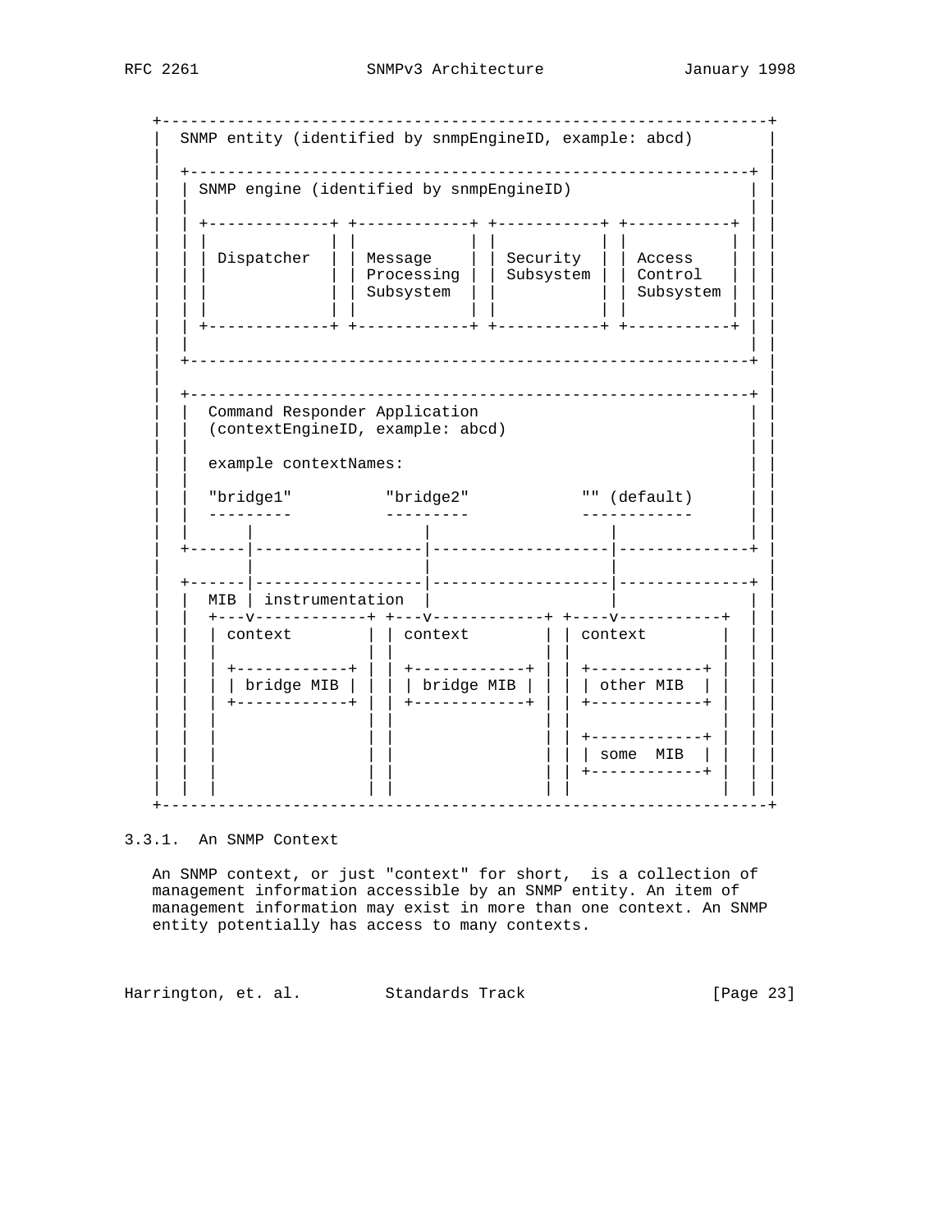```
+------------------------------------------------------------------+
|  SNMP entity (identified by snmpEngineID, example: abcd)         |
|                                                                  |
|  +------------------------------------------------------------+ |
|  | SNMP engine (identified by snmpEngineID)                   | |
|  |                                                            | |
|  | +-------------+ +------------+ +-----------+ +-----------+ | |
|  | |             | |            | |           | |           | | |
|  | | Dispatcher  | | Message    | | Security  | | Access    | | |
|  | |             | | Processing | | Subsystem | | Control   | | |
|  | |             | | Subsystem  | |           | | Subsystem | | |
|  | |             | |            | |           | |           | | |
|  | +-------------+ +------------+ +-----------+ +-----------+ | |
|  |                                                            | |
|  +------------------------------------------------------------+ |
|                                                                  |
|  +------------------------------------------------------------+ |
|  |  Command Responder Application                             | |
|  |  (contextEngineID, example: abcd)                          | |
|  |                                                            | |
|  |  example contextNames:                                     | |
|  |                                                            | |
|  |  "bridge1"          "bridge2"            "" (default)      | |
|  |  ---------          ---------            ------------      | |
|  |      |                  |                    |             | |
|  +------|------------------|--------------------|-------------+ |
|         |                  |                    |               |
|  +------|------------------|--------------------|-------------+ |
|  |  MIB | instrumentation  |                    |             | |
|  |  +---v------------+ +---v------------+ +----v-----------+  | |
|  |  | context        | | context        | | context        |  | |
|  |  |                | |                | |                |  | |
|  |  | +------------+ | | +------------+ | | +------------+ |  | |
|  |  | | bridge MIB | | | | bridge MIB | | | | other MIB  | |  | |
|  |  | +------------+ | | +------------+ | | +------------+ |  | |
|  |  |                | |                | |                |  | |
|  |  |                | |                | | +------------+ |  | |
|  |  |                | |                | | | some  MIB  | |  | |
|  |  |                | |                | | +------------+ |  | |
|  |  |                | |                | |                |  | |
+------------------------------------------------------------------+
```

### 3.3.1. An SNMP Context

An SNMP context, or just "context" for short, is a collection of management information accessible by an SNMP entity. An item of management information may exist in more than one context. An SNMP entity potentially has access to many contexts.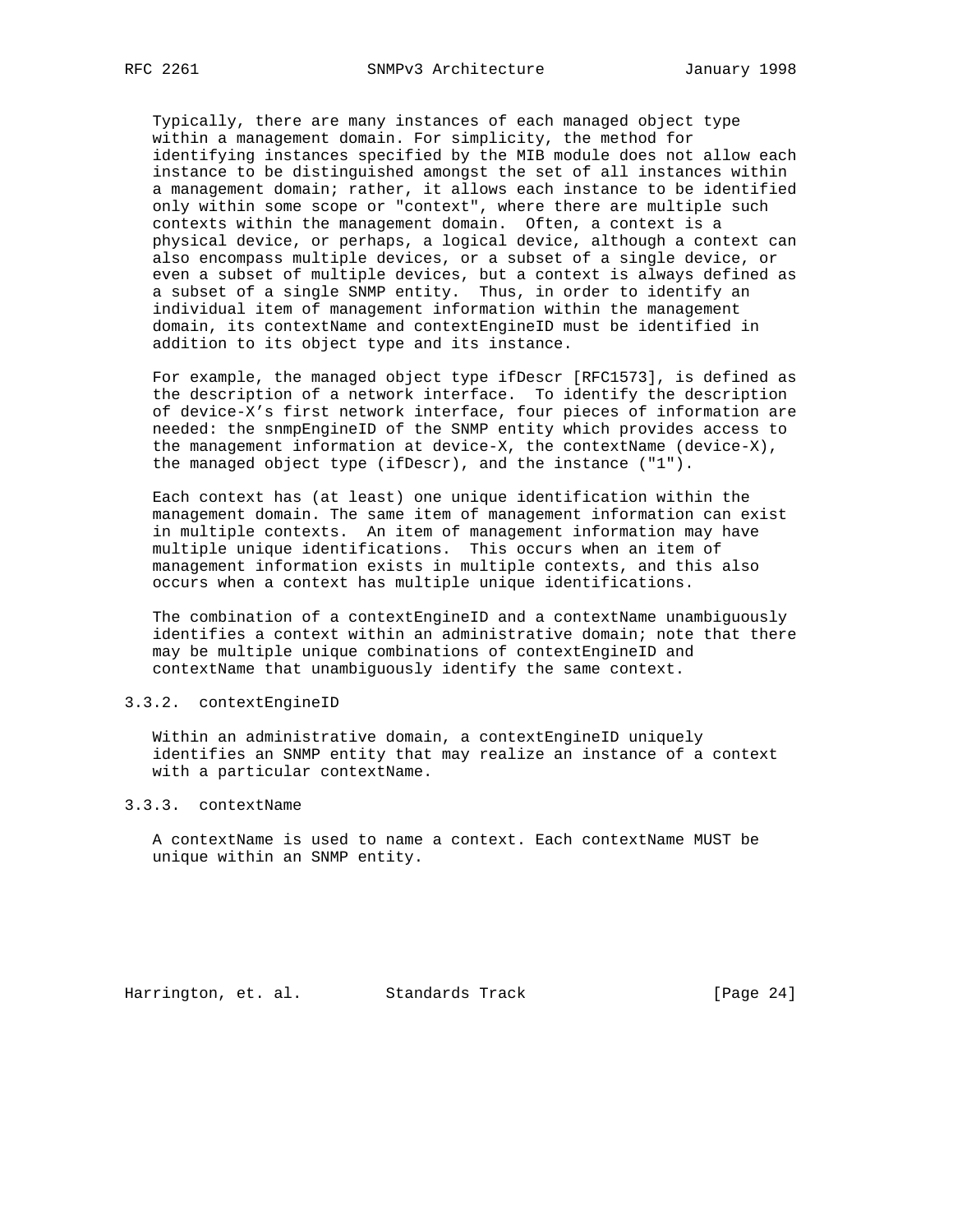Typically, there are many instances of each managed object type within a management domain. For simplicity, the method for identifying instances specified by the MIB module does not allow each instance to be distinguished amongst the set of all instances within a management domain; rather, it allows each instance to be identified only within some scope or "context", where there are multiple such contexts within the management domain. Often, a context is a physical device, or perhaps, a logical device, although a context can also encompass multiple devices, or a subset of a single device, or even a subset of multiple devices, but a context is always defined as a subset of a single SNMP entity. Thus, in order to identify an individual item of management information within the management domain, its contextName and contextEngineID must be identified in addition to its object type and its instance.

For example, the managed object type ifDescr [RFC1573], is defined as the description of a network interface. To identify the description of device-X's first network interface, four pieces of information are needed: the snmpEngineID of the SNMP entity which provides access to the management information at device-X, the contextName (device-X), the managed object type (ifDescr), and the instance ("1").

Each context has (at least) one unique identification within the management domain. The same item of management information can exist in multiple contexts. An item of management information may have multiple unique identifications. This occurs when an item of management information exists in multiple contexts, and this also occurs when a context has multiple unique identifications.

The combination of a contextEngineID and a contextName unambiguously identifies a context within an administrative domain; note that there may be multiple unique combinations of contextEngineID and contextName that unambiguously identify the same context.

### 3.3.2. contextEngineID

Within an administrative domain, a contextEngineID uniquely identifies an SNMP entity that may realize an instance of a context with a particular contextName.

### 3.3.3. contextName

A contextName is used to name a context. Each contextName MUST be unique within an SNMP entity.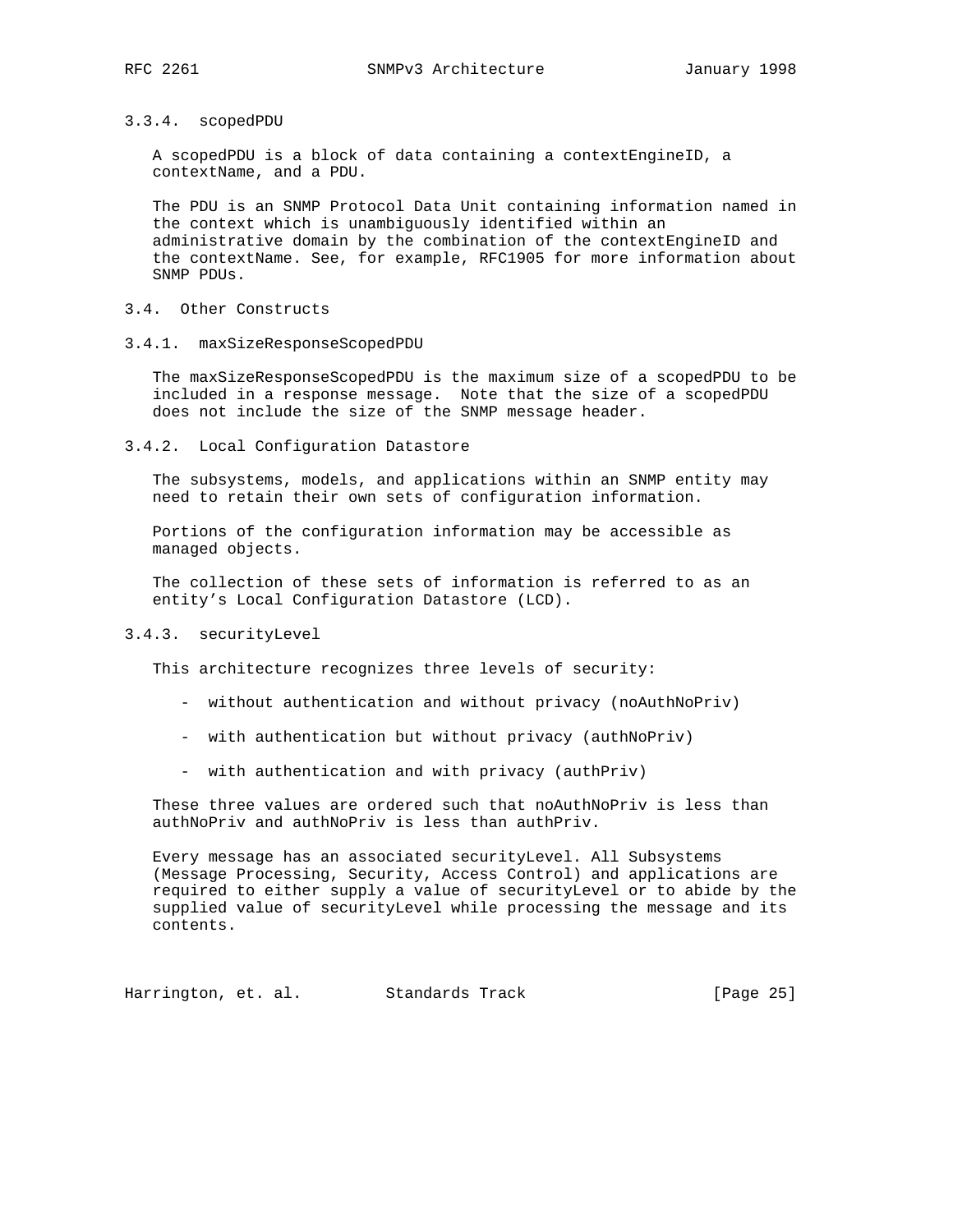### 3.3.4. scopedPDU

A scopedPDU is a block of data containing a contextEngineID, a contextName, and a PDU.

The PDU is an SNMP Protocol Data Unit containing information named in the context which is unambiguously identified within an administrative domain by the combination of the contextEngineID and the contextName. See, for example, RFC1905 for more information about SNMP PDUs.

## 3.4. Other Constructs

### 3.4.1. maxSizeResponseScopedPDU

The maxSizeResponseScopedPDU is the maximum size of a scopedPDU to be included in a response message. Note that the size of a scopedPDU does not include the size of the SNMP message header.

### 3.4.2. Local Configuration Datastore

The subsystems, models, and applications within an SNMP entity may need to retain their own sets of configuration information.

Portions of the configuration information may be accessible as managed objects.

The collection of these sets of information is referred to as an entity's Local Configuration Datastore (LCD).

### 3.4.3. securityLevel

This architecture recognizes three levels of security:

- without authentication and without privacy (noAuthNoPriv)
- with authentication but without privacy (authNoPriv)
- with authentication and with privacy (authPriv)

These three values are ordered such that noAuthNoPriv is less than authNoPriv and authNoPriv is less than authPriv.

Every message has an associated securityLevel. All Subsystems (Message Processing, Security, Access Control) and applications are required to either supply a value of securityLevel or to abide by the supplied value of securityLevel while processing the message and its contents.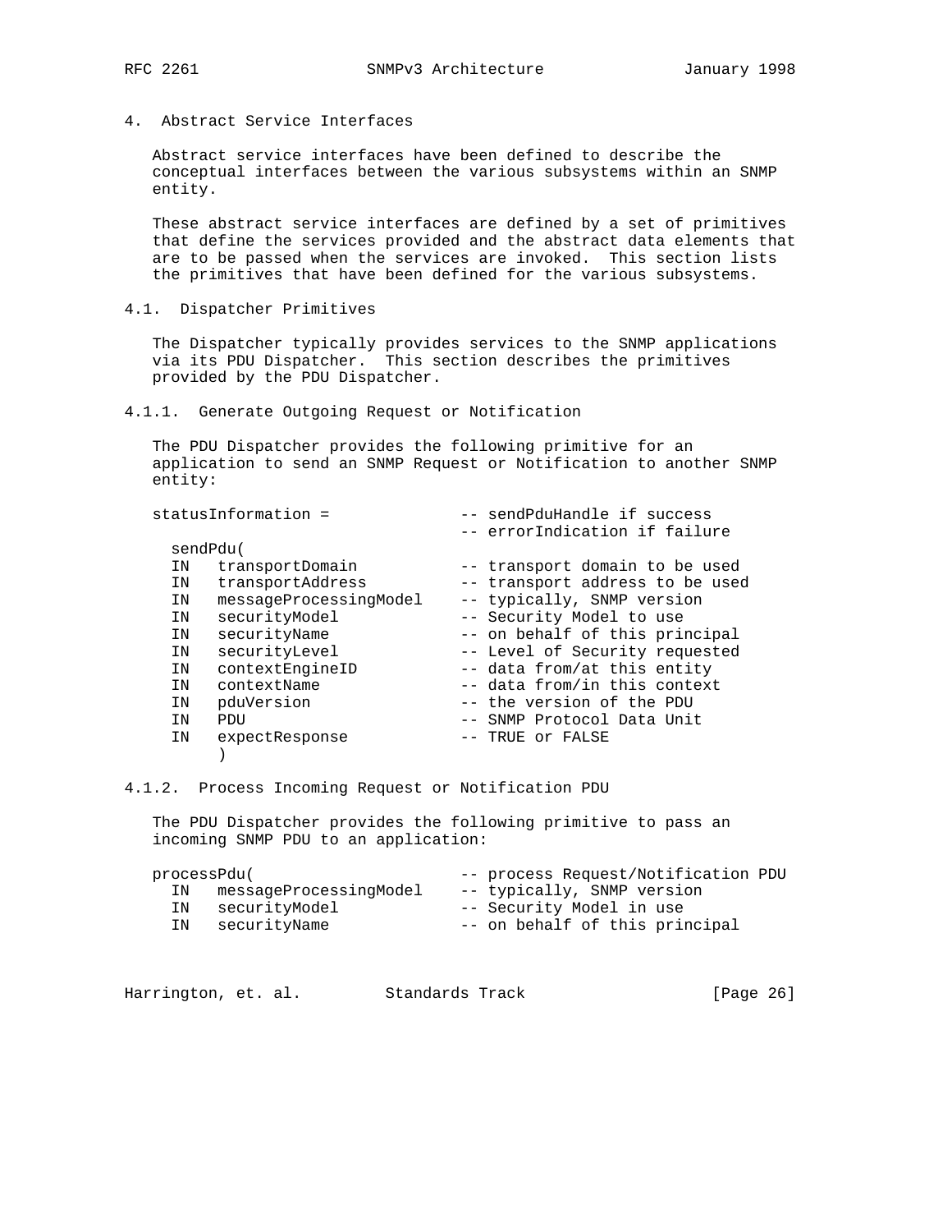## 4. Abstract Service Interfaces

Abstract service interfaces have been defined to describe the conceptual interfaces between the various subsystems within an SNMP entity.

These abstract service interfaces are defined by a set of primitives that define the services provided and the abstract data elements that are to be passed when the services are invoked. This section lists the primitives that have been defined for the various subsystems.

### 4.1. Dispatcher Primitives

The Dispatcher typically provides services to the SNMP applications via its PDU Dispatcher. This section describes the primitives provided by the PDU Dispatcher.

#### 4.1.1. Generate Outgoing Request or Notification

The PDU Dispatcher provides the following primitive for an application to send an SNMP Request or Notification to another SNMP entity:

```
statusInformation =              -- sendPduHandle if success
                                 -- errorIndication if failure
  sendPdu(
  IN   transportDomain           -- transport domain to be used
  IN   transportAddress          -- transport address to be used
  IN   messageProcessingModel    -- typically, SNMP version
  IN   securityModel             -- Security Model to use
  IN   securityName              -- on behalf of this principal
  IN   securityLevel             -- Level of Security requested
  IN   contextEngineID           -- data from/at this entity
  IN   contextName               -- data from/in this context
  IN   pduVersion                -- the version of the PDU
  IN   PDU                       -- SNMP Protocol Data Unit
  IN   expectResponse            -- TRUE or FALSE
       )
```

#### 4.1.2. Process Incoming Request or Notification PDU

The PDU Dispatcher provides the following primitive to pass an incoming SNMP PDU to an application:

```
processPdu(                      -- process Request/Notification PDU
  IN   messageProcessingModel    -- typically, SNMP version
  IN   securityModel             -- Security Model in use
  IN   securityName              -- on behalf of this principal
```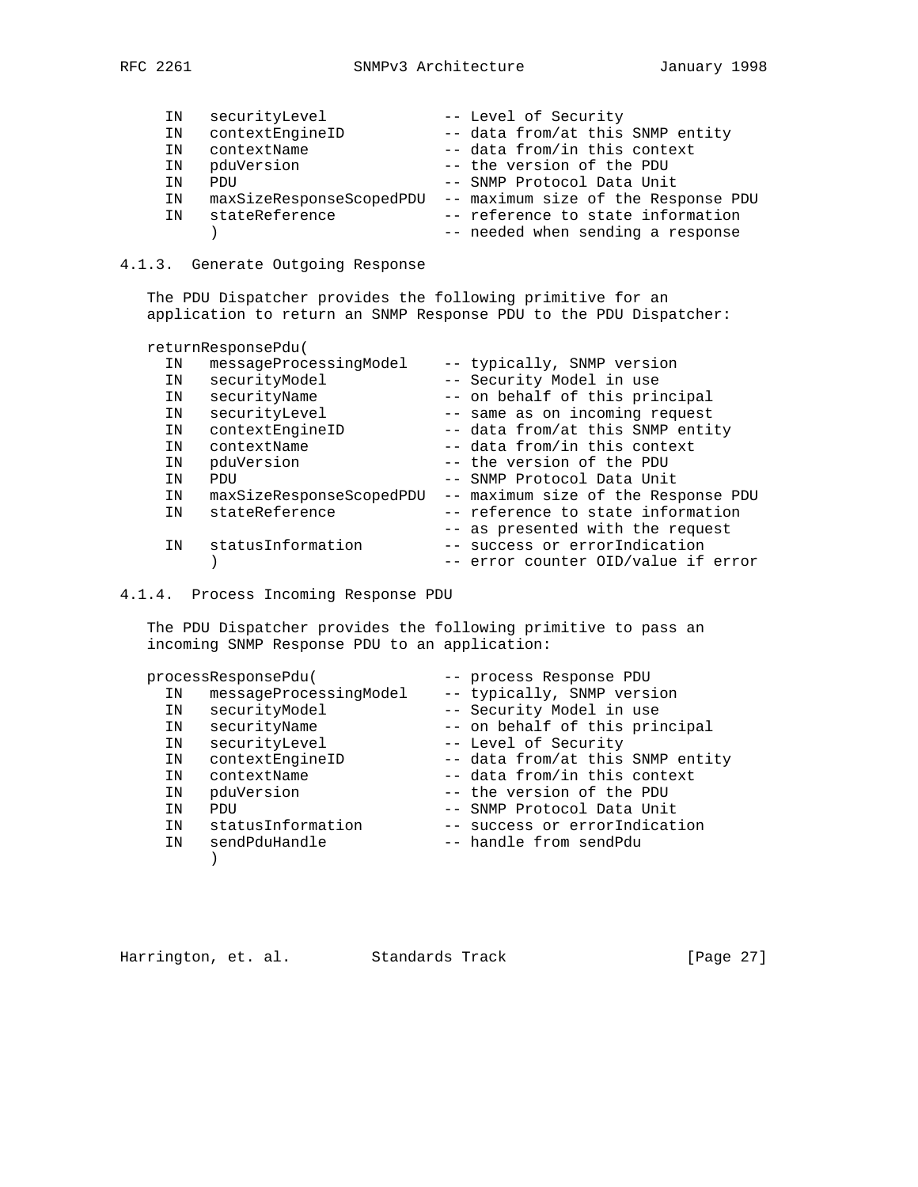```
     IN   securityLevel            -- Level of Security
     IN   contextEngineID          -- data from/at this SNMP entity
     IN   contextName              -- data from/in this context
     IN   pduVersion               -- the version of the PDU
     IN   PDU                      -- SNMP Protocol Data Unit
     IN   maxSizeResponseScopedPDU -- maximum size of the Response PDU
     IN   stateReference           -- reference to state information
          )                        -- needed when sending a response
```

### 4.1.3. Generate Outgoing Response

The PDU Dispatcher provides the following primitive for an application to return an SNMP Response PDU to the PDU Dispatcher:

```
   returnResponsePdu(
     IN   messageProcessingModel   -- typically, SNMP version
     IN   securityModel            -- Security Model in use
     IN   securityName             -- on behalf of this principal
     IN   securityLevel            -- same as on incoming request
     IN   contextEngineID          -- data from/at this SNMP entity
     IN   contextName              -- data from/in this context
     IN   pduVersion               -- the version of the PDU
     IN   PDU                      -- SNMP Protocol Data Unit
     IN   maxSizeResponseScopedPDU -- maximum size of the Response PDU
     IN   stateReference           -- reference to state information
                                   -- as presented with the request
     IN   statusInformation        -- success or errorIndication
          )                        -- error counter OID/value if error
```

### 4.1.4. Process Incoming Response PDU

The PDU Dispatcher provides the following primitive to pass an incoming SNMP Response PDU to an application:

```
   processResponsePdu(             -- process Response PDU
     IN   messageProcessingModel   -- typically, SNMP version
     IN   securityModel            -- Security Model in use
     IN   securityName             -- on behalf of this principal
     IN   securityLevel            -- Level of Security
     IN   contextEngineID          -- data from/at this SNMP entity
     IN   contextName              -- data from/in this context
     IN   pduVersion               -- the version of the PDU
     IN   PDU                      -- SNMP Protocol Data Unit
     IN   statusInformation        -- success or errorIndication
     IN   sendPduHandle            -- handle from sendPdu
          )
```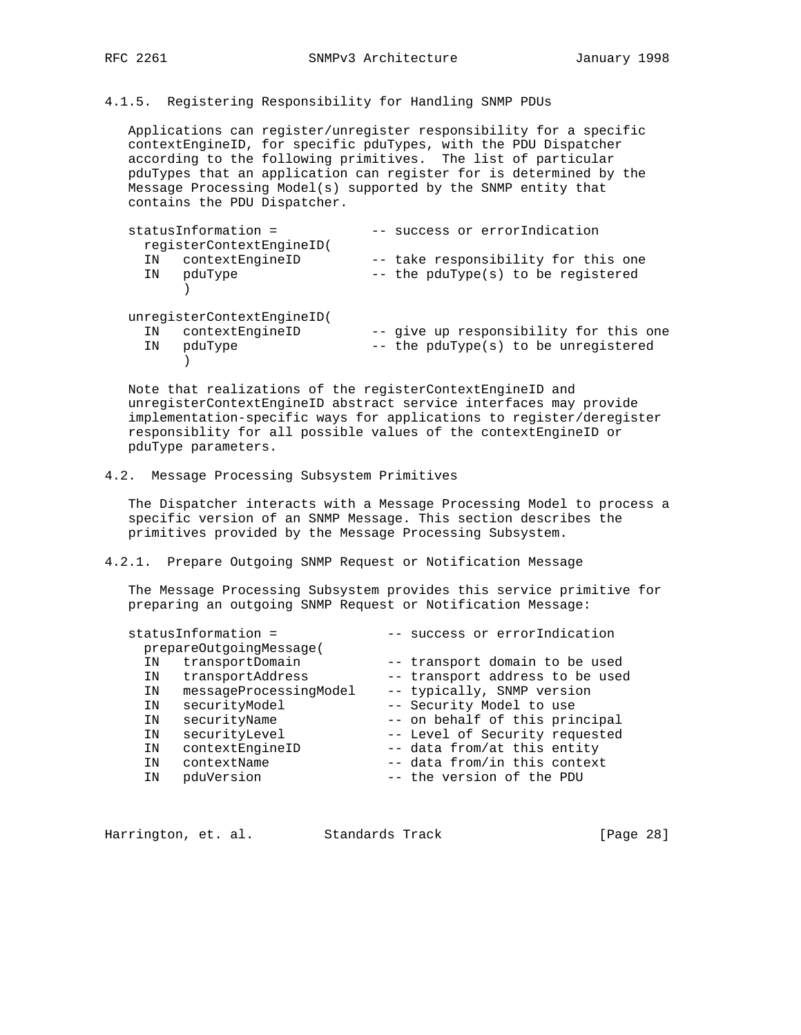### 4.1.5. Registering Responsibility for Handling SNMP PDUs

Applications can register/unregister responsibility for a specific contextEngineID, for specific pduTypes, with the PDU Dispatcher according to the following primitives. The list of particular pduTypes that an application can register for is determined by the Message Processing Model(s) supported by the SNMP entity that contains the PDU Dispatcher.

```
statusInformation =           -- success or errorIndication
  registerContextEngineID(
  IN   contextEngineID         -- take responsibility for this one
  IN   pduType                 -- the pduType(s) to be registered
       )

unregisterContextEngineID(
  IN   contextEngineID         -- give up responsibility for this one
  IN   pduType                 -- the pduType(s) to be unregistered
       )
```

Note that realizations of the registerContextEngineID and unregisterContextEngineID abstract service interfaces may provide implementation-specific ways for applications to register/deregister responsiblity for all possible values of the contextEngineID or pduType parameters.

## 4.2. Message Processing Subsystem Primitives

The Dispatcher interacts with a Message Processing Model to process a specific version of an SNMP Message. This section describes the primitives provided by the Message Processing Subsystem.

### 4.2.1. Prepare Outgoing SNMP Request or Notification Message

The Message Processing Subsystem provides this service primitive for preparing an outgoing SNMP Request or Notification Message:

```
statusInformation =              -- success or errorIndication
  prepareOutgoingMessage(
  IN   transportDomain           -- transport domain to be used
  IN   transportAddress          -- transport address to be used
  IN   messageProcessingModel    -- typically, SNMP version
  IN   securityModel             -- Security Model to use
  IN   securityName              -- on behalf of this principal
  IN   securityLevel             -- Level of Security requested
  IN   contextEngineID           -- data from/at this entity
  IN   contextName               -- data from/in this context
  IN   pduVersion                -- the version of the PDU
```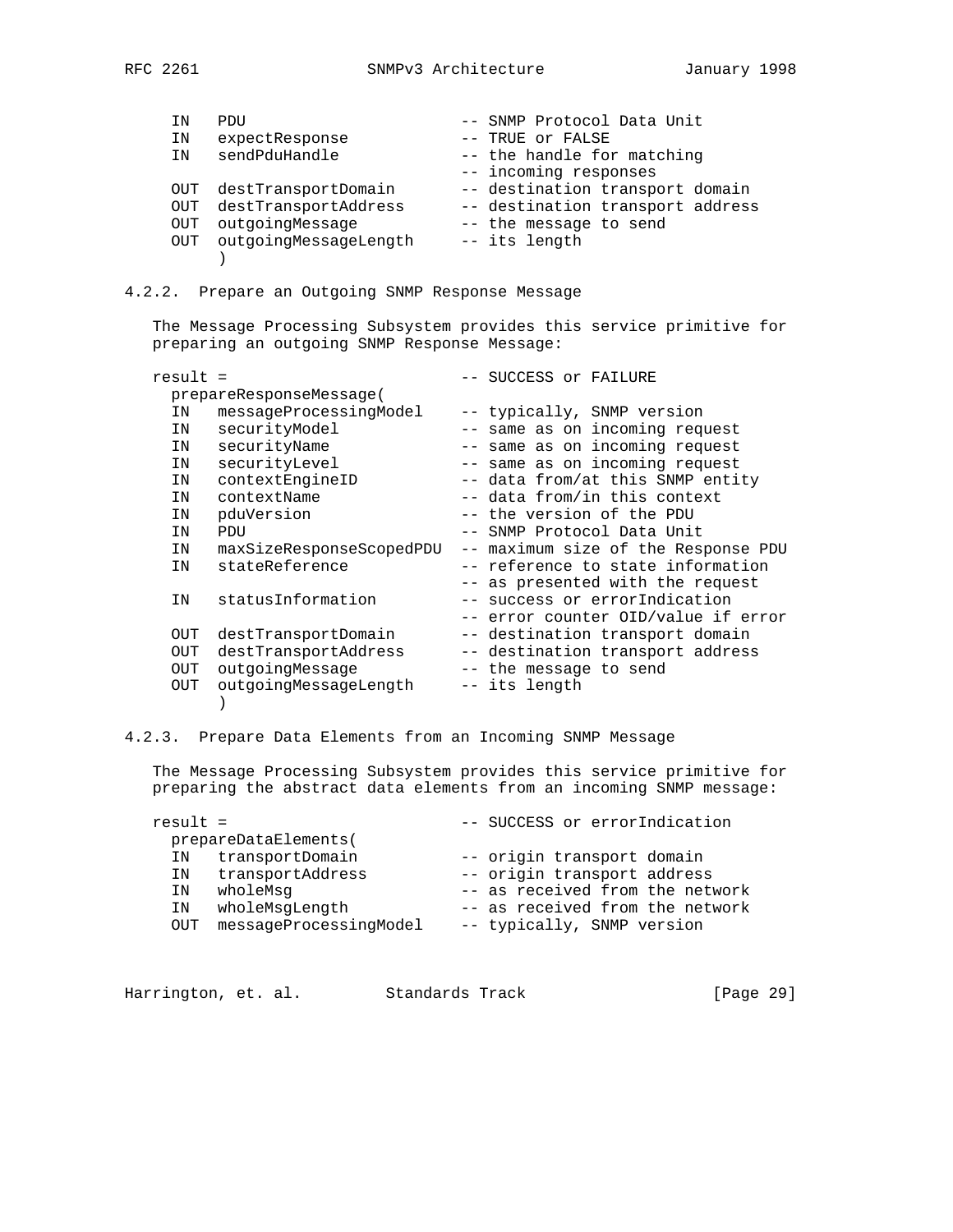```
     IN   PDU                       -- SNMP Protocol Data Unit
     IN   expectResponse            -- TRUE or FALSE
     IN   sendPduHandle             -- the handle for matching
                                    -- incoming responses
     OUT  destTransportDomain       -- destination transport domain
     OUT  destTransportAddress      -- destination transport address
     OUT  outgoingMessage           -- the message to send
     OUT  outgoingMessageLength     -- its length
          )
```

### 4.2.2. Prepare an Outgoing SNMP Response Message

The Message Processing Subsystem provides this service primitive for preparing an outgoing SNMP Response Message:

```
   result =                         -- SUCCESS or FAILURE
     prepareResponseMessage(
     IN   messageProcessingModel    -- typically, SNMP version
     IN   securityModel             -- same as on incoming request
     IN   securityName              -- same as on incoming request
     IN   securityLevel             -- same as on incoming request
     IN   contextEngineID           -- data from/at this SNMP entity
     IN   contextName               -- data from/in this context
     IN   pduVersion                -- the version of the PDU
     IN   PDU                       -- SNMP Protocol Data Unit
     IN   maxSizeResponseScopedPDU  -- maximum size of the Response PDU
     IN   stateReference            -- reference to state information
                                    -- as presented with the request
     IN   statusInformation         -- success or errorIndication
                                    -- error counter OID/value if error
     OUT  destTransportDomain       -- destination transport domain
     OUT  destTransportAddress      -- destination transport address
     OUT  outgoingMessage           -- the message to send
     OUT  outgoingMessageLength     -- its length
          )
```

### 4.2.3. Prepare Data Elements from an Incoming SNMP Message

The Message Processing Subsystem provides this service primitive for preparing the abstract data elements from an incoming SNMP message:

```
   result =                         -- SUCCESS or errorIndication
     prepareDataElements(
     IN   transportDomain           -- origin transport domain
     IN   transportAddress          -- origin transport address
     IN   wholeMsg                  -- as received from the network
     IN   wholeMsgLength            -- as received from the network
     OUT  messageProcessingModel    -- typically, SNMP version
```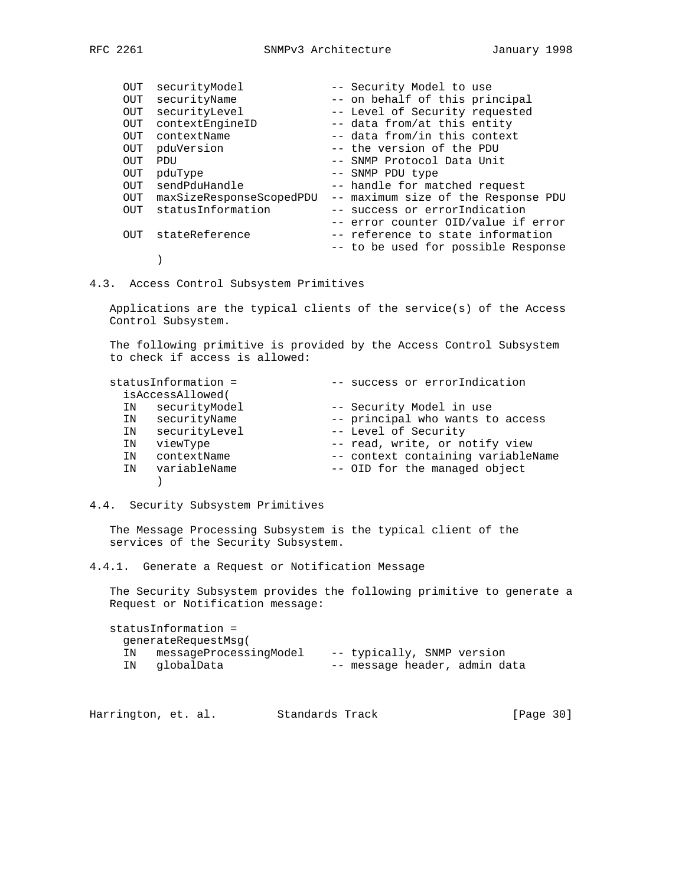```
     OUT  securityModel            -- Security Model to use
     OUT  securityName             -- on behalf of this principal
     OUT  securityLevel            -- Level of Security requested
     OUT  contextEngineID          -- data from/at this entity
     OUT  contextName              -- data from/in this context
     OUT  pduVersion               -- the version of the PDU
     OUT  PDU                      -- SNMP Protocol Data Unit
     OUT  pduType                  -- SNMP PDU type
     OUT  sendPduHandle            -- handle for matched request
     OUT  maxSizeResponseScopedPDU -- maximum size of the Response PDU
     OUT  statusInformation        -- success or errorIndication
                                   -- error counter OID/value if error
     OUT  stateReference           -- reference to state information
                                   -- to be used for possible Response
          )
```

## 4.3. Access Control Subsystem Primitives

Applications are the typical clients of the service(s) of the Access Control Subsystem.

The following primitive is provided by the Access Control Subsystem to check if access is allowed:

```
   statusInformation =             -- success or errorIndication
     isAccessAllowed(
     IN   securityModel            -- Security Model in use
     IN   securityName             -- principal who wants to access
     IN   securityLevel            -- Level of Security
     IN   viewType                 -- read, write, or notify view
     IN   contextName              -- context containing variableName
     IN   variableName             -- OID for the managed object
          )
```

## 4.4. Security Subsystem Primitives

The Message Processing Subsystem is the typical client of the services of the Security Subsystem.

### 4.4.1. Generate a Request or Notification Message

The Security Subsystem provides the following primitive to generate a Request or Notification message:

```
   statusInformation =
     generateRequestMsg(
     IN   messageProcessingModel    -- typically, SNMP version
     IN   globalData                -- message header, admin data
```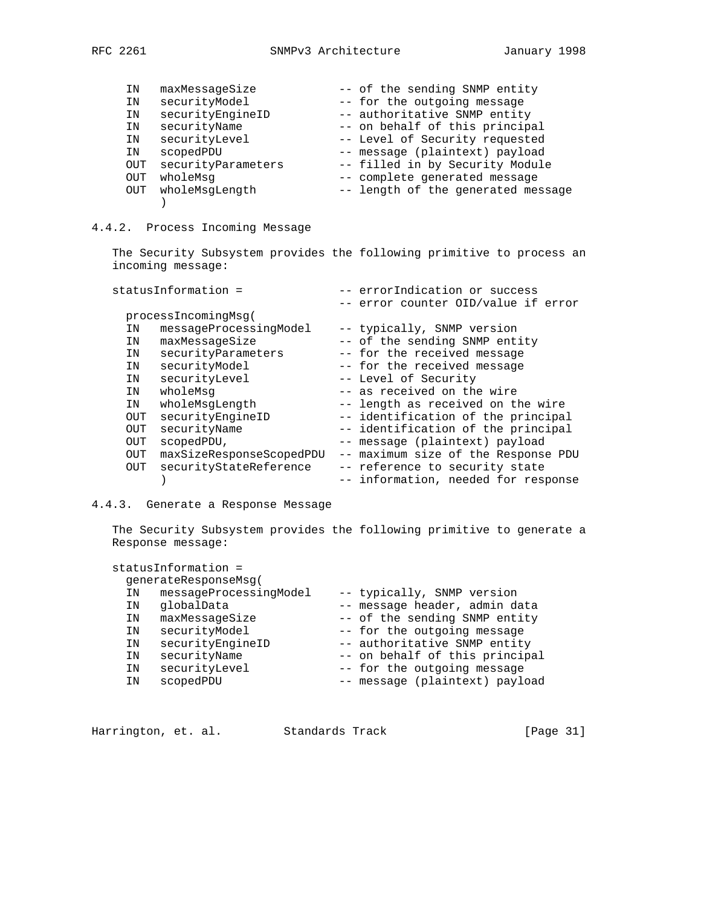```
     IN   maxMessageSize            -- of the sending SNMP entity
     IN   securityModel             -- for the outgoing message
     IN   securityEngineID          -- authoritative SNMP entity
     IN   securityName              -- on behalf of this principal
     IN   securityLevel             -- Level of Security requested
     IN   scopedPDU                 -- message (plaintext) payload
     OUT  securityParameters        -- filled in by Security Module
     OUT  wholeMsg                  -- complete generated message
     OUT  wholeMsgLength            -- length of the generated message
          )
```

### 4.4.2. Process Incoming Message

The Security Subsystem provides the following primitive to process an incoming message:

```
   statusInformation =              -- errorIndication or success
                                    -- error counter OID/value if error
     processIncomingMsg(
     IN   messageProcessingModel    -- typically, SNMP version
     IN   maxMessageSize            -- of the sending SNMP entity
     IN   securityParameters        -- for the received message
     IN   securityModel             -- for the received message
     IN   securityLevel             -- Level of Security
     IN   wholeMsg                  -- as received on the wire
     IN   wholeMsgLength            -- length as received on the wire
     OUT  securityEngineID          -- identification of the principal
     OUT  securityName              -- identification of the principal
     OUT  scopedPDU,                -- message (plaintext) payload
     OUT  maxSizeResponseScopedPDU  -- maximum size of the Response PDU
     OUT  securityStateReference    -- reference to security state
          )                         -- information, needed for response
```

### 4.4.3. Generate a Response Message

The Security Subsystem provides the following primitive to generate a Response message:

```
   statusInformation =
     generateResponseMsg(
     IN   messageProcessingModel    -- typically, SNMP version
     IN   globalData                -- message header, admin data
     IN   maxMessageSize            -- of the sending SNMP entity
     IN   securityModel             -- for the outgoing message
     IN   securityEngineID          -- authoritative SNMP entity
     IN   securityName              -- on behalf of this principal
     IN   securityLevel             -- for the outgoing message
     IN   scopedPDU                 -- message (plaintext) payload
```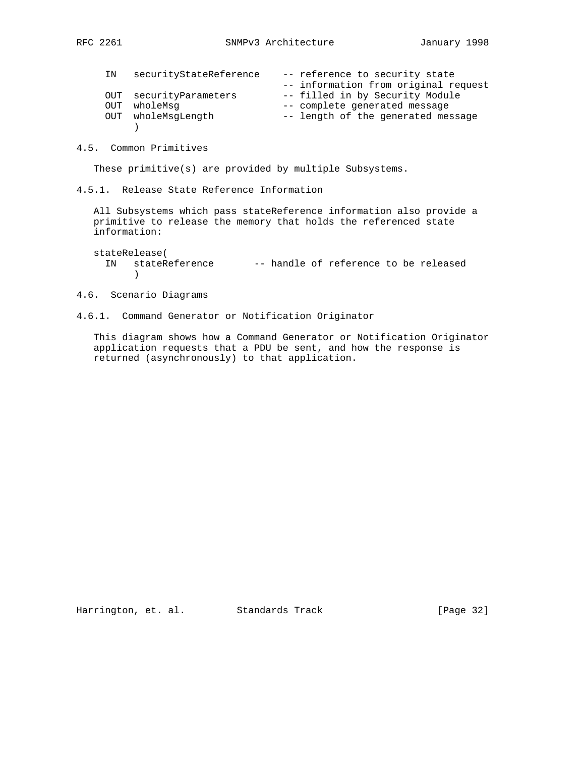```
     IN   securityStateReference    -- reference to security state
                                    -- information from original request
     OUT  securityParameters        -- filled in by Security Module
     OUT  wholeMsg                  -- complete generated message
     OUT  wholeMsgLength            -- length of the generated message
          )
```

### 4.5. Common Primitives

These primitive(s) are provided by multiple Subsystems.

#### 4.5.1. Release State Reference Information

All Subsystems which pass stateReference information also provide a primitive to release the memory that holds the referenced state information:

```
   stateRelease(
     IN   stateReference       -- handle of reference to be released
          )
```

### 4.6. Scenario Diagrams

#### 4.6.1. Command Generator or Notification Originator

This diagram shows how a Command Generator or Notification Originator application requests that a PDU be sent, and how the response is returned (asynchronously) to that application.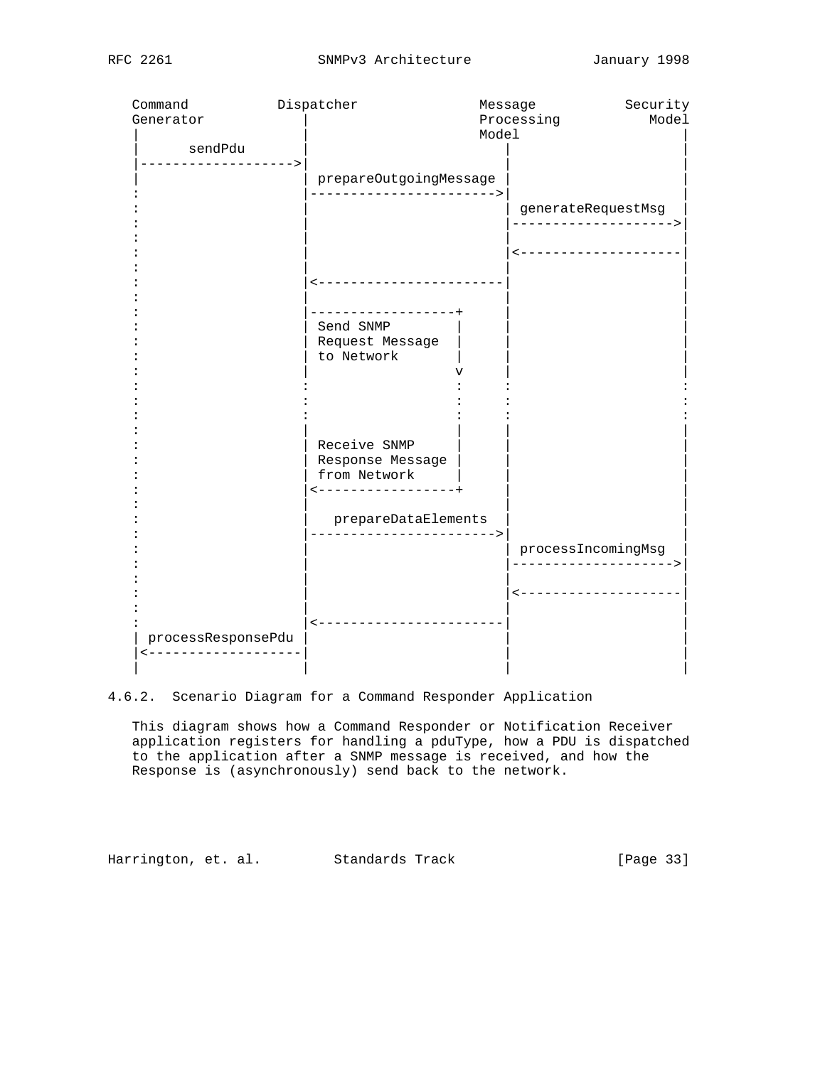```
Command           Dispatcher               Message           Security
Generator            |                     Processing           Model
|                    |                     Model                    |
|      sendPdu       |                        |                     |
|------------------->|                        |                     |
|                    | prepareOutgoingMessage |                     |
:                    |----------------------->|                     |
:                    |                        | generateRequestMsg  |
:                    |                        |-------------------->|
:                    |                        |                     |
:                    |                        |<--------------------|
:                    |                        |                     |
:                    |<-----------------------|                     |
:                    |                        |                     |
:                    |------------------+     |                     |
:                    | Send SNMP        |     |                     |
:                    | Request Message  |     |                     |
:                    | to Network       |     |                     |
:                    |                  v     |                     |
:                    :                  :     :                     :
:                    :                  :     :                     :
:                    :                  :     :                     :
:                    |                  |     |                     |
:                    | Receive SNMP     |     |                     |
:                    | Response Message |     |                     |
:                    | from Network     |     |                     |
:                    |<-----------------+     |                     |
:                    |                        |                     |
:                    |   prepareDataElements  |                     |
:                    |----------------------->|                     |
:                    |                        | processIncomingMsg  |
:                    |                        |-------------------->|
:                    |                        |                     |
:                    |                        |<--------------------|
:                    |                        |                     |
:                    |<-----------------------|                     |
| processResponsePdu |                        |                     |
|<-------------------|                        |                     |
|                    |                        |                     |
```

### 4.6.2. Scenario Diagram for a Command Responder Application

This diagram shows how a Command Responder or Notification Receiver application registers for handling a pduType, how a PDU is dispatched to the application after a SNMP message is received, and how the Response is (asynchronously) send back to the network.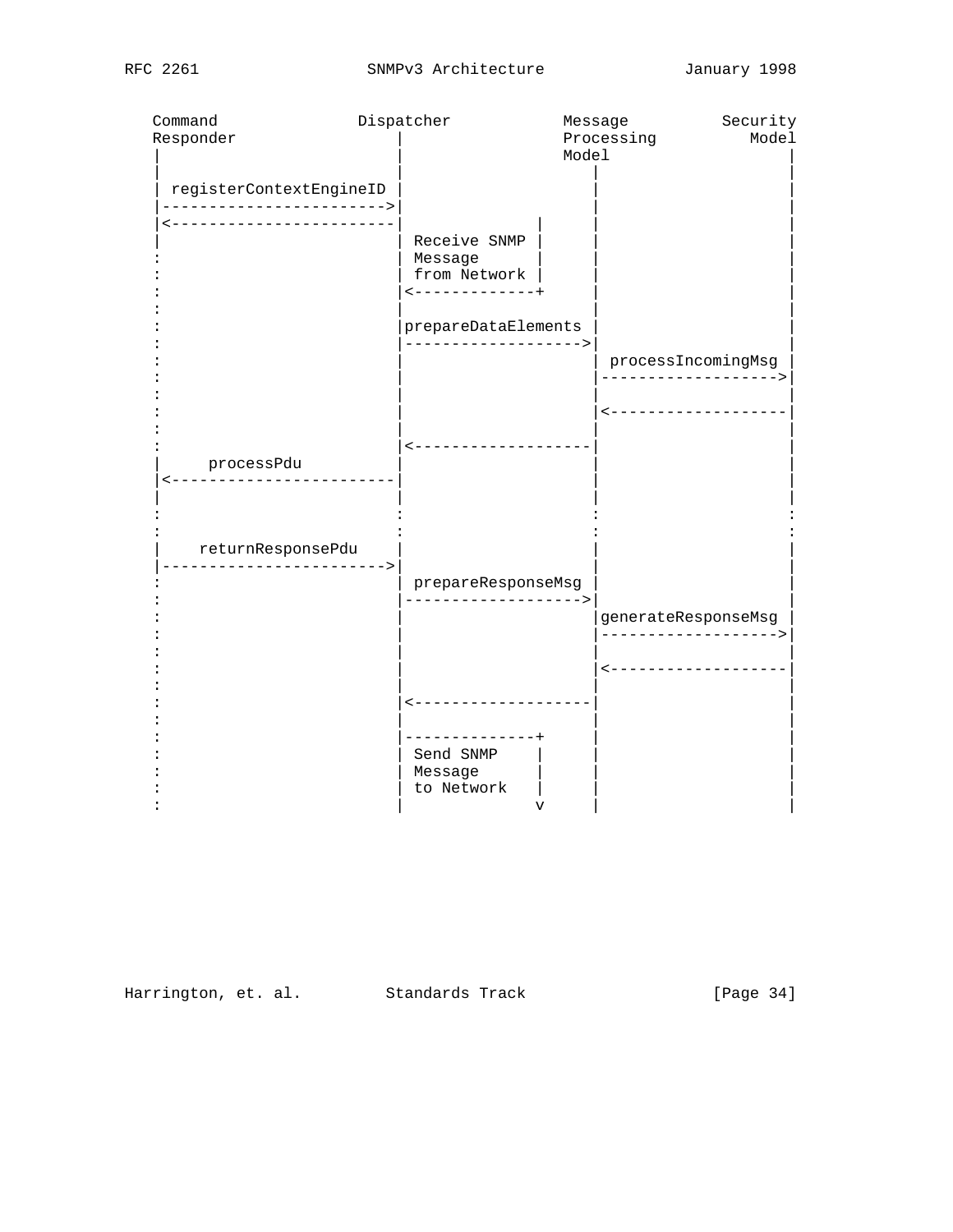```
   Command               Dispatcher           Message          Security
   Responder                 |                Processing          Model
   |                         |                Model                   |
   |                         |                     |                  |
   | registerContextEngineID |                     |                  |
   |------------------------>|                     |                  |
   |<------------------------|              |      |                  |
   |                         | Receive SNMP |      |                  |
   :                         | Message      |      |                  |
   :                         | from Network |      |                  |
   :                         |<-------------+      |                  |
   :                         |                     |                  |
   :                         |prepareDataElements  |                  |
   :                         |-------------------->|                  |
   :                         |                     | processIncomingMsg |
   :                         |                     |------------------->|
   :                         |                     |                  |
   :                         |                     |<-------------------|
   :                         |                     |                  |
   :                         |<--------------------|                  |
   |     processPdu          |                     |                  |
   |<------------------------|                     |                  |
   |                         |                     |                  |
   :                         :                     :                  :
   :                         :                     :                  :
   |    returnResponsePdu    |                     |                  |
   |------------------------>|                     |                  |
   :                         | prepareResponseMsg  |                  |
   :                         |-------------------->|                  |
   :                         |                     |generateResponseMsg |
   :                         |                     |------------------->|
   :                         |                     |                  |
   :                         |                     |<-------------------|
   :                         |                     |                  |
   :                         |<--------------------|                  |
   :                         |                     |                  |
   :                         |--------------+      |                  |
   :                         | Send SNMP    |      |                  |
   :                         | Message      |      |                  |
   :                         | to Network   |      |                  |
   :                         |              v      |                  |
```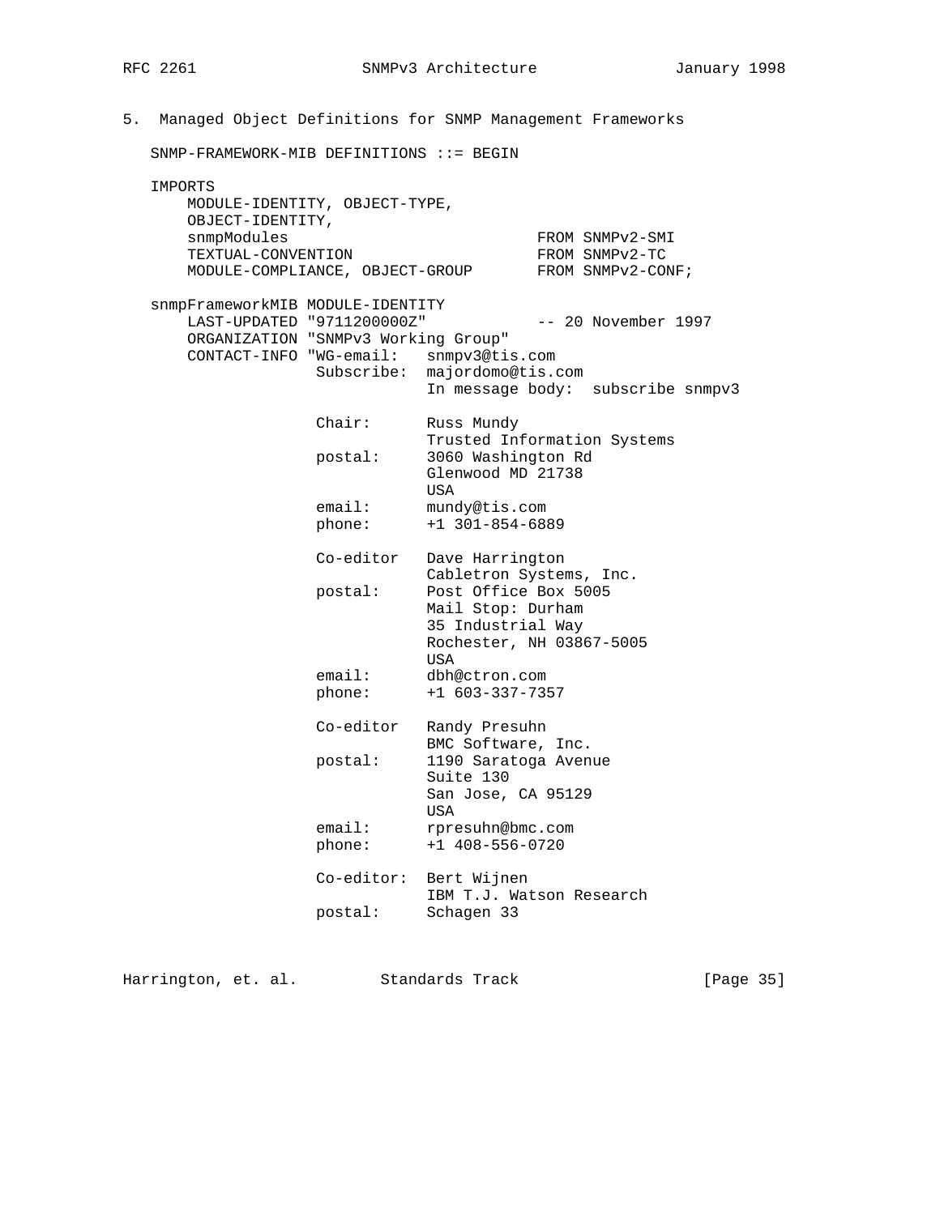## 5. Managed Object Definitions for SNMP Management Frameworks

```
SNMP-FRAMEWORK-MIB DEFINITIONS ::= BEGIN

IMPORTS
    MODULE-IDENTITY, OBJECT-TYPE,
    OBJECT-IDENTITY,
    snmpModules                           FROM SNMPv2-SMI
    TEXTUAL-CONVENTION                    FROM SNMPv2-TC
    MODULE-COMPLIANCE, OBJECT-GROUP       FROM SNMPv2-CONF;

snmpFrameworkMIB MODULE-IDENTITY
    LAST-UPDATED "9711200000Z"            -- 20 November 1997
    ORGANIZATION "SNMPv3 Working Group"
    CONTACT-INFO "WG-email:   snmpv3@tis.com
                  Subscribe:  majordomo@tis.com
                              In message body:  subscribe snmpv3

                  Chair:      Russ Mundy
                              Trusted Information Systems
                  postal:     3060 Washington Rd
                              Glenwood MD 21738
                              USA
                  email:      mundy@tis.com
                  phone:      +1 301-854-6889

                  Co-editor   Dave Harrington
                              Cabletron Systems, Inc.
                  postal:     Post Office Box 5005
                              Mail Stop: Durham
                              35 Industrial Way
                              Rochester, NH 03867-5005
                              USA
                  email:      dbh@ctron.com
                  phone:      +1 603-337-7357

                  Co-editor   Randy Presuhn
                              BMC Software, Inc.
                  postal:     1190 Saratoga Avenue
                              Suite 130
                              San Jose, CA 95129
                              USA
                  email:      rpresuhn@bmc.com
                  phone:      +1 408-556-0720

                  Co-editor:  Bert Wijnen
                              IBM T.J. Watson Research
                  postal:     Schagen 33
```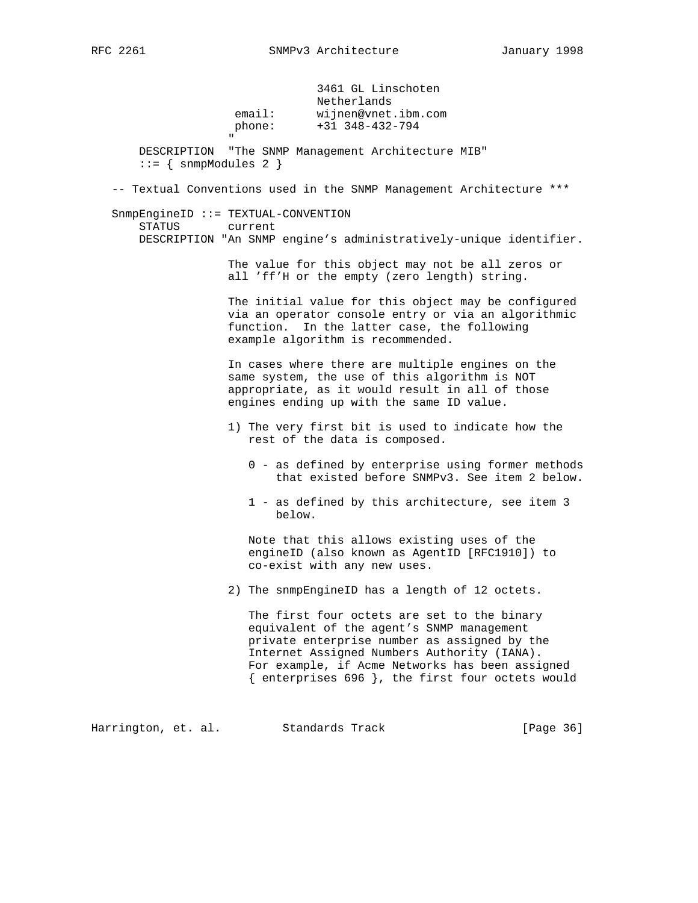```
                              3461 GL Linschoten
                              Netherlands
                     email:      wijnen@vnet.ibm.com
                     phone:      +31 348-432-794
                    "
       DESCRIPTION  "The SNMP Management Architecture MIB"
       ::= { snmpModules 2 }

   -- Textual Conventions used in the SNMP Management Architecture ***

   SnmpEngineID ::= TEXTUAL-CONVENTION
       STATUS       current
       DESCRIPTION "An SNMP engine's administratively-unique identifier.

                    The value for this object may not be all zeros or
                    all 'ff'H or the empty (zero length) string.

                    The initial value for this object may be configured
                    via an operator console entry or via an algorithmic
                    function.  In the latter case, the following
                    example algorithm is recommended.

                    In cases where there are multiple engines on the
                    same system, the use of this algorithm is NOT
                    appropriate, as it would result in all of those
                    engines ending up with the same ID value.

                    1) The very first bit is used to indicate how the
                       rest of the data is composed.

                       0 - as defined by enterprise using former methods
                           that existed before SNMPv3. See item 2 below.

                       1 - as defined by this architecture, see item 3
                           below.

                       Note that this allows existing uses of the
                       engineID (also known as AgentID [RFC1910]) to
                       co-exist with any new uses.

                    2) The snmpEngineID has a length of 12 octets.

                       The first four octets are set to the binary
                       equivalent of the agent's SNMP management
                       private enterprise number as assigned by the
                       Internet Assigned Numbers Authority (IANA).
                       For example, if Acme Networks has been assigned
                       { enterprises 696 }, the first four octets would
```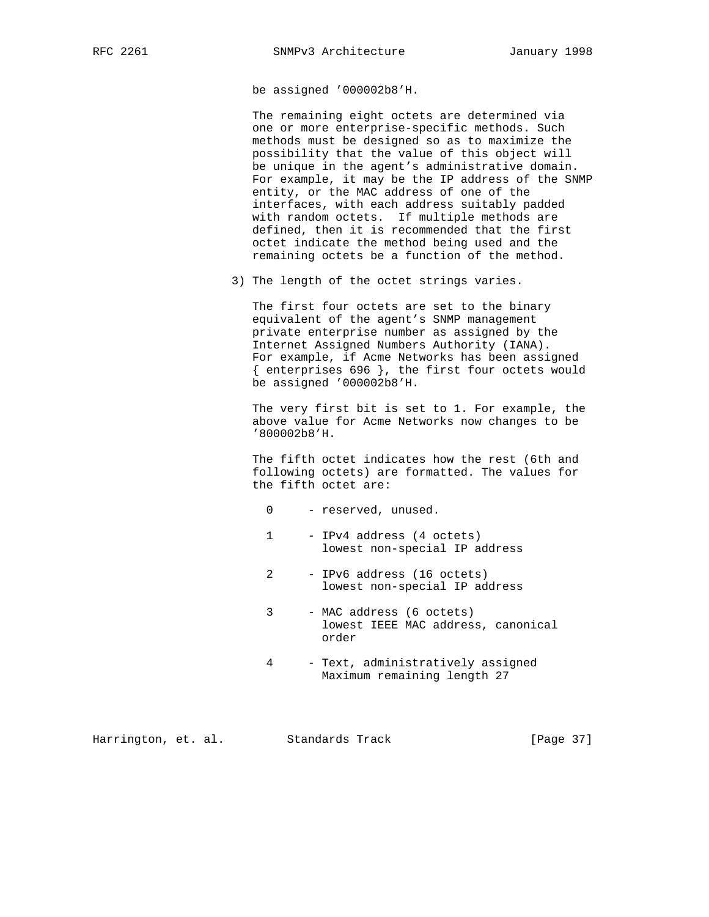be assigned '000002b8'H.

The remaining eight octets are determined via one or more enterprise-specific methods. Such methods must be designed so as to maximize the possibility that the value of this object will be unique in the agent's administrative domain. For example, it may be the IP address of the SNMP entity, or the MAC address of one of the interfaces, with each address suitably padded with random octets. If multiple methods are defined, then it is recommended that the first octet indicate the method being used and the remaining octets be a function of the method.

3) The length of the octet strings varies.

The first four octets are set to the binary equivalent of the agent's SNMP management private enterprise number as assigned by the Internet Assigned Numbers Authority (IANA). For example, if Acme Networks has been assigned { enterprises 696 }, the first four octets would be assigned '000002b8'H.

The very first bit is set to 1. For example, the above value for Acme Networks now changes to be '800002b8'H.

The fifth octet indicates how the rest (6th and following octets) are formatted. The values for the fifth octet are:

```
  0     - reserved, unused.

  1     - IPv4 address (4 octets)
          lowest non-special IP address

  2     - IPv6 address (16 octets)
          lowest non-special IP address

  3     - MAC address (6 octets)
          lowest IEEE MAC address, canonical
          order

  4     - Text, administratively assigned
          Maximum remaining length 27
```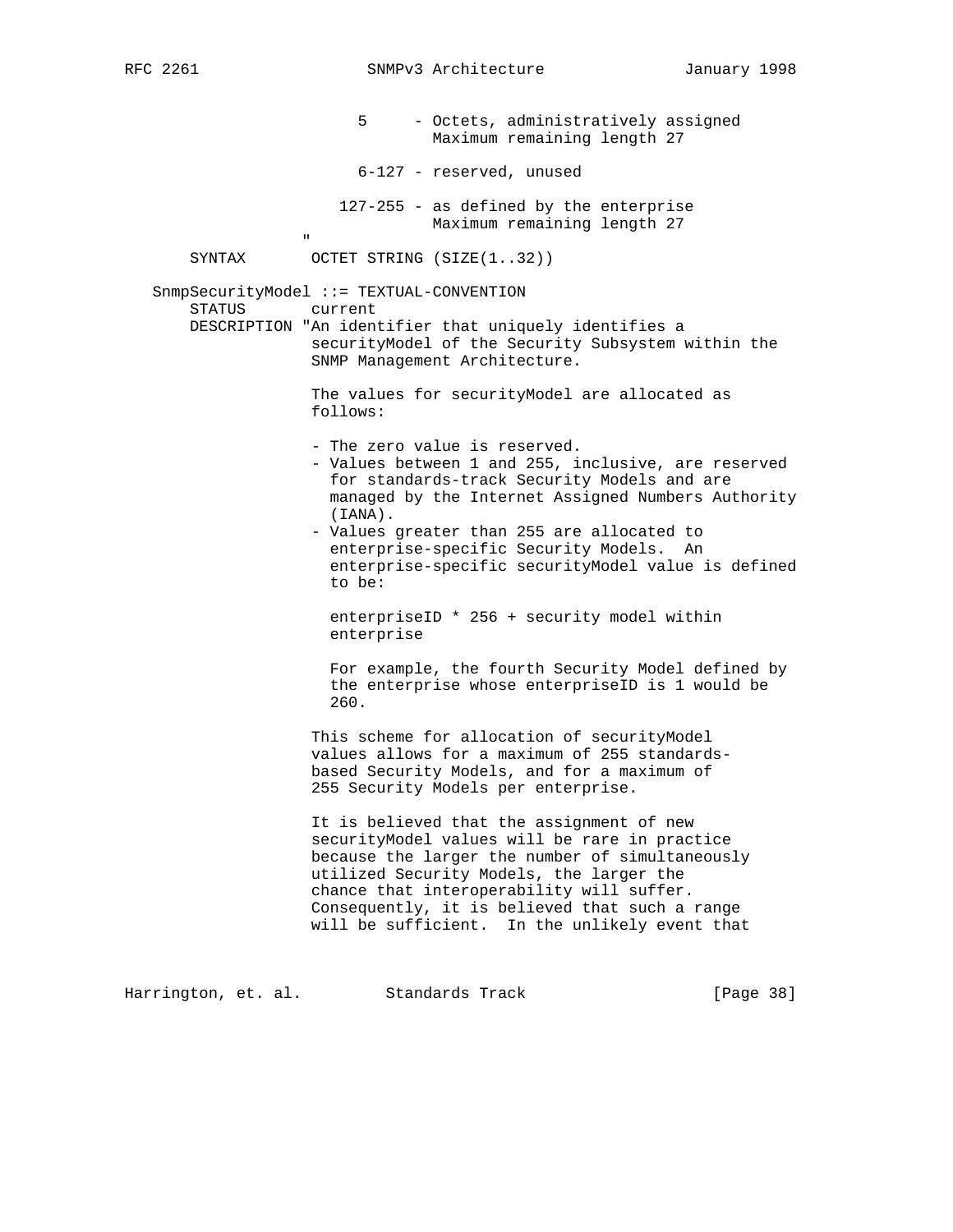```
                        5     - Octets, administratively assigned
                                Maximum remaining length 27

                        6-127 - reserved, unused

                      127-255 - as defined by the enterprise
                                Maximum remaining length 27
                   "
       SYNTAX       OCTET STRING (SIZE(1..32))

   SnmpSecurityModel ::= TEXTUAL-CONVENTION
       STATUS       current
       DESCRIPTION "An identifier that uniquely identifies a
                    securityModel of the Security Subsystem within the
                    SNMP Management Architecture.

                    The values for securityModel are allocated as
                    follows:

                    - The zero value is reserved.
                    - Values between 1 and 255, inclusive, are reserved
                      for standards-track Security Models and are
                      managed by the Internet Assigned Numbers Authority
                      (IANA).
                    - Values greater than 255 are allocated to
                      enterprise-specific Security Models.  An
                      enterprise-specific securityModel value is defined
                      to be:

                      enterpriseID * 256 + security model within
                      enterprise

                      For example, the fourth Security Model defined by
                      the enterprise whose enterpriseID is 1 would be
                      260.

                    This scheme for allocation of securityModel
                    values allows for a maximum of 255 standards-
                    based Security Models, and for a maximum of
                    255 Security Models per enterprise.

                    It is believed that the assignment of new
                    securityModel values will be rare in practice
                    because the larger the number of simultaneously
                    utilized Security Models, the larger the
                    chance that interoperability will suffer.
                    Consequently, it is believed that such a range
                    will be sufficient.  In the unlikely event that
```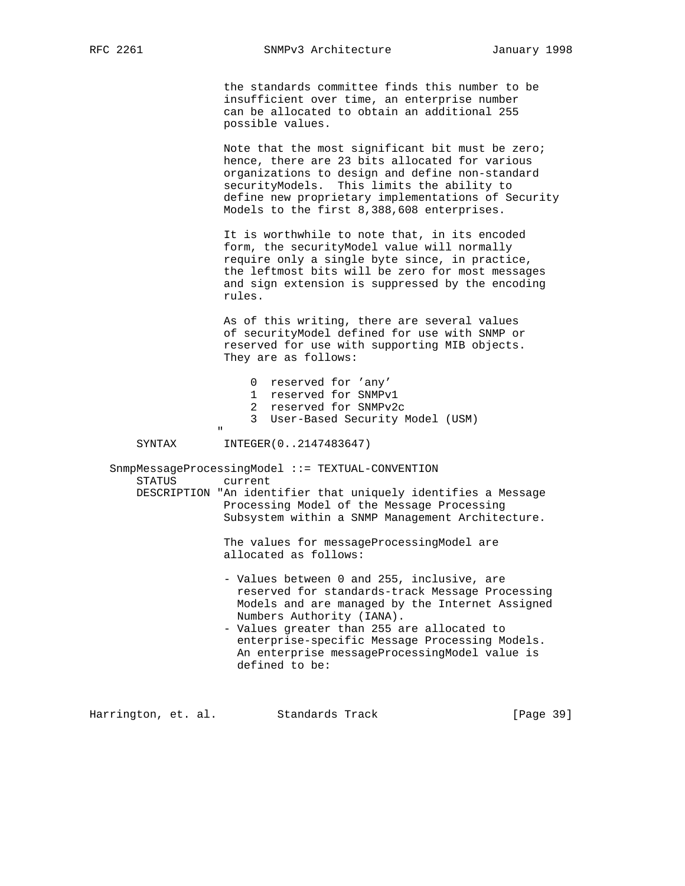```
                 the standards committee finds this number to be
                 insufficient over time, an enterprise number
                 can be allocated to obtain an additional 255
                 possible values.

                 Note that the most significant bit must be zero;
                 hence, there are 23 bits allocated for various
                 organizations to design and define non-standard
                 securityModels.  This limits the ability to
                 define new proprietary implementations of Security
                 Models to the first 8,388,608 enterprises.

                 It is worthwhile to note that, in its encoded
                 form, the securityModel value will normally
                 require only a single byte since, in practice,
                 the leftmost bits will be zero for most messages
                 and sign extension is suppressed by the encoding
                 rules.

                 As of this writing, there are several values
                 of securityModel defined for use with SNMP or
                 reserved for use with supporting MIB objects.
                 They are as follows:

                     0  reserved for 'any'
                     1  reserved for SNMPv1
                     2  reserved for SNMPv2c
                     3  User-Based Security Model (USM)
                "
    SYNTAX       INTEGER(0..2147483647)

SnmpMessageProcessingModel ::= TEXTUAL-CONVENTION
    STATUS       current
    DESCRIPTION "An identifier that uniquely identifies a Message
                 Processing Model of the Message Processing
                 Subsystem within a SNMP Management Architecture.

                 The values for messageProcessingModel are
                 allocated as follows:

                 - Values between 0 and 255, inclusive, are
                   reserved for standards-track Message Processing
                   Models and are managed by the Internet Assigned
                   Numbers Authority (IANA).
                 - Values greater than 255 are allocated to
                   enterprise-specific Message Processing Models.
                   An enterprise messageProcessingModel value is
                   defined to be:
```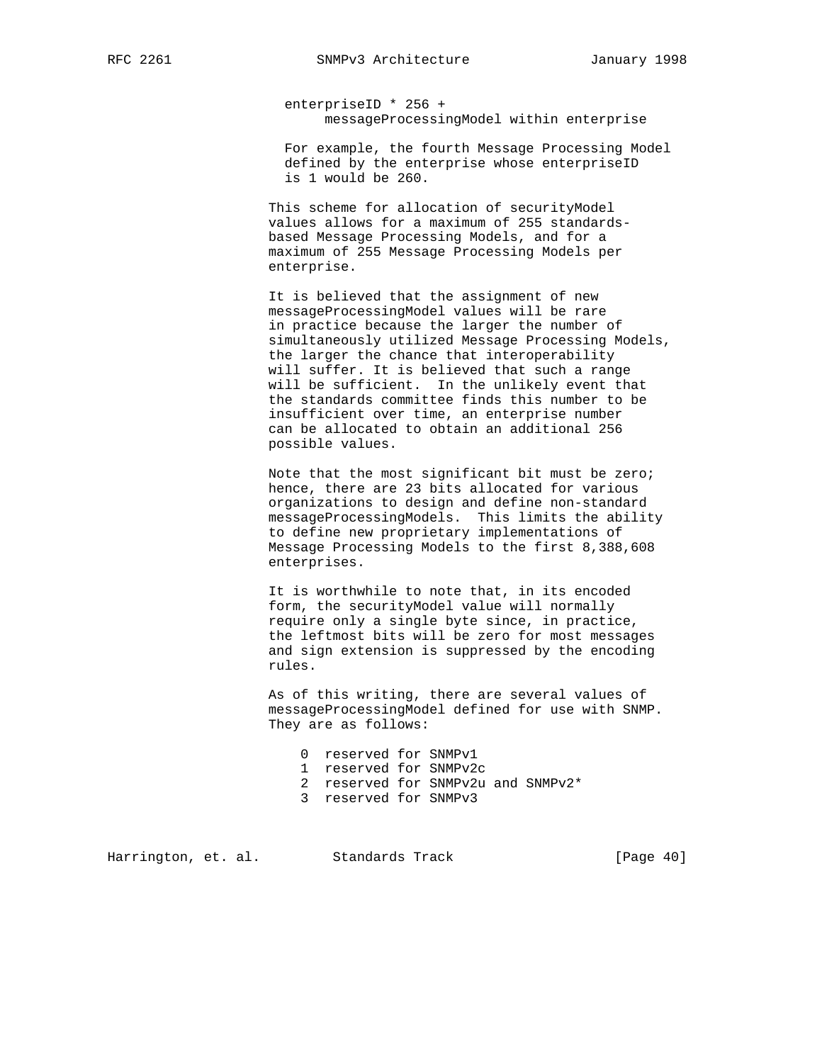enterpriseID * 256 +
     messageProcessingModel within enterprise

For example, the fourth Message Processing Model defined by the enterprise whose enterpriseID is 1 would be 260.

This scheme for allocation of securityModel values allows for a maximum of 255 standards-based Message Processing Models, and for a maximum of 255 Message Processing Models per enterprise.

It is believed that the assignment of new messageProcessingModel values will be rare in practice because the larger the number of simultaneously utilized Message Processing Models, the larger the chance that interoperability will suffer. It is believed that such a range will be sufficient. In the unlikely event that the standards committee finds this number to be insufficient over time, an enterprise number can be allocated to obtain an additional 256 possible values.

Note that the most significant bit must be zero; hence, there are 23 bits allocated for various organizations to design and define non-standard messageProcessingModels. This limits the ability to define new proprietary implementations of Message Processing Models to the first 8,388,608 enterprises.

It is worthwhile to note that, in its encoded form, the securityModel value will normally require only a single byte since, in practice, the leftmost bits will be zero for most messages and sign extension is suppressed by the encoding rules.

As of this writing, there are several values of messageProcessingModel defined for use with SNMP. They are as follows:

```
0  reserved for SNMPv1
1  reserved for SNMPv2c
2  reserved for SNMPv2u and SNMPv2*
3  reserved for SNMPv3
```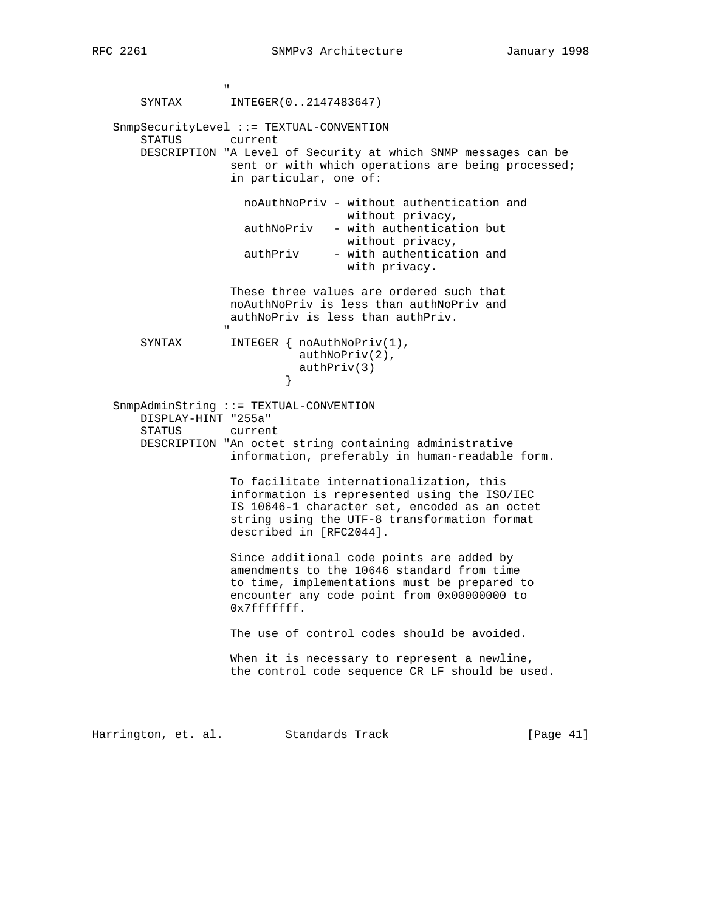```
                   "
       SYNTAX       INTEGER(0..2147483647)

   SnmpSecurityLevel ::= TEXTUAL-CONVENTION
       STATUS       current
       DESCRIPTION "A Level of Security at which SNMP messages can be
                    sent or with which operations are being processed;
                    in particular, one of:

                      noAuthNoPriv - without authentication and
                                     without privacy,
                      authNoPriv   - with authentication but
                                     without privacy,
                      authPriv     - with authentication and
                                     with privacy.

                    These three values are ordered such that
                    noAuthNoPriv is less than authNoPriv and
                    authNoPriv is less than authPriv.
                   "
       SYNTAX       INTEGER { noAuthNoPriv(1),
                              authNoPriv(2),
                              authPriv(3)
                            }

   SnmpAdminString ::= TEXTUAL-CONVENTION
       DISPLAY-HINT "255a"
       STATUS       current
       DESCRIPTION "An octet string containing administrative
                    information, preferably in human-readable form.

                    To facilitate internationalization, this
                    information is represented using the ISO/IEC
                    IS 10646-1 character set, encoded as an octet
                    string using the UTF-8 transformation format
                    described in [RFC2044].

                    Since additional code points are added by
                    amendments to the 10646 standard from time
                    to time, implementations must be prepared to
                    encounter any code point from 0x00000000 to
                    0x7fffffff.

                    The use of control codes should be avoided.

                    When it is necessary to represent a newline,
                    the control code sequence CR LF should be used.
```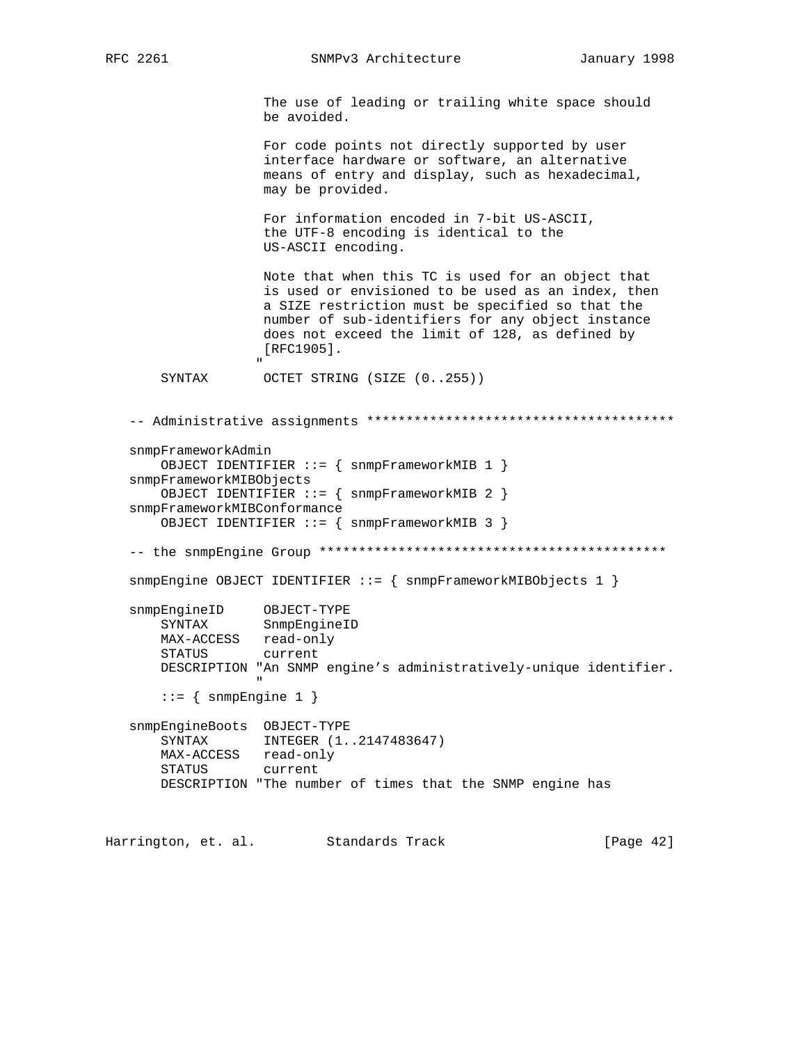```
                 The use of leading or trailing white space should
                 be avoided.

                 For code points not directly supported by user
                 interface hardware or software, an alternative
                 means of entry and display, such as hexadecimal,
                 may be provided.

                 For information encoded in 7-bit US-ASCII,
                 the UTF-8 encoding is identical to the
                 US-ASCII encoding.

                 Note that when this TC is used for an object that
                 is used or envisioned to be used as an index, then
                 a SIZE restriction must be specified so that the
                 number of sub-identifiers for any object instance
                 does not exceed the limit of 128, as defined by
                 [RFC1905].
                "
    SYNTAX       OCTET STRING (SIZE (0..255))


-- Administrative assignments ***************************************

snmpFrameworkAdmin
    OBJECT IDENTIFIER ::= { snmpFrameworkMIB 1 }
snmpFrameworkMIBObjects
    OBJECT IDENTIFIER ::= { snmpFrameworkMIB 2 }
snmpFrameworkMIBConformance
    OBJECT IDENTIFIER ::= { snmpFrameworkMIB 3 }

-- the snmpEngine Group ********************************************

snmpEngine OBJECT IDENTIFIER ::= { snmpFrameworkMIBObjects 1 }

snmpEngineID     OBJECT-TYPE
    SYNTAX       SnmpEngineID
    MAX-ACCESS   read-only
    STATUS       current
    DESCRIPTION "An SNMP engine's administratively-unique identifier.
                "
    ::= { snmpEngine 1 }

snmpEngineBoots  OBJECT-TYPE
    SYNTAX       INTEGER (1..2147483647)
    MAX-ACCESS   read-only
    STATUS       current
    DESCRIPTION "The number of times that the SNMP engine has
```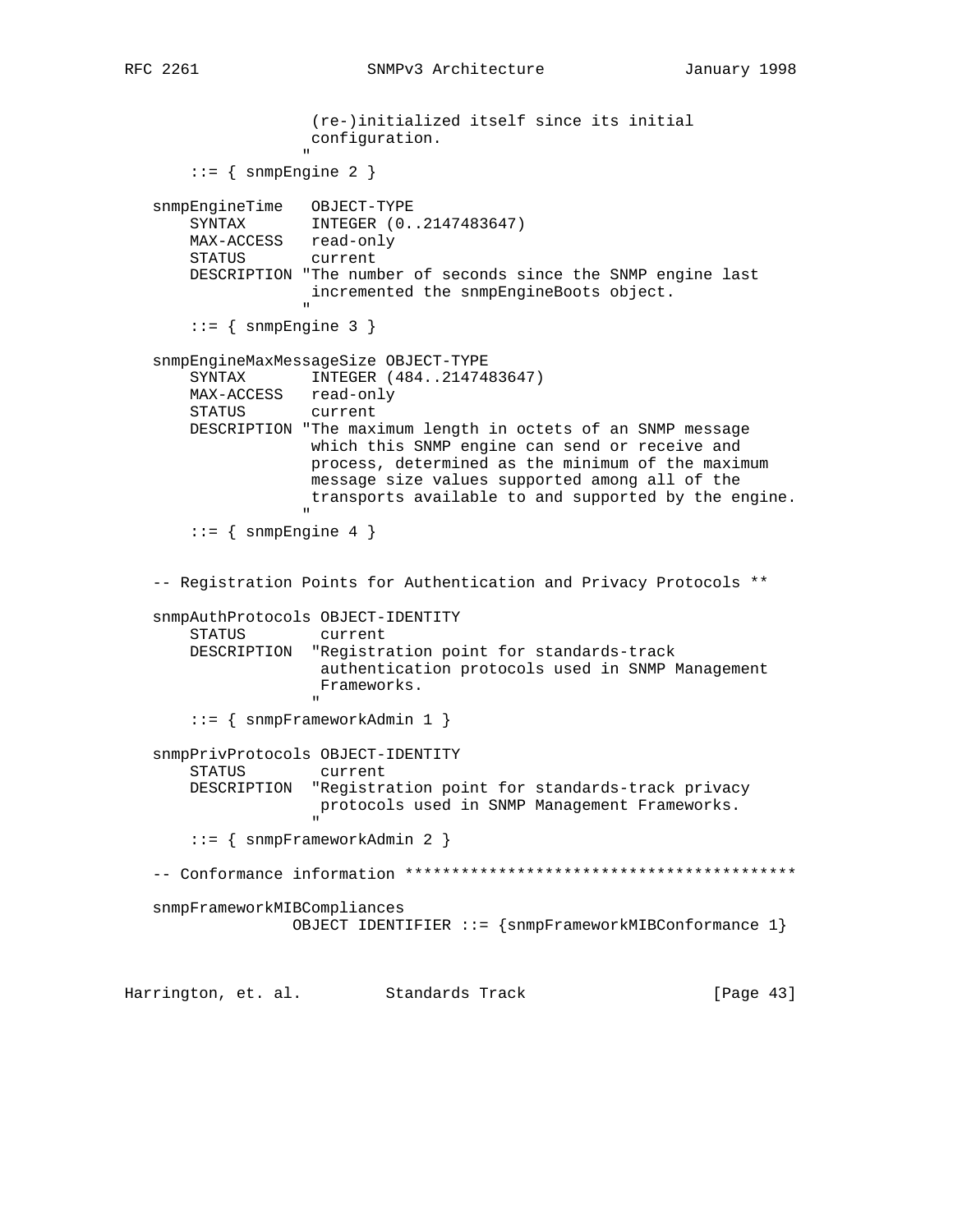```
                    (re-)initialized itself since its initial
                    configuration.
                   "
       ::= { snmpEngine 2 }

   snmpEngineTime   OBJECT-TYPE
       SYNTAX       INTEGER (0..2147483647)
       MAX-ACCESS   read-only
       STATUS       current
       DESCRIPTION "The number of seconds since the SNMP engine last
                    incremented the snmpEngineBoots object.
                   "
       ::= { snmpEngine 3 }

   snmpEngineMaxMessageSize OBJECT-TYPE
       SYNTAX       INTEGER (484..2147483647)
       MAX-ACCESS   read-only
       STATUS       current
       DESCRIPTION "The maximum length in octets of an SNMP message
                    which this SNMP engine can send or receive and
                    process, determined as the minimum of the maximum
                    message size values supported among all of the
                    transports available to and supported by the engine.
                   "
       ::= { snmpEngine 4 }


   -- Registration Points for Authentication and Privacy Protocols **

   snmpAuthProtocols OBJECT-IDENTITY
       STATUS        current
       DESCRIPTION  "Registration point for standards-track
                     authentication protocols used in SNMP Management
                     Frameworks.
                    "
       ::= { snmpFrameworkAdmin 1 }

   snmpPrivProtocols OBJECT-IDENTITY
       STATUS        current
       DESCRIPTION  "Registration point for standards-track privacy
                     protocols used in SNMP Management Frameworks.
                    "
       ::= { snmpFrameworkAdmin 2 }

   -- Conformance information ******************************************

   snmpFrameworkMIBCompliances
                  OBJECT IDENTIFIER ::= {snmpFrameworkMIBConformance 1}
```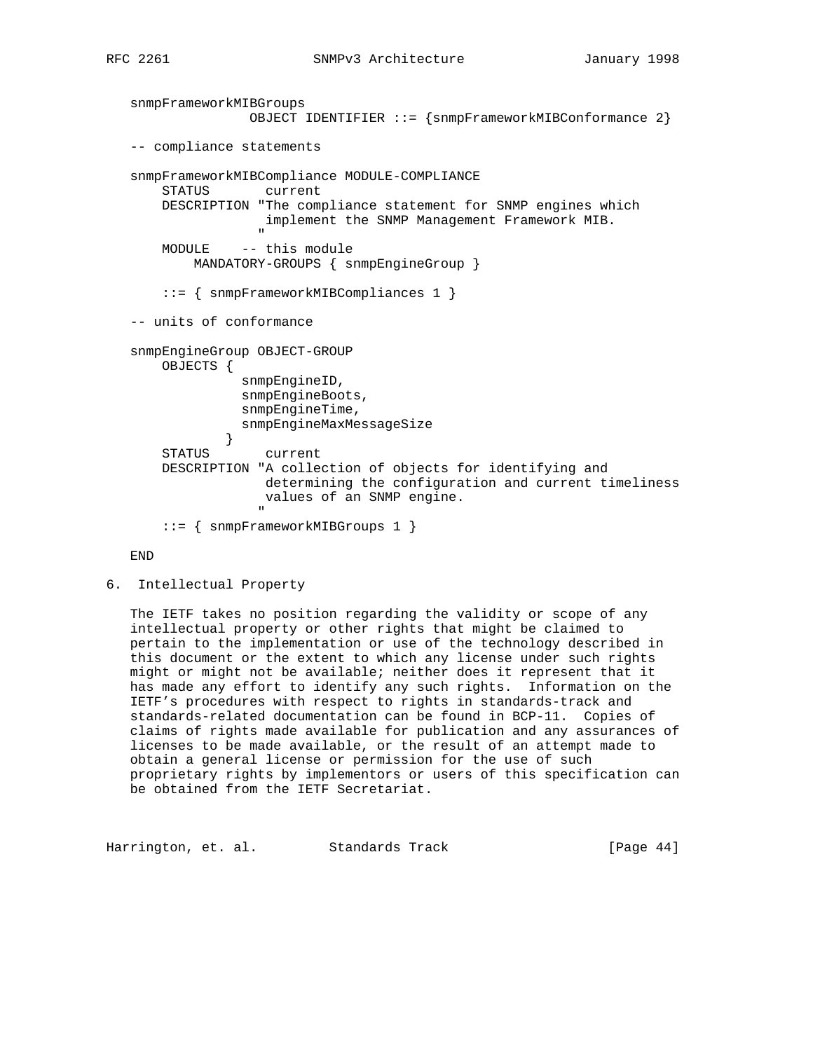```
snmpFrameworkMIBGroups
               OBJECT IDENTIFIER ::= {snmpFrameworkMIBConformance 2}

-- compliance statements

snmpFrameworkMIBCompliance MODULE-COMPLIANCE
    STATUS       current
    DESCRIPTION "The compliance statement for SNMP engines which
                 implement the SNMP Management Framework MIB.
                "
    MODULE    -- this module
        MANDATORY-GROUPS { snmpEngineGroup }

    ::= { snmpFrameworkMIBCompliances 1 }

-- units of conformance

snmpEngineGroup OBJECT-GROUP
    OBJECTS {
              snmpEngineID,
              snmpEngineBoots,
              snmpEngineTime,
              snmpEngineMaxMessageSize
            }
    STATUS       current
    DESCRIPTION "A collection of objects for identifying and
                 determining the configuration and current timeliness
                 values of an SNMP engine.
                "
    ::= { snmpFrameworkMIBGroups 1 }

END
```

## 6. Intellectual Property

The IETF takes no position regarding the validity or scope of any intellectual property or other rights that might be claimed to pertain to the implementation or use of the technology described in this document or the extent to which any license under such rights might or might not be available; neither does it represent that it has made any effort to identify any such rights. Information on the IETF's procedures with respect to rights in standards-track and standards-related documentation can be found in BCP-11. Copies of claims of rights made available for publication and any assurances of licenses to be made available, or the result of an attempt made to obtain a general license or permission for the use of such proprietary rights by implementors or users of this specification can be obtained from the IETF Secretariat.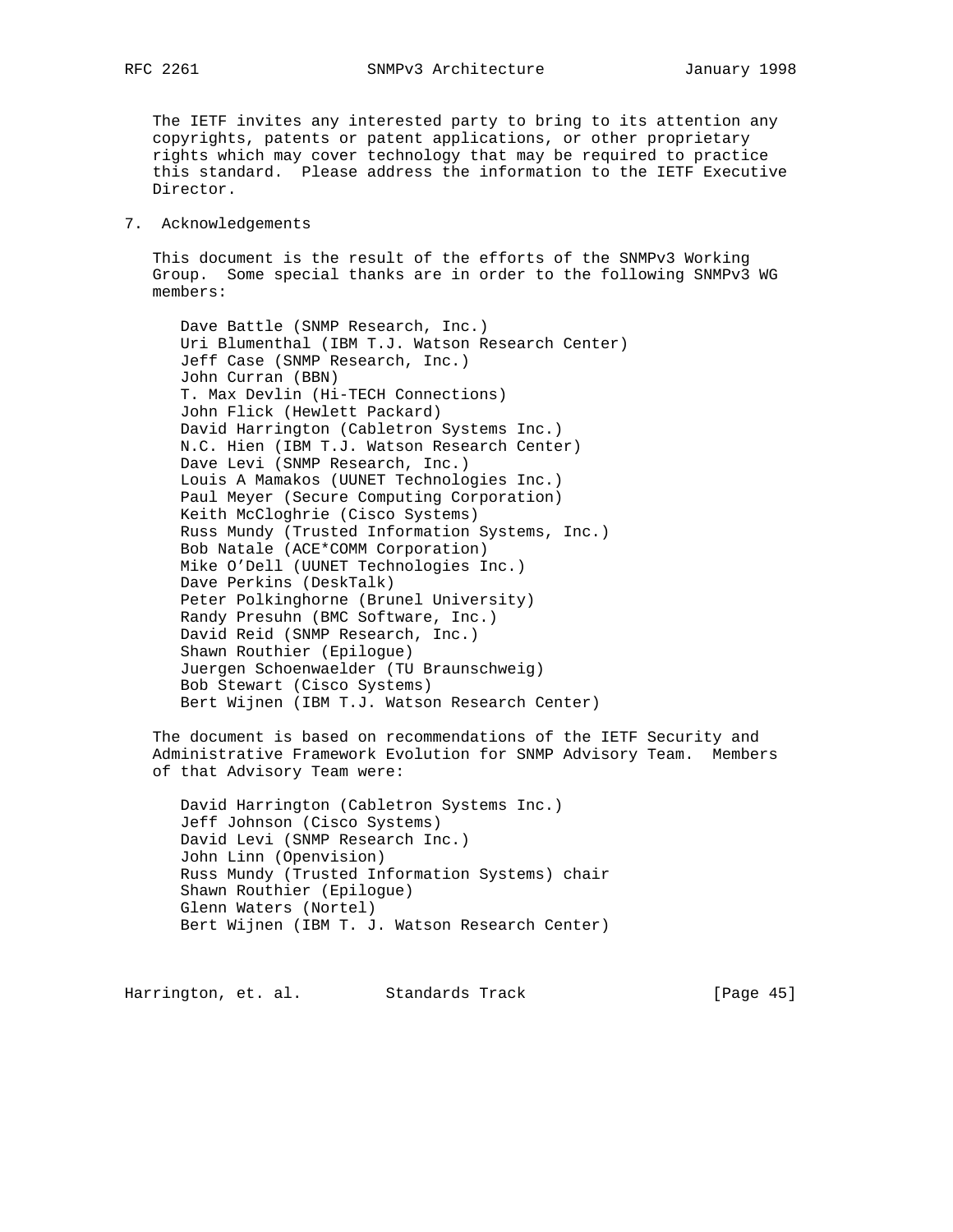The IETF invites any interested party to bring to its attention any copyrights, patents or patent applications, or other proprietary rights which may cover technology that may be required to practice this standard. Please address the information to the IETF Executive Director.

## 7. Acknowledgements

This document is the result of the efforts of the SNMPv3 Working Group. Some special thanks are in order to the following SNMPv3 WG members:

- Dave Battle (SNMP Research, Inc.)
- Uri Blumenthal (IBM T.J. Watson Research Center)
- Jeff Case (SNMP Research, Inc.)
- John Curran (BBN)
- T. Max Devlin (Hi-TECH Connections)
- John Flick (Hewlett Packard)
- David Harrington (Cabletron Systems Inc.)
- N.C. Hien (IBM T.J. Watson Research Center)
- Dave Levi (SNMP Research, Inc.)
- Louis A Mamakos (UUNET Technologies Inc.)
- Paul Meyer (Secure Computing Corporation)
- Keith McCloghrie (Cisco Systems)
- Russ Mundy (Trusted Information Systems, Inc.)
- Bob Natale (ACE*COMM Corporation)
- Mike O'Dell (UUNET Technologies Inc.)
- Dave Perkins (DeskTalk)
- Peter Polkinghorne (Brunel University)
- Randy Presuhn (BMC Software, Inc.)
- David Reid (SNMP Research, Inc.)
- Shawn Routhier (Epilogue)
- Juergen Schoenwaelder (TU Braunschweig)
- Bob Stewart (Cisco Systems)
- Bert Wijnen (IBM T.J. Watson Research Center)

The document is based on recommendations of the IETF Security and Administrative Framework Evolution for SNMP Advisory Team. Members of that Advisory Team were:

- David Harrington (Cabletron Systems Inc.)
- Jeff Johnson (Cisco Systems)
- David Levi (SNMP Research Inc.)
- John Linn (Openvision)
- Russ Mundy (Trusted Information Systems) chair
- Shawn Routhier (Epilogue)
- Glenn Waters (Nortel)
- Bert Wijnen (IBM T. J. Watson Research Center)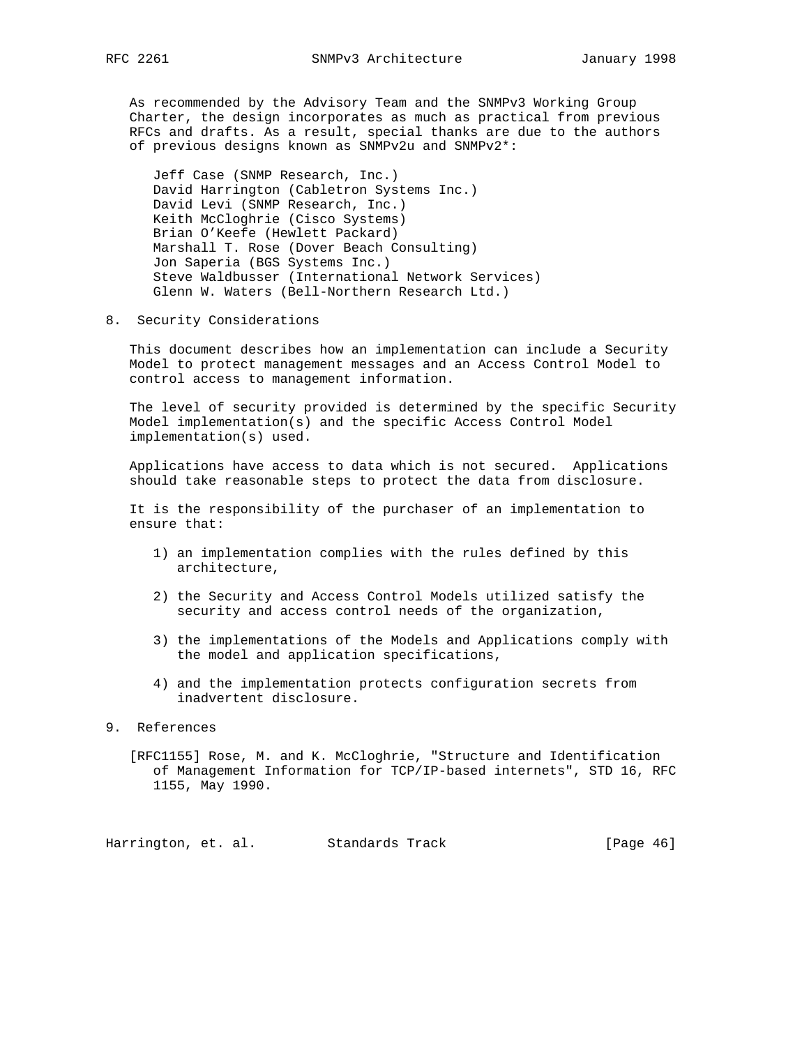As recommended by the Advisory Team and the SNMPv3 Working Group Charter, the design incorporates as much as practical from previous RFCs and drafts. As a result, special thanks are due to the authors of previous designs known as SNMPv2u and SNMPv2*:

- Jeff Case (SNMP Research, Inc.)
- David Harrington (Cabletron Systems Inc.)
- David Levi (SNMP Research, Inc.)
- Keith McCloghrie (Cisco Systems)
- Brian O'Keefe (Hewlett Packard)
- Marshall T. Rose (Dover Beach Consulting)
- Jon Saperia (BGS Systems Inc.)
- Steve Waldbusser (International Network Services)
- Glenn W. Waters (Bell-Northern Research Ltd.)

## 8. Security Considerations

This document describes how an implementation can include a Security Model to protect management messages and an Access Control Model to control access to management information.

The level of security provided is determined by the specific Security Model implementation(s) and the specific Access Control Model implementation(s) used.

Applications have access to data which is not secured. Applications should take reasonable steps to protect the data from disclosure.

It is the responsibility of the purchaser of an implementation to ensure that:

1) an implementation complies with the rules defined by this architecture,

2) the Security and Access Control Models utilized satisfy the security and access control needs of the organization,

3) the implementations of the Models and Applications comply with the model and application specifications,

4) and the implementation protects configuration secrets from inadvertent disclosure.

## 9. References

[RFC1155] Rose, M. and K. McCloghrie, "Structure and Identification of Management Information for TCP/IP-based internets", STD 16, RFC 1155, May 1990.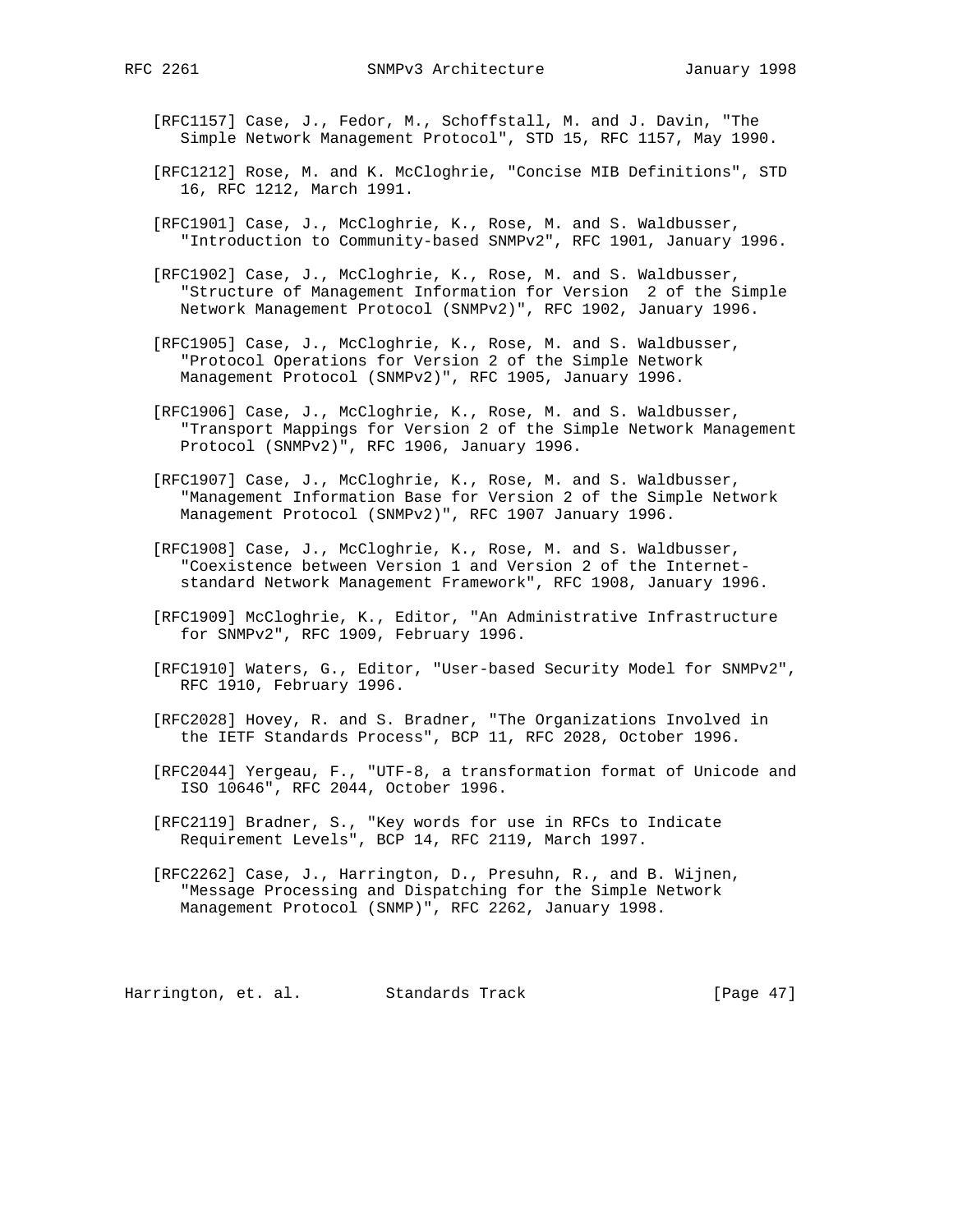[RFC1157] Case, J., Fedor, M., Schoffstall, M. and J. Davin, "The Simple Network Management Protocol", STD 15, RFC 1157, May 1990.

[RFC1212] Rose, M. and K. McCloghrie, "Concise MIB Definitions", STD 16, RFC 1212, March 1991.

[RFC1901] Case, J., McCloghrie, K., Rose, M. and S. Waldbusser, "Introduction to Community-based SNMPv2", RFC 1901, January 1996.

[RFC1902] Case, J., McCloghrie, K., Rose, M. and S. Waldbusser, "Structure of Management Information for Version 2 of the Simple Network Management Protocol (SNMPv2)", RFC 1902, January 1996.

[RFC1905] Case, J., McCloghrie, K., Rose, M. and S. Waldbusser, "Protocol Operations for Version 2 of the Simple Network Management Protocol (SNMPv2)", RFC 1905, January 1996.

[RFC1906] Case, J., McCloghrie, K., Rose, M. and S. Waldbusser, "Transport Mappings for Version 2 of the Simple Network Management Protocol (SNMPv2)", RFC 1906, January 1996.

[RFC1907] Case, J., McCloghrie, K., Rose, M. and S. Waldbusser, "Management Information Base for Version 2 of the Simple Network Management Protocol (SNMPv2)", RFC 1907 January 1996.

[RFC1908] Case, J., McCloghrie, K., Rose, M. and S. Waldbusser, "Coexistence between Version 1 and Version 2 of the Internet-standard Network Management Framework", RFC 1908, January 1996.

[RFC1909] McCloghrie, K., Editor, "An Administrative Infrastructure for SNMPv2", RFC 1909, February 1996.

[RFC1910] Waters, G., Editor, "User-based Security Model for SNMPv2", RFC 1910, February 1996.

[RFC2028] Hovey, R. and S. Bradner, "The Organizations Involved in the IETF Standards Process", BCP 11, RFC 2028, October 1996.

[RFC2044] Yergeau, F., "UTF-8, a transformation format of Unicode and ISO 10646", RFC 2044, October 1996.

[RFC2119] Bradner, S., "Key words for use in RFCs to Indicate Requirement Levels", BCP 14, RFC 2119, March 1997.

[RFC2262] Case, J., Harrington, D., Presuhn, R., and B. Wijnen, "Message Processing and Dispatching for the Simple Network Management Protocol (SNMP)", RFC 2262, January 1998.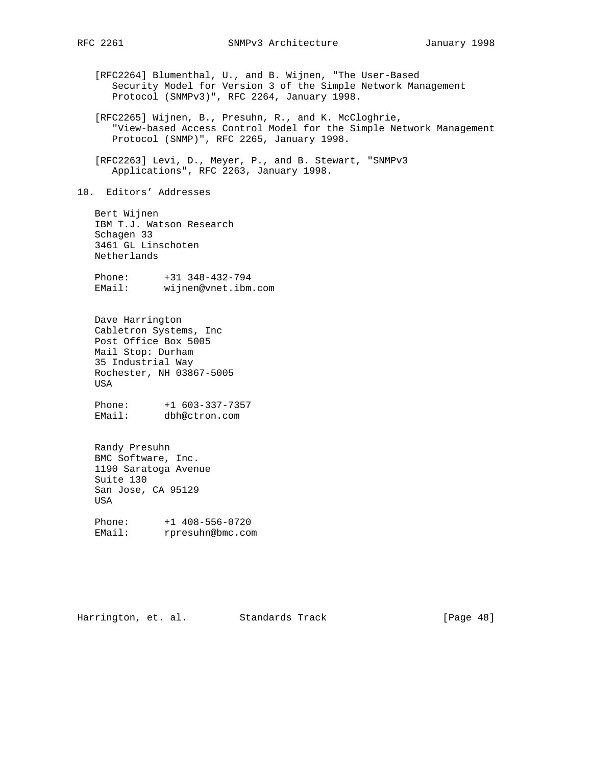[RFC2264] Blumenthal, U., and B. Wijnen, "The User-Based Security Model for Version 3 of the Simple Network Management Protocol (SNMPv3)", RFC 2264, January 1998.

[RFC2265] Wijnen, B., Presuhn, R., and K. McCloghrie, "View-based Access Control Model for the Simple Network Management Protocol (SNMP)", RFC 2265, January 1998.

[RFC2263] Levi, D., Meyer, P., and B. Stewart, "SNMPv3 Applications", RFC 2263, January 1998.

## 10. Editors' Addresses

Bert Wijnen
IBM T.J. Watson Research
Schagen 33
3461 GL Linschoten
Netherlands

Phone: +31 348-432-794
EMail: wijnen@vnet.ibm.com

Dave Harrington
Cabletron Systems, Inc
Post Office Box 5005
Mail Stop: Durham
35 Industrial Way
Rochester, NH 03867-5005
USA

Phone: +1 603-337-7357
EMail: dbh@ctron.com

Randy Presuhn
BMC Software, Inc.
1190 Saratoga Avenue
Suite 130
San Jose, CA 95129
USA

Phone: +1 408-556-0720
EMail: rpresuhn@bmc.com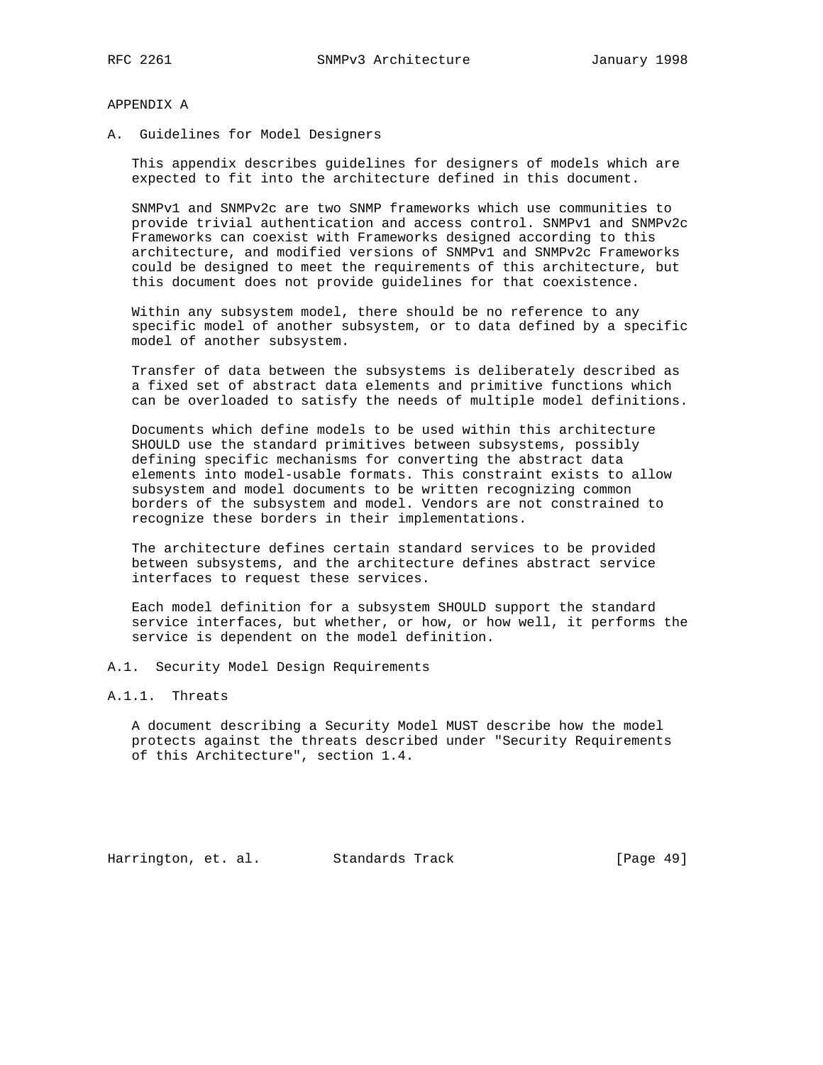APPENDIX A

# A. Guidelines for Model Designers

This appendix describes guidelines for designers of models which are expected to fit into the architecture defined in this document.

SNMPv1 and SNMPv2c are two SNMP frameworks which use communities to provide trivial authentication and access control. SNMPv1 and SNMPv2c Frameworks can coexist with Frameworks designed according to this architecture, and modified versions of SNMPv1 and SNMPv2c Frameworks could be designed to meet the requirements of this architecture, but this document does not provide guidelines for that coexistence.

Within any subsystem model, there should be no reference to any specific model of another subsystem, or to data defined by a specific model of another subsystem.

Transfer of data between the subsystems is deliberately described as a fixed set of abstract data elements and primitive functions which can be overloaded to satisfy the needs of multiple model definitions.

Documents which define models to be used within this architecture SHOULD use the standard primitives between subsystems, possibly defining specific mechanisms for converting the abstract data elements into model-usable formats. This constraint exists to allow subsystem and model documents to be written recognizing common borders of the subsystem and model. Vendors are not constrained to recognize these borders in their implementations.

The architecture defines certain standard services to be provided between subsystems, and the architecture defines abstract service interfaces to request these services.

Each model definition for a subsystem SHOULD support the standard service interfaces, but whether, or how, or how well, it performs the service is dependent on the model definition.

## A.1. Security Model Design Requirements

### A.1.1. Threats

A document describing a Security Model MUST describe how the model protects against the threats described under "Security Requirements of this Architecture", section 1.4.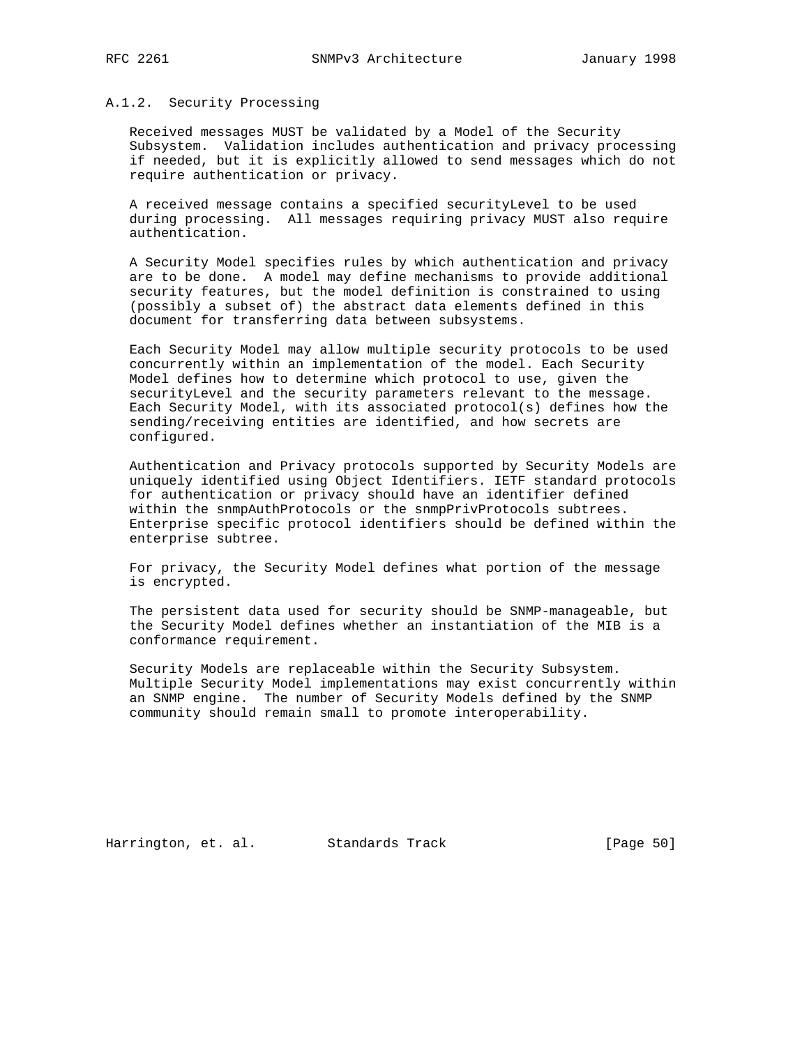### A.1.2. Security Processing

Received messages MUST be validated by a Model of the Security Subsystem. Validation includes authentication and privacy processing if needed, but it is explicitly allowed to send messages which do not require authentication or privacy.

A received message contains a specified securityLevel to be used during processing. All messages requiring privacy MUST also require authentication.

A Security Model specifies rules by which authentication and privacy are to be done. A model may define mechanisms to provide additional security features, but the model definition is constrained to using (possibly a subset of) the abstract data elements defined in this document for transferring data between subsystems.

Each Security Model may allow multiple security protocols to be used concurrently within an implementation of the model. Each Security Model defines how to determine which protocol to use, given the securityLevel and the security parameters relevant to the message. Each Security Model, with its associated protocol(s) defines how the sending/receiving entities are identified, and how secrets are configured.

Authentication and Privacy protocols supported by Security Models are uniquely identified using Object Identifiers. IETF standard protocols for authentication or privacy should have an identifier defined within the snmpAuthProtocols or the snmpPrivProtocols subtrees. Enterprise specific protocol identifiers should be defined within the enterprise subtree.

For privacy, the Security Model defines what portion of the message is encrypted.

The persistent data used for security should be SNMP-manageable, but the Security Model defines whether an instantiation of the MIB is a conformance requirement.

Security Models are replaceable within the Security Subsystem. Multiple Security Model implementations may exist concurrently within an SNMP engine. The number of Security Models defined by the SNMP community should remain small to promote interoperability.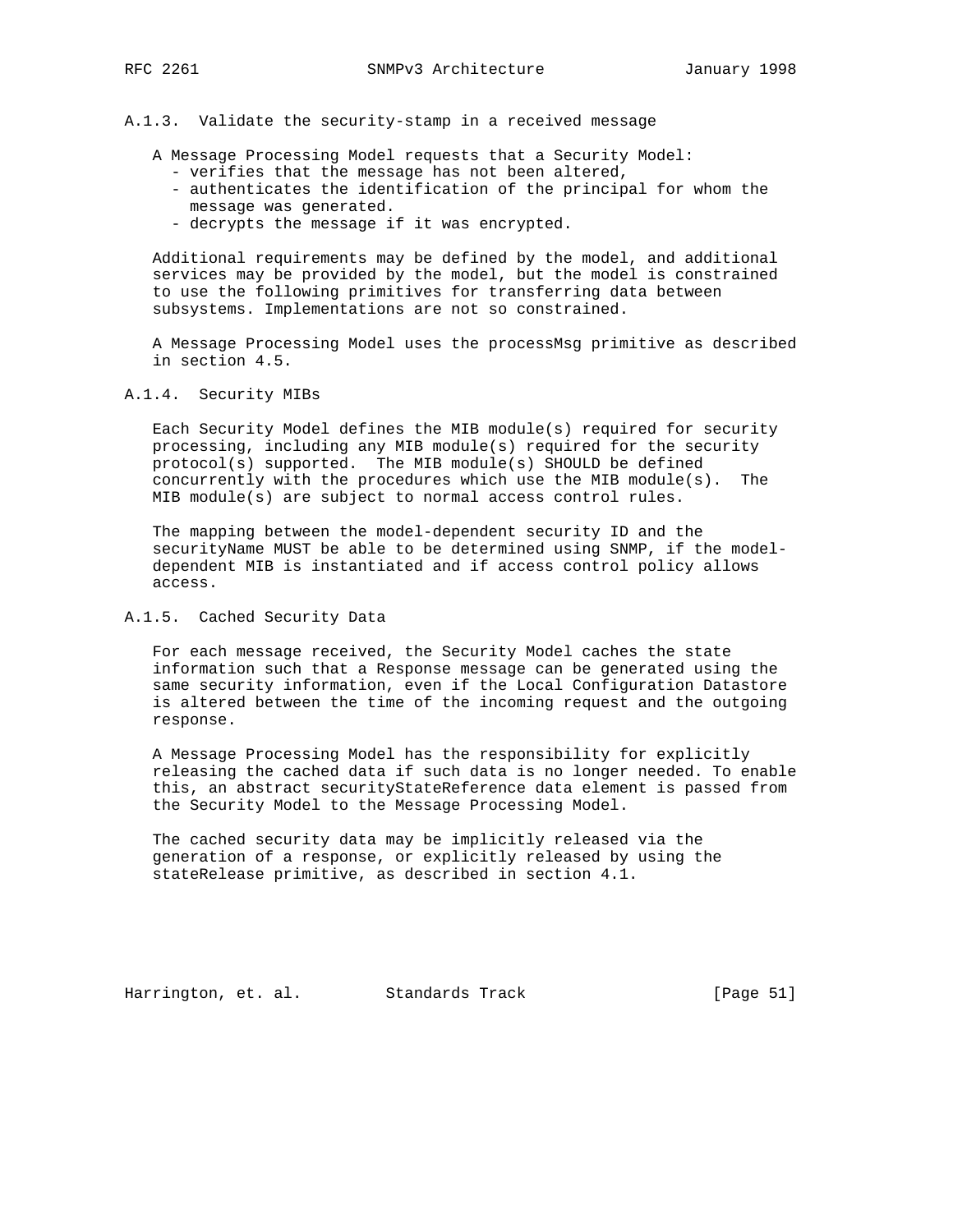### A.1.3. Validate the security-stamp in a received message

A Message Processing Model requests that a Security Model:

- verifies that the message has not been altered,
- authenticates the identification of the principal for whom the message was generated.
- decrypts the message if it was encrypted.

Additional requirements may be defined by the model, and additional services may be provided by the model, but the model is constrained to use the following primitives for transferring data between subsystems. Implementations are not so constrained.

A Message Processing Model uses the processMsg primitive as described in section 4.5.

### A.1.4. Security MIBs

Each Security Model defines the MIB module(s) required for security processing, including any MIB module(s) required for the security protocol(s) supported. The MIB module(s) SHOULD be defined concurrently with the procedures which use the MIB module(s). The MIB module(s) are subject to normal access control rules.

The mapping between the model-dependent security ID and the securityName MUST be able to be determined using SNMP, if the model-dependent MIB is instantiated and if access control policy allows access.

### A.1.5. Cached Security Data

For each message received, the Security Model caches the state information such that a Response message can be generated using the same security information, even if the Local Configuration Datastore is altered between the time of the incoming request and the outgoing response.

A Message Processing Model has the responsibility for explicitly releasing the cached data if such data is no longer needed. To enable this, an abstract securityStateReference data element is passed from the Security Model to the Message Processing Model.

The cached security data may be implicitly released via the generation of a response, or explicitly released by using the stateRelease primitive, as described in section 4.1.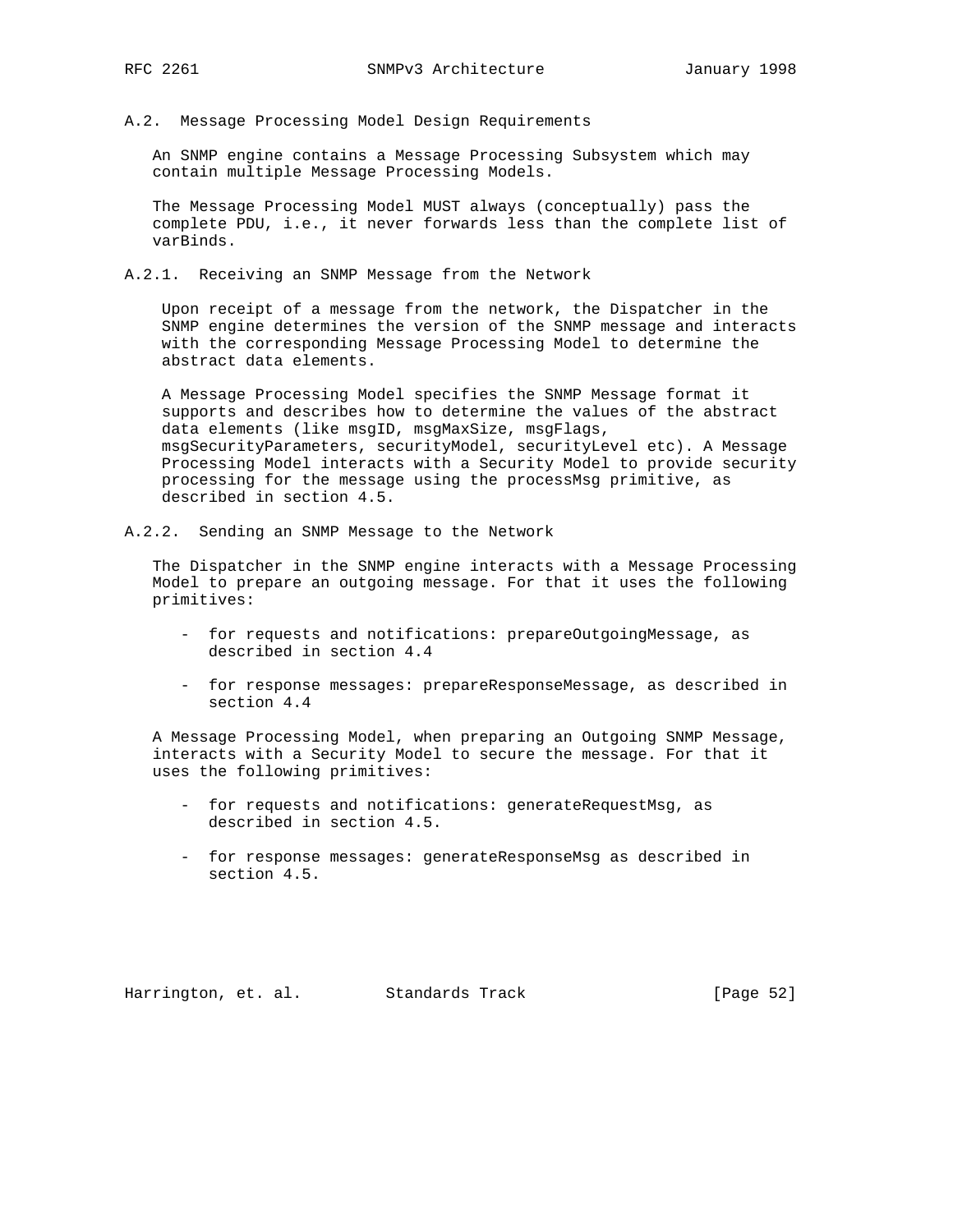## A.2. Message Processing Model Design Requirements

An SNMP engine contains a Message Processing Subsystem which may contain multiple Message Processing Models.

The Message Processing Model MUST always (conceptually) pass the complete PDU, i.e., it never forwards less than the complete list of varBinds.

### A.2.1. Receiving an SNMP Message from the Network

Upon receipt of a message from the network, the Dispatcher in the SNMP engine determines the version of the SNMP message and interacts with the corresponding Message Processing Model to determine the abstract data elements.

A Message Processing Model specifies the SNMP Message format it supports and describes how to determine the values of the abstract data elements (like msgID, msgMaxSize, msgFlags, msgSecurityParameters, securityModel, securityLevel etc). A Message Processing Model interacts with a Security Model to provide security processing for the message using the processMsg primitive, as described in section 4.5.

### A.2.2. Sending an SNMP Message to the Network

The Dispatcher in the SNMP engine interacts with a Message Processing Model to prepare an outgoing message. For that it uses the following primitives:

- for requests and notifications: prepareOutgoingMessage, as described in section 4.4
- for response messages: prepareResponseMessage, as described in section 4.4

A Message Processing Model, when preparing an Outgoing SNMP Message, interacts with a Security Model to secure the message. For that it uses the following primitives:

- for requests and notifications: generateRequestMsg, as described in section 4.5.
- for response messages: generateResponseMsg as described in section 4.5.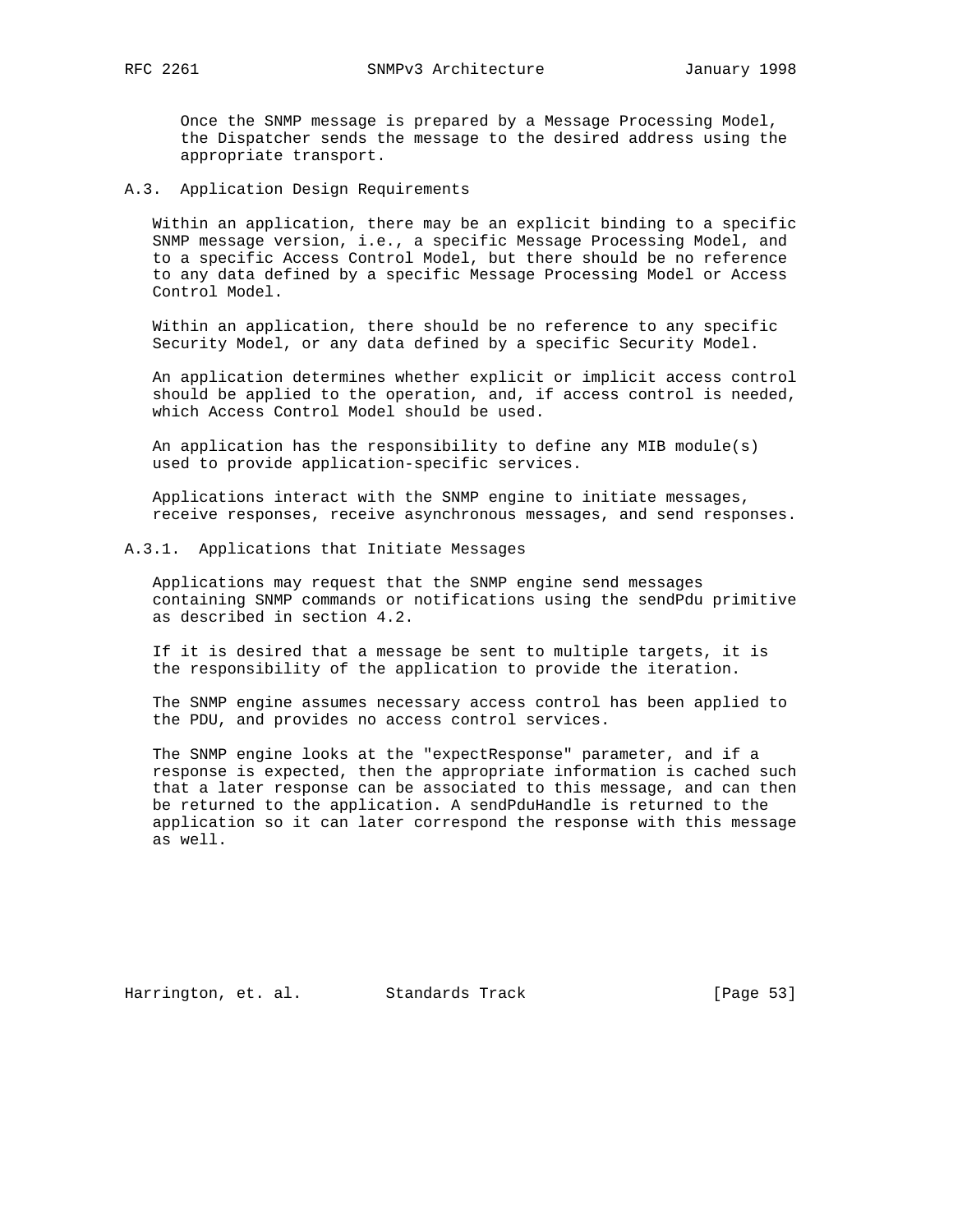Once the SNMP message is prepared by a Message Processing Model, the Dispatcher sends the message to the desired address using the appropriate transport.

### A.3. Application Design Requirements

Within an application, there may be an explicit binding to a specific SNMP message version, i.e., a specific Message Processing Model, and to a specific Access Control Model, but there should be no reference to any data defined by a specific Message Processing Model or Access Control Model.

Within an application, there should be no reference to any specific Security Model, or any data defined by a specific Security Model.

An application determines whether explicit or implicit access control should be applied to the operation, and, if access control is needed, which Access Control Model should be used.

An application has the responsibility to define any MIB module(s) used to provide application-specific services.

Applications interact with the SNMP engine to initiate messages, receive responses, receive asynchronous messages, and send responses.

#### A.3.1. Applications that Initiate Messages

Applications may request that the SNMP engine send messages containing SNMP commands or notifications using the sendPdu primitive as described in section 4.2.

If it is desired that a message be sent to multiple targets, it is the responsibility of the application to provide the iteration.

The SNMP engine assumes necessary access control has been applied to the PDU, and provides no access control services.

The SNMP engine looks at the "expectResponse" parameter, and if a response is expected, then the appropriate information is cached such that a later response can be associated to this message, and can then be returned to the application. A sendPduHandle is returned to the application so it can later correspond the response with this message as well.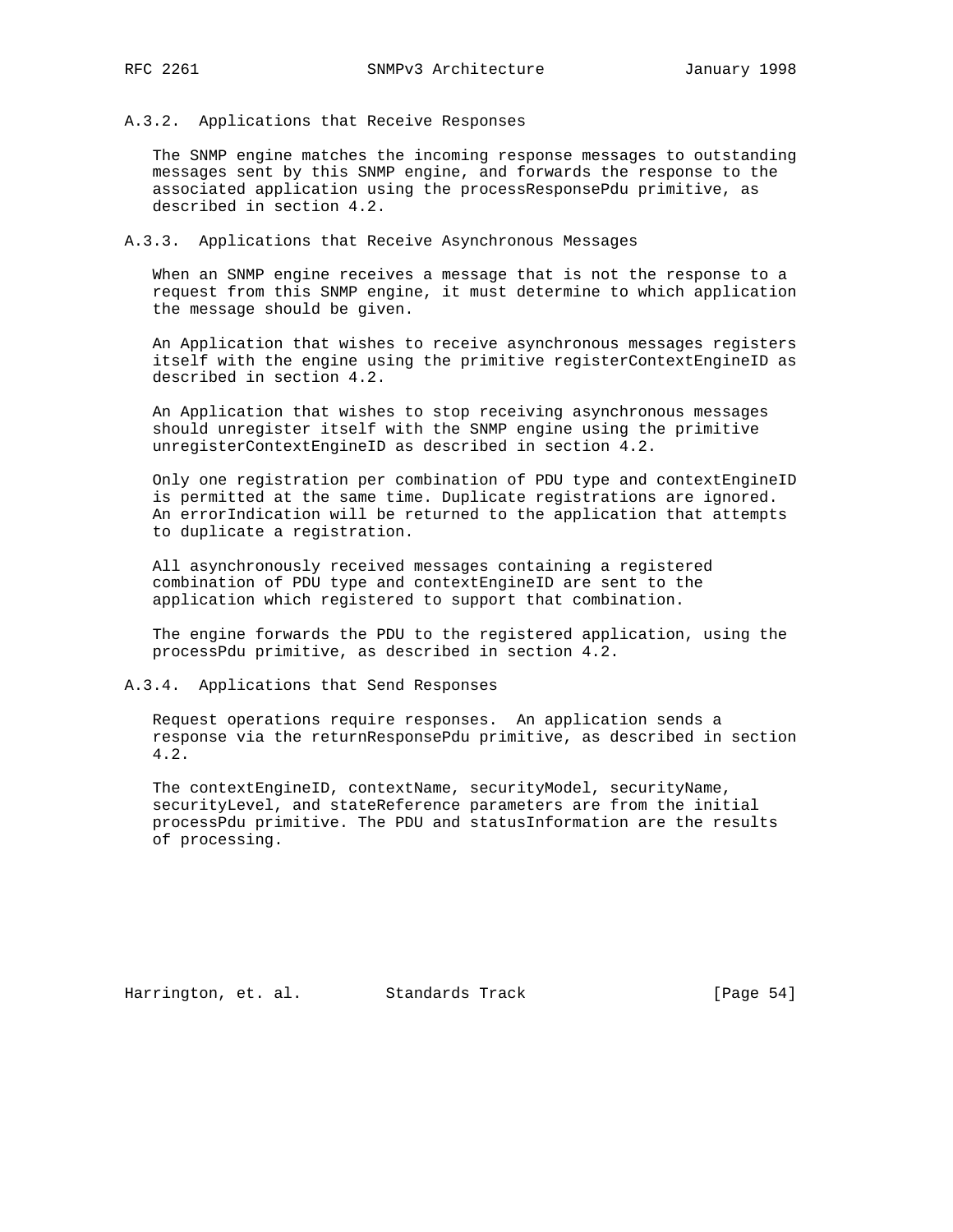### A.3.2. Applications that Receive Responses

The SNMP engine matches the incoming response messages to outstanding messages sent by this SNMP engine, and forwards the response to the associated application using the processResponsePdu primitive, as described in section 4.2.

### A.3.3. Applications that Receive Asynchronous Messages

When an SNMP engine receives a message that is not the response to a request from this SNMP engine, it must determine to which application the message should be given.

An Application that wishes to receive asynchronous messages registers itself with the engine using the primitive registerContextEngineID as described in section 4.2.

An Application that wishes to stop receiving asynchronous messages should unregister itself with the SNMP engine using the primitive unregisterContextEngineID as described in section 4.2.

Only one registration per combination of PDU type and contextEngineID is permitted at the same time. Duplicate registrations are ignored. An errorIndication will be returned to the application that attempts to duplicate a registration.

All asynchronously received messages containing a registered combination of PDU type and contextEngineID are sent to the application which registered to support that combination.

The engine forwards the PDU to the registered application, using the processPdu primitive, as described in section 4.2.

### A.3.4. Applications that Send Responses

Request operations require responses. An application sends a response via the returnResponsePdu primitive, as described in section 4.2.

The contextEngineID, contextName, securityModel, securityName, securityLevel, and stateReference parameters are from the initial processPdu primitive. The PDU and statusInformation are the results of processing.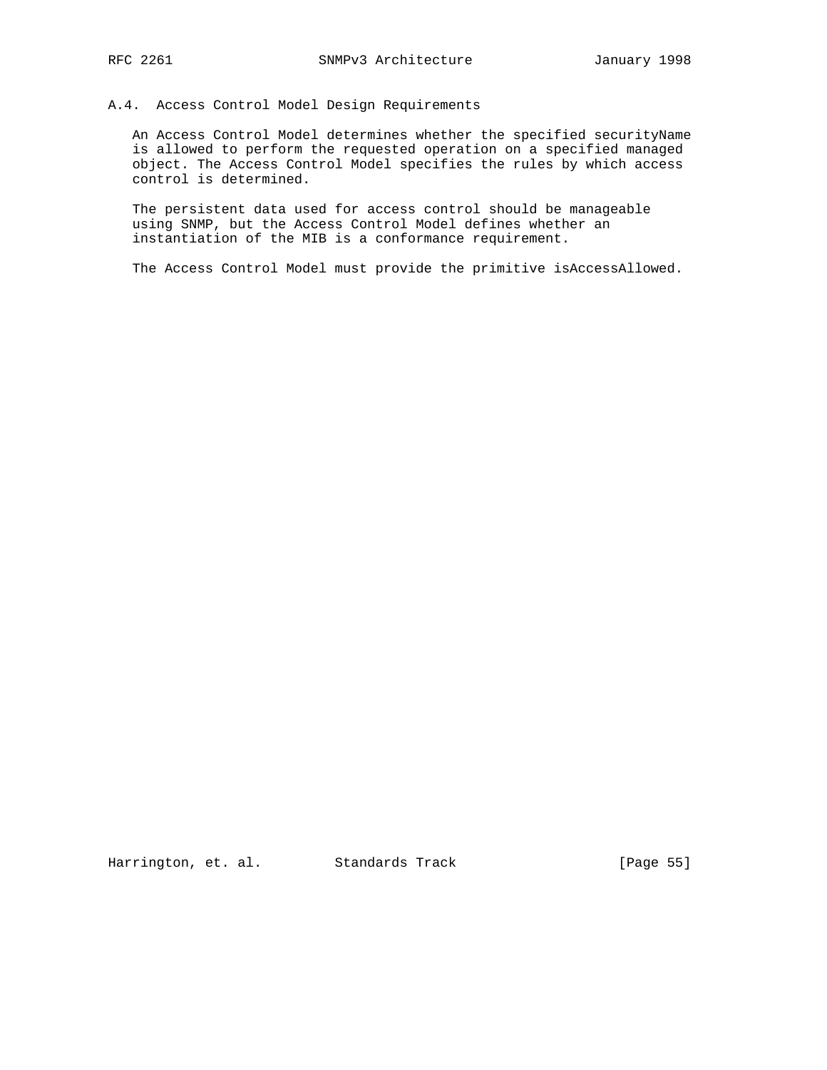## A.4. Access Control Model Design Requirements

An Access Control Model determines whether the specified securityName is allowed to perform the requested operation on a specified managed object. The Access Control Model specifies the rules by which access control is determined.

The persistent data used for access control should be manageable using SNMP, but the Access Control Model defines whether an instantiation of the MIB is a conformance requirement.

The Access Control Model must provide the primitive isAccessAllowed.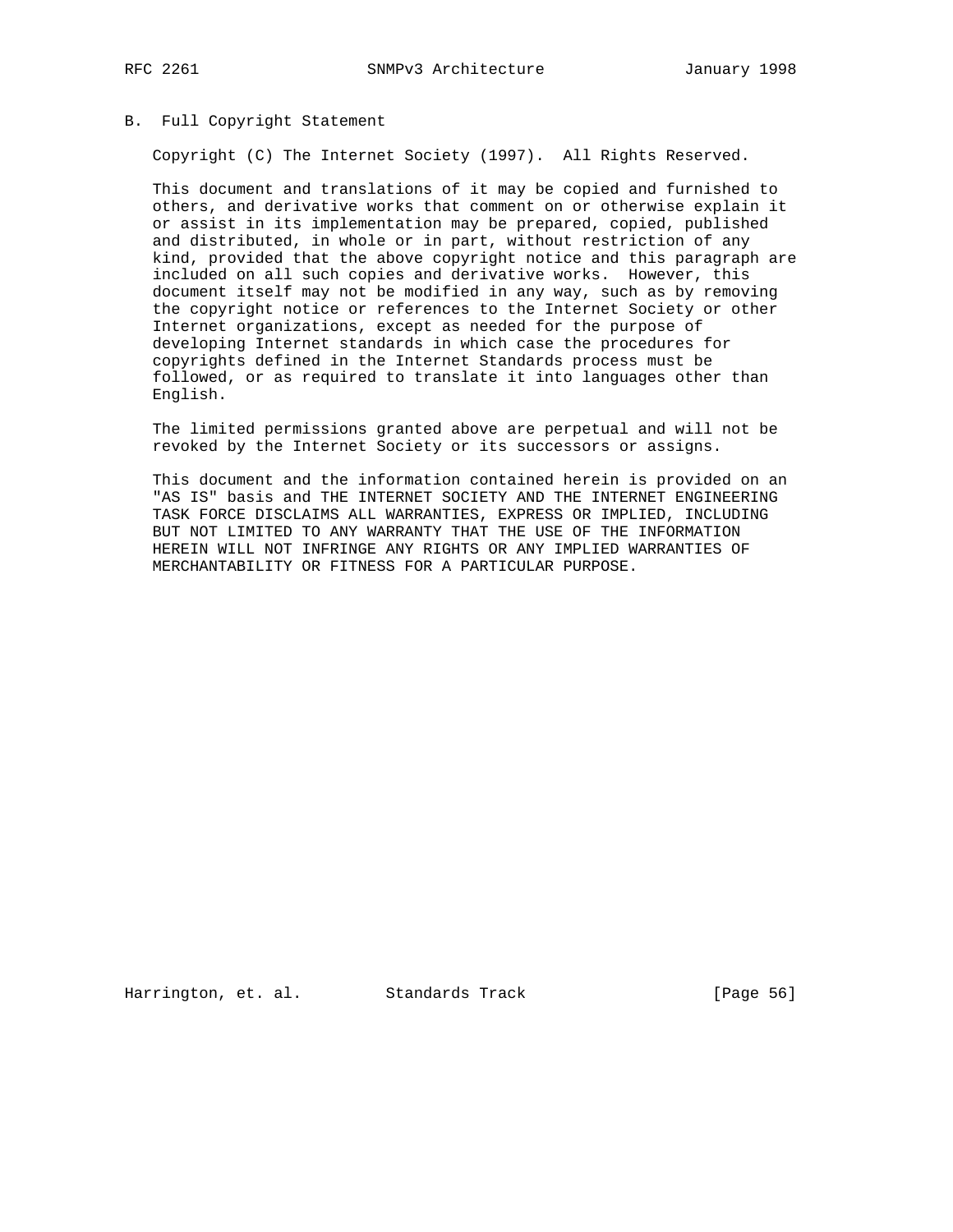## B. Full Copyright Statement

Copyright (C) The Internet Society (1997). All Rights Reserved.

This document and translations of it may be copied and furnished to others, and derivative works that comment on or otherwise explain it or assist in its implementation may be prepared, copied, published and distributed, in whole or in part, without restriction of any kind, provided that the above copyright notice and this paragraph are included on all such copies and derivative works. However, this document itself may not be modified in any way, such as by removing the copyright notice or references to the Internet Society or other Internet organizations, except as needed for the purpose of developing Internet standards in which case the procedures for copyrights defined in the Internet Standards process must be followed, or as required to translate it into languages other than English.

The limited permissions granted above are perpetual and will not be revoked by the Internet Society or its successors or assigns.

This document and the information contained herein is provided on an "AS IS" basis and THE INTERNET SOCIETY AND THE INTERNET ENGINEERING TASK FORCE DISCLAIMS ALL WARRANTIES, EXPRESS OR IMPLIED, INCLUDING BUT NOT LIMITED TO ANY WARRANTY THAT THE USE OF THE INFORMATION HEREIN WILL NOT INFRINGE ANY RIGHTS OR ANY IMPLIED WARRANTIES OF MERCHANTABILITY OR FITNESS FOR A PARTICULAR PURPOSE.